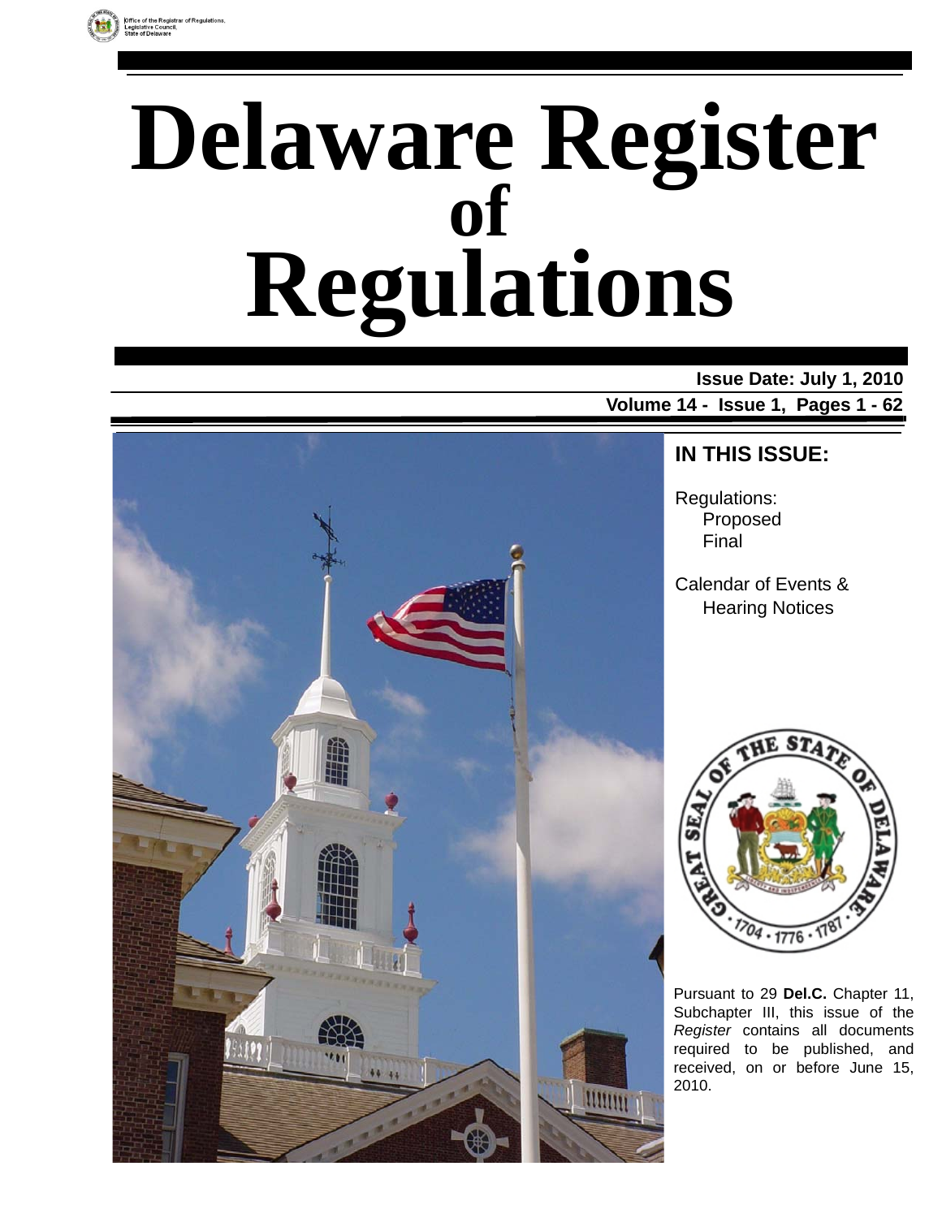Office of the Registrar of Regulations, Legislative Council, State of Delaware

# Delaware Register of Regulations

**Issue Date: July 1, 2010**

**Volume 14 - Issue 1, Pages 1 - 62**

## IN THIS ISSUE:

Regulations:
- Proposed
- Final

Calendar of Events & Hearing Notices

Pursuant to 29 **Del.C.** Chapter 11, Subchapter III, this issue of the *Register* contains all documents required to be published, and received, on or before June 15, 2010.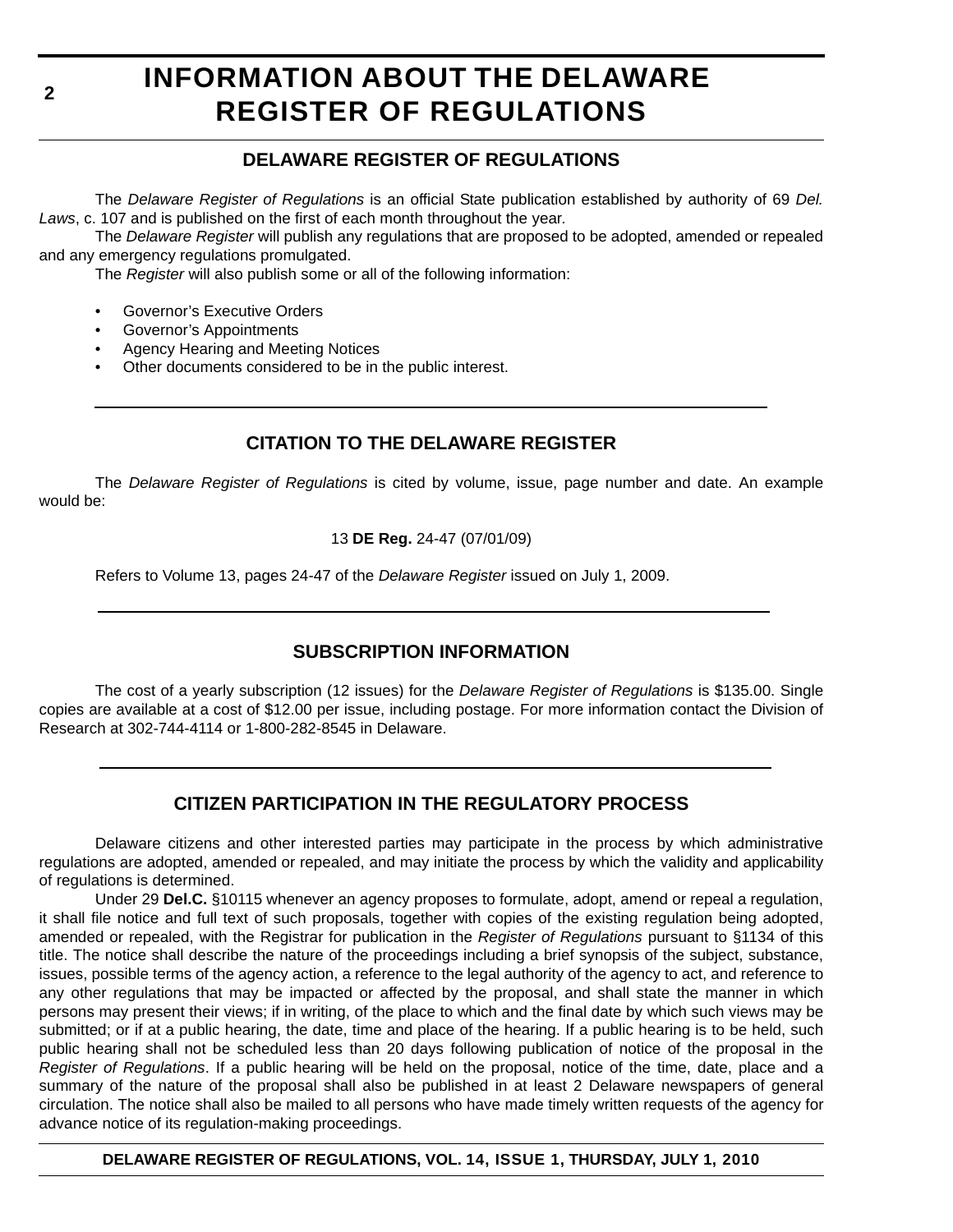# INFORMATION ABOUT THE DELAWARE REGISTER OF REGULATIONS

## DELAWARE REGISTER OF REGULATIONS

The *Delaware Register of Regulations* is an official State publication established by authority of 69 *Del. Laws*, c. 107 and is published on the first of each month throughout the year.

The *Delaware Register* will publish any regulations that are proposed to be adopted, amended or repealed and any emergency regulations promulgated.

The *Register* will also publish some or all of the following information:

- Governor's Executive Orders
- Governor's Appointments
- Agency Hearing and Meeting Notices
- Other documents considered to be in the public interest.

## CITATION TO THE DELAWARE REGISTER

The *Delaware Register of Regulations* is cited by volume, issue, page number and date. An example would be:

13 **DE Reg.** 24-47 (07/01/09)

Refers to Volume 13, pages 24-47 of the *Delaware Register* issued on July 1, 2009.

## SUBSCRIPTION INFORMATION

The cost of a yearly subscription (12 issues) for the *Delaware Register of Regulations* is $135.00. Single copies are available at a cost of $12.00 per issue, including postage. For more information contact the Division of Research at 302-744-4114 or 1-800-282-8545 in Delaware.

## CITIZEN PARTICIPATION IN THE REGULATORY PROCESS

Delaware citizens and other interested parties may participate in the process by which administrative regulations are adopted, amended or repealed, and may initiate the process by which the validity and applicability of regulations is determined.

Under 29 **Del.C.** §10115 whenever an agency proposes to formulate, adopt, amend or repeal a regulation, it shall file notice and full text of such proposals, together with copies of the existing regulation being adopted, amended or repealed, with the Registrar for publication in the *Register of Regulations* pursuant to §1134 of this title. The notice shall describe the nature of the proceedings including a brief synopsis of the subject, substance, issues, possible terms of the agency action, a reference to the legal authority of the agency to act, and reference to any other regulations that may be impacted or affected by the proposal, and shall state the manner in which persons may present their views; if in writing, of the place to which and the final date by which such views may be submitted; or if at a public hearing, the date, time and place of the hearing. If a public hearing is to be held, such public hearing shall not be scheduled less than 20 days following publication of notice of the proposal in the *Register of Regulations*. If a public hearing will be held on the proposal, notice of the time, date, place and a summary of the nature of the proposal shall also be published in at least 2 Delaware newspapers of general circulation. The notice shall also be mailed to all persons who have made timely written requests of the agency for advance notice of its regulation-making proceedings.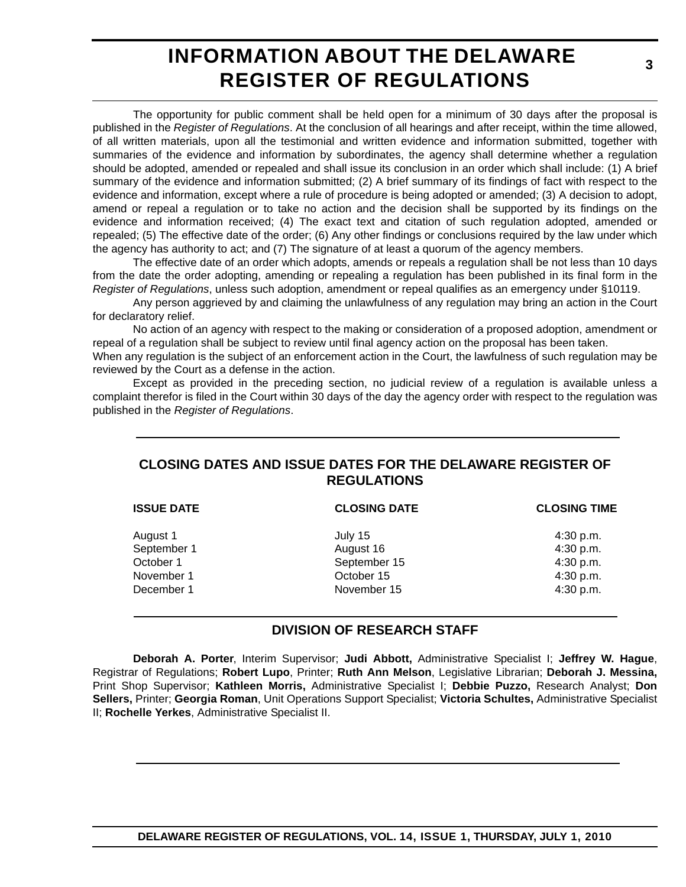# INFORMATION ABOUT THE DELAWARE REGISTER OF REGULATIONS

The opportunity for public comment shall be held open for a minimum of 30 days after the proposal is published in the *Register of Regulations*. At the conclusion of all hearings and after receipt, within the time allowed, of all written materials, upon all the testimonial and written evidence and information submitted, together with summaries of the evidence and information by subordinates, the agency shall determine whether a regulation should be adopted, amended or repealed and shall issue its conclusion in an order which shall include: (1) A brief summary of the evidence and information submitted; (2) A brief summary of its findings of fact with respect to the evidence and information, except where a rule of procedure is being adopted or amended; (3) A decision to adopt, amend or repeal a regulation or to take no action and the decision shall be supported by its findings on the evidence and information received; (4) The exact text and citation of such regulation adopted, amended or repealed; (5) The effective date of the order; (6) Any other findings or conclusions required by the law under which the agency has authority to act; and (7) The signature of at least a quorum of the agency members.

The effective date of an order which adopts, amends or repeals a regulation shall be not less than 10 days from the date the order adopting, amending or repealing a regulation has been published in its final form in the *Register of Regulations*, unless such adoption, amendment or repeal qualifies as an emergency under §10119.

Any person aggrieved by and claiming the unlawfulness of any regulation may bring an action in the Court for declaratory relief.

No action of an agency with respect to the making or consideration of a proposed adoption, amendment or repeal of a regulation shall be subject to review until final agency action on the proposal has been taken.

When any regulation is the subject of an enforcement action in the Court, the lawfulness of such regulation may be reviewed by the Court as a defense in the action.

Except as provided in the preceding section, no judicial review of a regulation is available unless a complaint therefor is filed in the Court within 30 days of the day the agency order with respect to the regulation was published in the *Register of Regulations*.

## CLOSING DATES AND ISSUE DATES FOR THE DELAWARE REGISTER OF REGULATIONS

| ISSUE DATE | CLOSING DATE | CLOSING TIME |
|---|---|---|
| August 1 | July 15 | 4:30 p.m. |
| September 1 | August 16 | 4:30 p.m. |
| October 1 | September 15 | 4:30 p.m. |
| November 1 | October 15 | 4:30 p.m. |
| December 1 | November 15 | 4:30 p.m. |

## DIVISION OF RESEARCH STAFF

**Deborah A. Porter**, Interim Supervisor; **Judi Abbott,** Administrative Specialist I; **Jeffrey W. Hague**, Registrar of Regulations; **Robert Lupo**, Printer; **Ruth Ann Melson**, Legislative Librarian; **Deborah J. Messina,** Print Shop Supervisor; **Kathleen Morris,** Administrative Specialist I; **Debbie Puzzo,** Research Analyst; **Don Sellers,** Printer; **Georgia Roman**, Unit Operations Support Specialist; **Victoria Schultes,** Administrative Specialist II; **Rochelle Yerkes**, Administrative Specialist II.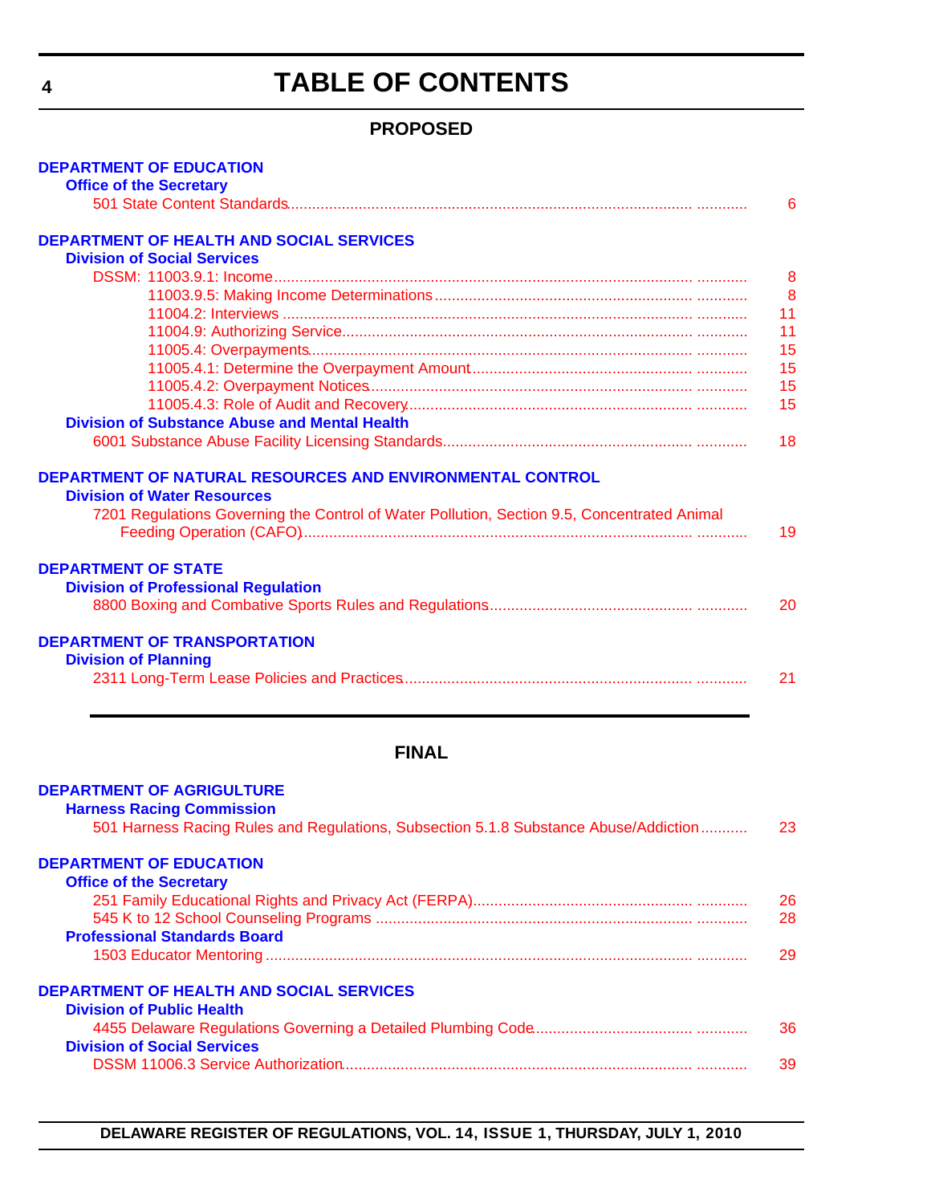# TABLE OF CONTENTS

## PROPOSED

**DEPARTMENT OF EDUCATION**

**Office of the Secretary**

501 State Content Standards ........................................ 6

**DEPARTMENT OF HEALTH AND SOCIAL SERVICES**

**Division of Social Services**

DSSM: 11003.9.1: Income ........................................ 8

11003.9.5: Making Income Determinations ........................................ 8

11004.2: Interviews ........................................ 11

11004.9: Authorizing Service ........................................ 11

11005.4: Overpayments ........................................ 15

11005.4.1: Determine the Overpayment Amount ........................................ 15

11005.4.2: Overpayment Notices ........................................ 15

11005.4.3: Role of Audit and Recovery ........................................ 15

**Division of Substance Abuse and Mental Health**

6001 Substance Abuse Facility Licensing Standards ........................................ 18

**DEPARTMENT OF NATURAL RESOURCES AND ENVIRONMENTAL CONTROL**

**Division of Water Resources**

7201 Regulations Governing the Control of Water Pollution, Section 9.5, Concentrated Animal Feeding Operation (CAFO) ........................................ 19

**DEPARTMENT OF STATE**

**Division of Professional Regulation**

8800 Boxing and Combative Sports Rules and Regulations ........................................ 20

**DEPARTMENT OF TRANSPORTATION**

**Division of Planning**

2311 Long-Term Lease Policies and Practices ........................................ 21

## FINAL

**DEPARTMENT OF AGRIGULTURE**

**Harness Racing Commission**

501 Harness Racing Rules and Regulations, Subsection 5.1.8 Substance Abuse/Addiction ........................................ 23

**DEPARTMENT OF EDUCATION**

**Office of the Secretary**

251 Family Educational Rights and Privacy Act (FERPA) ........................................ 26

545 K to 12 School Counseling Programs ........................................ 28

**Professional Standards Board**

1503 Educator Mentoring ........................................ 29

**DEPARTMENT OF HEALTH AND SOCIAL SERVICES**

**Division of Public Health**

4455 Delaware Regulations Governing a Detailed Plumbing Code ........................................ 36

**Division of Social Services**

DSSM 11006.3 Service Authorization ........................................ 39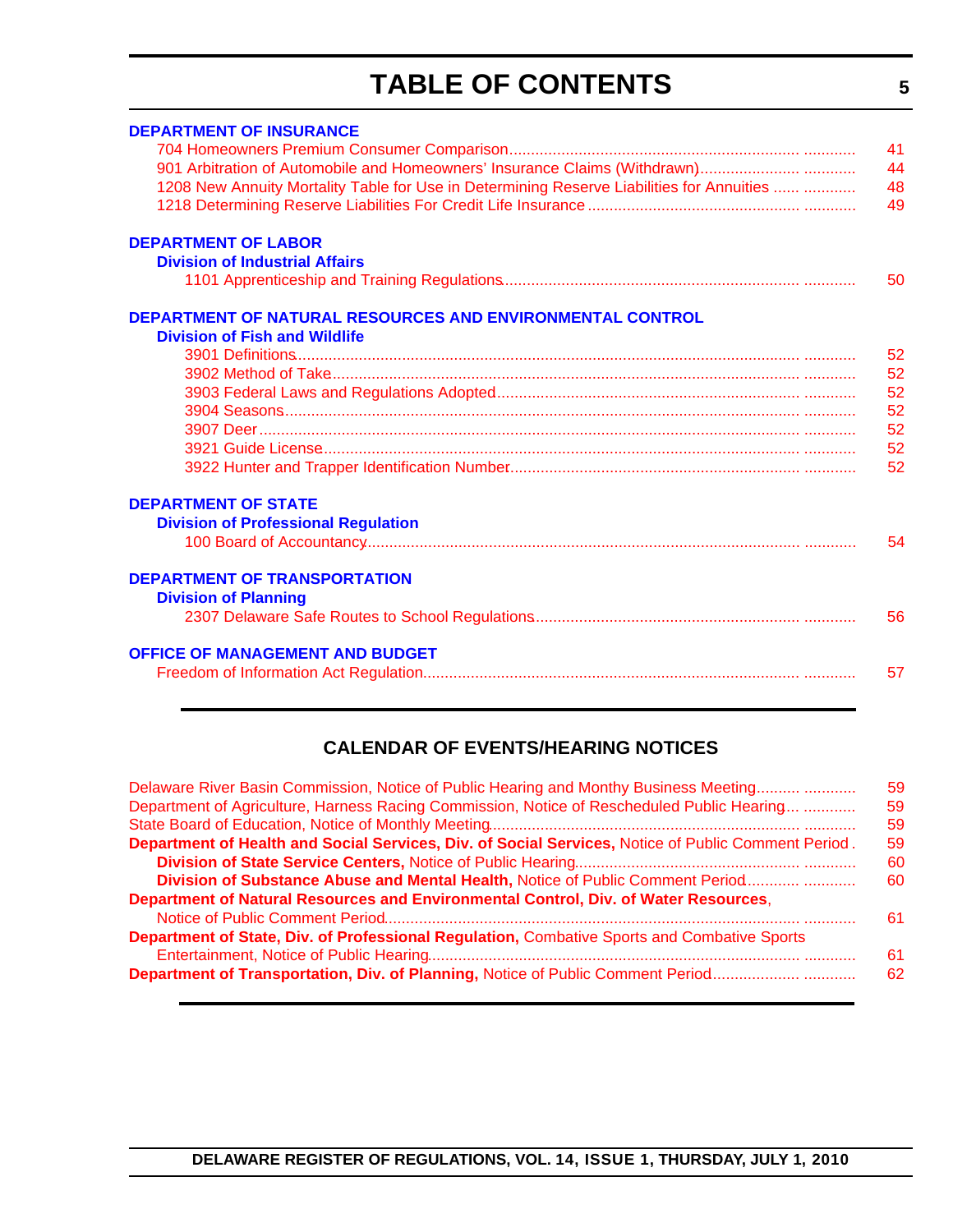# TABLE OF CONTENTS

**DEPARTMENT OF INSURANCE**

- 704 Homeowners Premium Consumer Comparison ........ 41
- 901 Arbitration of Automobile and Homeowners' Insurance Claims (Withdrawn) ........ 44
- 1208 New Annuity Mortality Table for Use in Determining Reserve Liabilities for Annuities ........ 48
- 1218 Determining Reserve Liabilities For Credit Life Insurance ........ 49

**DEPARTMENT OF LABOR**

**Division of Industrial Affairs**

- 1101 Apprenticeship and Training Regulations ........ 50

**DEPARTMENT OF NATURAL RESOURCES AND ENVIRONMENTAL CONTROL**

**Division of Fish and Wildlife**

- 3901 Definitions ........ 52
- 3902 Method of Take ........ 52
- 3903 Federal Laws and Regulations Adopted ........ 52
- 3904 Seasons ........ 52
- 3907 Deer ........ 52
- 3921 Guide License ........ 52
- 3922 Hunter and Trapper Identification Number ........ 52

**DEPARTMENT OF STATE**

**Division of Professional Regulation**

- 100 Board of Accountancy ........ 54

**DEPARTMENT OF TRANSPORTATION**

**Division of Planning**

- 2307 Delaware Safe Routes to School Regulations ........ 56

**OFFICE OF MANAGEMENT AND BUDGET**

- Freedom of Information Act Regulation ........ 57

## CALENDAR OF EVENTS/HEARING NOTICES

- Delaware River Basin Commission, Notice of Public Hearing and Monthy Business Meeting ........ 59
- Department of Agriculture, Harness Racing Commission, Notice of Rescheduled Public Hearing ........ 59
- State Board of Education, Notice of Monthly Meeting ........ 59
- **Department of Health and Social Services, Div. of Social Services,** Notice of Public Comment Period ........ 59
  - **Division of State Service Centers,** Notice of Public Hearing ........ 60
  - **Division of Substance Abuse and Mental Health,** Notice of Public Comment Period ........ 60
- **Department of Natural Resources and Environmental Control, Div. of Water Resources**, Notice of Public Comment Period ........ 61
- **Department of State, Div. of Professional Regulation,** Combative Sports and Combative Sports Entertainment, Notice of Public Hearing ........ 61
- **Department of Transportation, Div. of Planning,** Notice of Public Comment Period ........ 62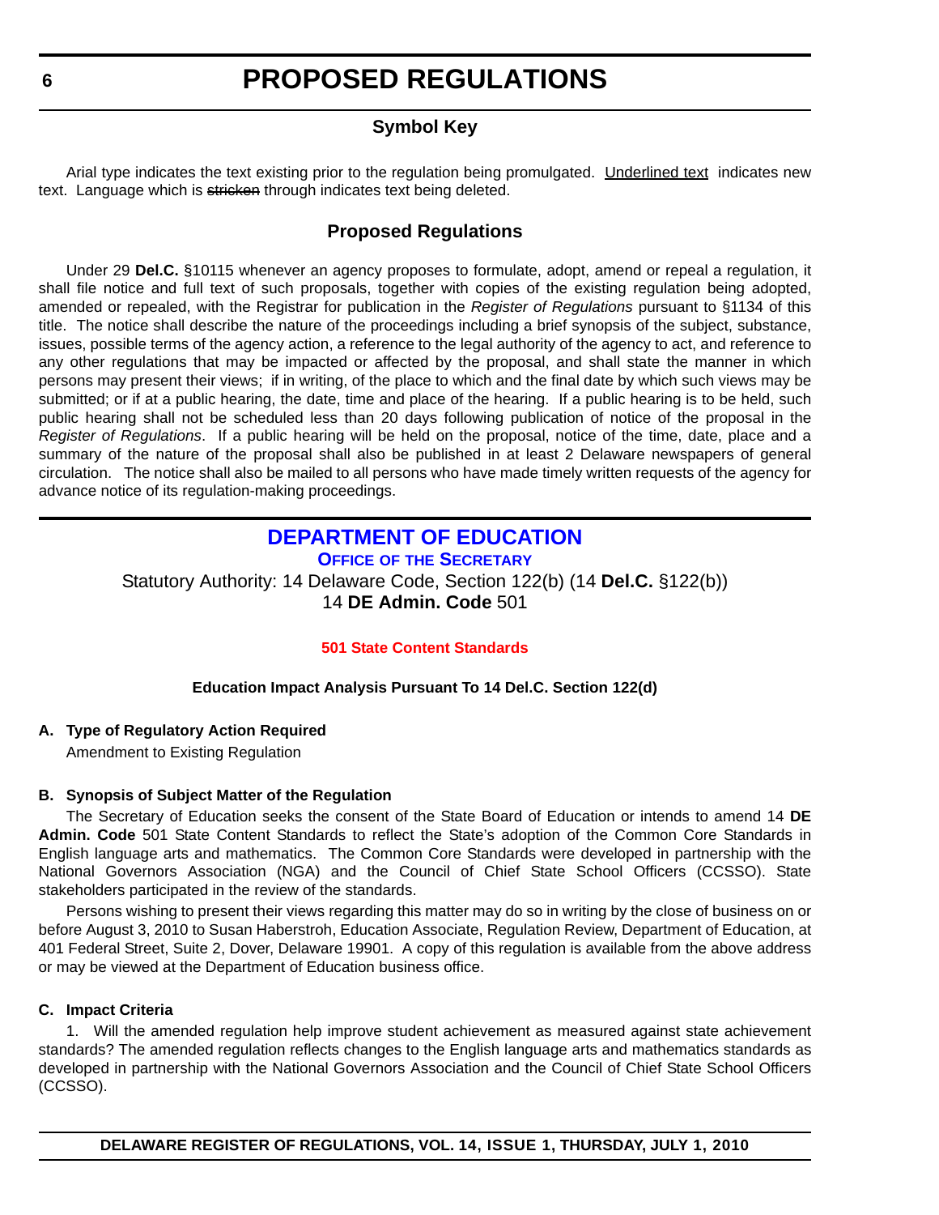# PROPOSED REGULATIONS

## Symbol Key

Arial type indicates the text existing prior to the regulation being promulgated. Underlined text indicates new text. Language which is ~~stricken~~ through indicates text being deleted.

## Proposed Regulations

Under 29 **Del.C.** §10115 whenever an agency proposes to formulate, adopt, amend or repeal a regulation, it shall file notice and full text of such proposals, together with copies of the existing regulation being adopted, amended or repealed, with the Registrar for publication in the *Register of Regulations* pursuant to §1134 of this title. The notice shall describe the nature of the proceedings including a brief synopsis of the subject, substance, issues, possible terms of the agency action, a reference to the legal authority of the agency to act, and reference to any other regulations that may be impacted or affected by the proposal, and shall state the manner in which persons may present their views; if in writing, of the place to which and the final date by which such views may be submitted; or if at a public hearing, the date, time and place of the hearing. If a public hearing is to be held, such public hearing shall not be scheduled less than 20 days following publication of notice of the proposal in the *Register of Regulations*. If a public hearing will be held on the proposal, notice of the time, date, place and a summary of the nature of the proposal shall also be published in at least 2 Delaware newspapers of general circulation. The notice shall also be mailed to all persons who have made timely written requests of the agency for advance notice of its regulation-making proceedings.

## DEPARTMENT OF EDUCATION

### OFFICE OF THE SECRETARY

Statutory Authority: 14 Delaware Code, Section 122(b) (14 **Del.C.** §122(b))
14 **DE Admin. Code** 501

### 501 State Content Standards

**Education Impact Analysis Pursuant To 14 Del.C. Section 122(d)**

**A. Type of Regulatory Action Required**

Amendment to Existing Regulation

**B. Synopsis of Subject Matter of the Regulation**

The Secretary of Education seeks the consent of the State Board of Education or intends to amend 14 **DE Admin. Code** 501 State Content Standards to reflect the State's adoption of the Common Core Standards in English language arts and mathematics. The Common Core Standards were developed in partnership with the National Governors Association (NGA) and the Council of Chief State School Officers (CCSSO). State stakeholders participated in the review of the standards.

Persons wishing to present their views regarding this matter may do so in writing by the close of business on or before August 3, 2010 to Susan Haberstroh, Education Associate, Regulation Review, Department of Education, at 401 Federal Street, Suite 2, Dover, Delaware 19901. A copy of this regulation is available from the above address or may be viewed at the Department of Education business office.

**C. Impact Criteria**

1. Will the amended regulation help improve student achievement as measured against state achievement standards? The amended regulation reflects changes to the English language arts and mathematics standards as developed in partnership with the National Governors Association and the Council of Chief State School Officers (CCSSO).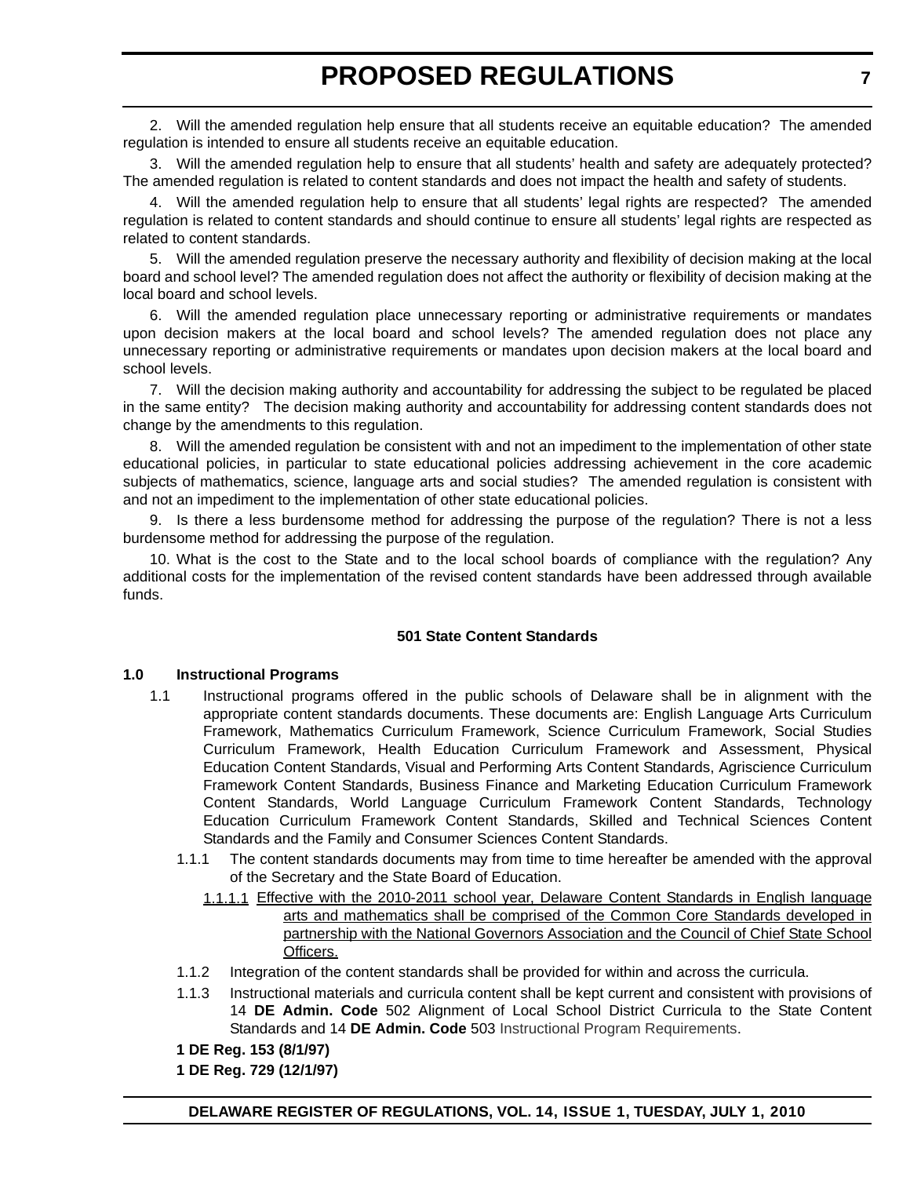2. Will the amended regulation help ensure that all students receive an equitable education? The amended regulation is intended to ensure all students receive an equitable education.

3. Will the amended regulation help to ensure that all students' health and safety are adequately protected? The amended regulation is related to content standards and does not impact the health and safety of students.

4. Will the amended regulation help to ensure that all students' legal rights are respected? The amended regulation is related to content standards and should continue to ensure all students' legal rights are respected as related to content standards.

5. Will the amended regulation preserve the necessary authority and flexibility of decision making at the local board and school level? The amended regulation does not affect the authority or flexibility of decision making at the local board and school levels.

6. Will the amended regulation place unnecessary reporting or administrative requirements or mandates upon decision makers at the local board and school levels? The amended regulation does not place any unnecessary reporting or administrative requirements or mandates upon decision makers at the local board and school levels.

7. Will the decision making authority and accountability for addressing the subject to be regulated be placed in the same entity? The decision making authority and accountability for addressing content standards does not change by the amendments to this regulation.

8. Will the amended regulation be consistent with and not an impediment to the implementation of other state educational policies, in particular to state educational policies addressing achievement in the core academic subjects of mathematics, science, language arts and social studies? The amended regulation is consistent with and not an impediment to the implementation of other state educational policies.

9. Is there a less burdensome method for addressing the purpose of the regulation? There is not a less burdensome method for addressing the purpose of the regulation.

10. What is the cost to the State and to the local school boards of compliance with the regulation? Any additional costs for the implementation of the revised content standards have been addressed through available funds.

**501 State Content Standards**

**1.0 Instructional Programs**

1.1 Instructional programs offered in the public schools of Delaware shall be in alignment with the appropriate content standards documents. These documents are: English Language Arts Curriculum Framework, Mathematics Curriculum Framework, Science Curriculum Framework, Social Studies Curriculum Framework, Health Education Curriculum Framework and Assessment, Physical Education Content Standards, Visual and Performing Arts Content Standards, Agriscience Curriculum Framework Content Standards, Business Finance and Marketing Education Curriculum Framework Content Standards, World Language Curriculum Framework Content Standards, Technology Education Curriculum Framework Content Standards, Skilled and Technical Sciences Content Standards and the Family and Consumer Sciences Content Standards.

1.1.1 The content standards documents may from time to time hereafter be amended with the approval of the Secretary and the State Board of Education.

<u>1.1.1.1 Effective with the 2010-2011 school year, Delaware Content Standards in English language arts and mathematics shall be comprised of the Common Core Standards developed in partnership with the National Governors Association and the Council of Chief State School Officers.</u>

1.1.2 Integration of the content standards shall be provided for within and across the curricula.

1.1.3 Instructional materials and curricula content shall be kept current and consistent with provisions of 14 **DE Admin. Code** 502 Alignment of Local School District Curricula to the State Content Standards and 14 **DE Admin. Code** 503 Instructional Program Requirements.

**1 DE Reg. 153 (8/1/97)**

**1 DE Reg. 729 (12/1/97)**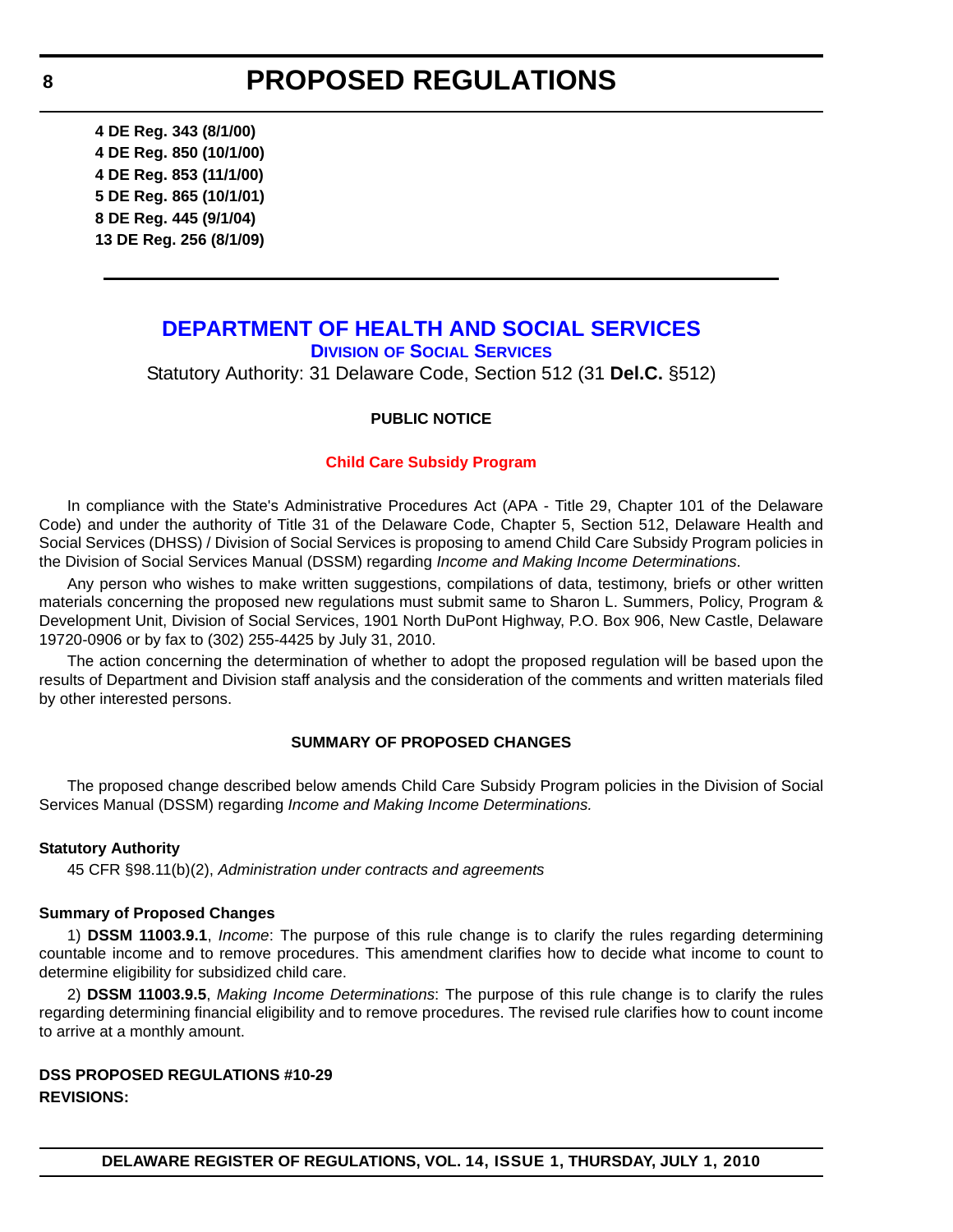**4 DE Reg. 343 (8/1/00)**
**4 DE Reg. 850 (10/1/00)**
**4 DE Reg. 853 (11/1/00)**
**5 DE Reg. 865 (10/1/01)**
**8 DE Reg. 445 (9/1/04)**
**13 DE Reg. 256 (8/1/09)**

---

# DEPARTMENT OF HEALTH AND SOCIAL SERVICES

## DIVISION OF SOCIAL SERVICES

Statutory Authority: 31 Delaware Code, Section 512 (31 **Del.C.** §512)

### PUBLIC NOTICE

### Child Care Subsidy Program

In compliance with the State's Administrative Procedures Act (APA - Title 29, Chapter 101 of the Delaware Code) and under the authority of Title 31 of the Delaware Code, Chapter 5, Section 512, Delaware Health and Social Services (DHSS) / Division of Social Services is proposing to amend Child Care Subsidy Program policies in the Division of Social Services Manual (DSSM) regarding *Income and Making Income Determinations*.

Any person who wishes to make written suggestions, compilations of data, testimony, briefs or other written materials concerning the proposed new regulations must submit same to Sharon L. Summers, Policy, Program & Development Unit, Division of Social Services, 1901 North DuPont Highway, P.O. Box 906, New Castle, Delaware 19720-0906 or by fax to (302) 255-4425 by July 31, 2010.

The action concerning the determination of whether to adopt the proposed regulation will be based upon the results of Department and Division staff analysis and the consideration of the comments and written materials filed by other interested persons.

### SUMMARY OF PROPOSED CHANGES

The proposed change described below amends Child Care Subsidy Program policies in the Division of Social Services Manual (DSSM) regarding *Income and Making Income Determinations.*

**Statutory Authority**

45 CFR §98.11(b)(2), *Administration under contracts and agreements*

**Summary of Proposed Changes**

1) **DSSM 11003.9.1**, *Income*: The purpose of this rule change is to clarify the rules regarding determining countable income and to remove procedures. This amendment clarifies how to decide what income to count to determine eligibility for subsidized child care.

2) **DSSM 11003.9.5**, *Making Income Determinations*: The purpose of this rule change is to clarify the rules regarding determining financial eligibility and to remove procedures. The revised rule clarifies how to count income to arrive at a monthly amount.

**DSS PROPOSED REGULATIONS #10-29**
**REVISIONS:**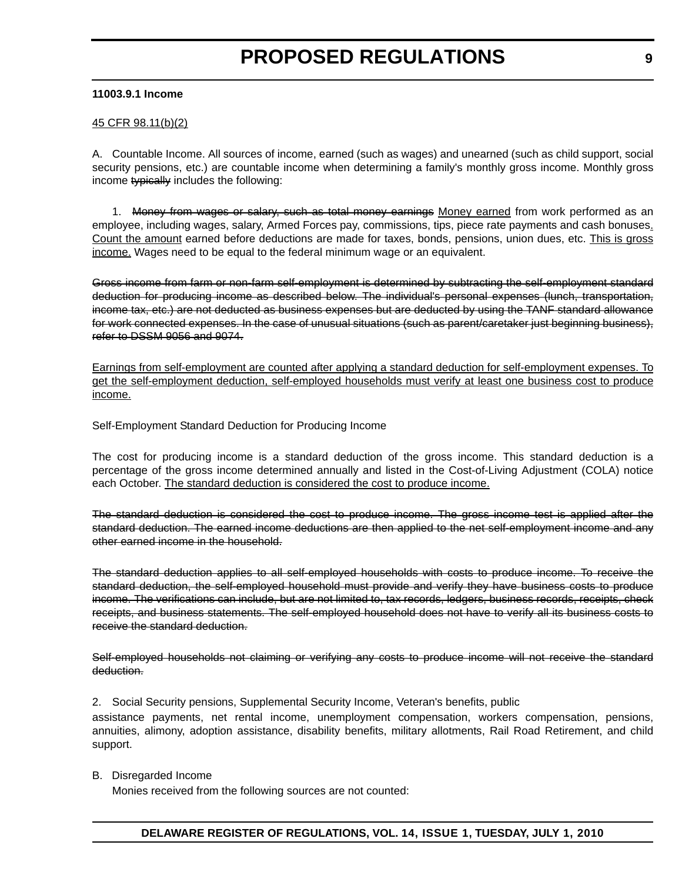**11003.9.1 Income**

<u>45 CFR 98.11(b)(2)</u>

A. Countable Income. All sources of income, earned (such as wages) and unearned (such as child support, social security pensions, etc.) are countable income when determining a family's monthly gross income. Monthly gross income ~~typically~~ includes the following:

1. ~~Money from wages or salary, such as total money earnings~~ <u>Money earned</u> from work performed as an employee, including wages, salary, Armed Forces pay, commissions, tips, piece rate payments and cash bonuses<u>. Count the amount</u> earned before deductions are made for taxes, bonds, pensions, union dues, etc. <u>This is gross income.</u> Wages need to be equal to the federal minimum wage or an equivalent.

~~Gross income from farm or non-farm self-employment is determined by subtracting the self-employment standard deduction for producing income as described below. The individual's personal expenses (lunch, transportation, income tax, etc.) are not deducted as business expenses but are deducted by using the TANF standard allowance for work connected expenses. In the case of unusual situations (such as parent/caretaker just beginning business), refer to DSSM 9056 and 9074.~~

<u>Earnings from self-employment are counted after applying a standard deduction for self-employment expenses. To get the self-employment deduction, self-employed households must verify at least one business cost to produce income.</u>

Self-Employment Standard Deduction for Producing Income

The cost for producing income is a standard deduction of the gross income. This standard deduction is a percentage of the gross income determined annually and listed in the Cost-of-Living Adjustment (COLA) notice each October. <u>The standard deduction is considered the cost to produce income.</u>

~~The standard deduction is considered the cost to produce income. The gross income test is applied after the standard deduction. The earned income deductions are then applied to the net self-employment income and any other earned income in the household.~~

~~The standard deduction applies to all self-employed households with costs to produce income. To receive the standard deduction, the self-employed household must provide and verify they have business costs to produce income. The verifications can include, but are not limited to, tax records, ledgers, business records, receipts, check receipts, and business statements. The self-employed household does not have to verify all its business costs to receive the standard deduction.~~

~~Self-employed households not claiming or verifying any costs to produce income will not receive the standard deduction.~~

2. Social Security pensions, Supplemental Security Income, Veteran's benefits, public assistance payments, net rental income, unemployment compensation, workers compensation, pensions, annuities, alimony, adoption assistance, disability benefits, military allotments, Rail Road Retirement, and child support.

B. Disregarded Income

Monies received from the following sources are not counted: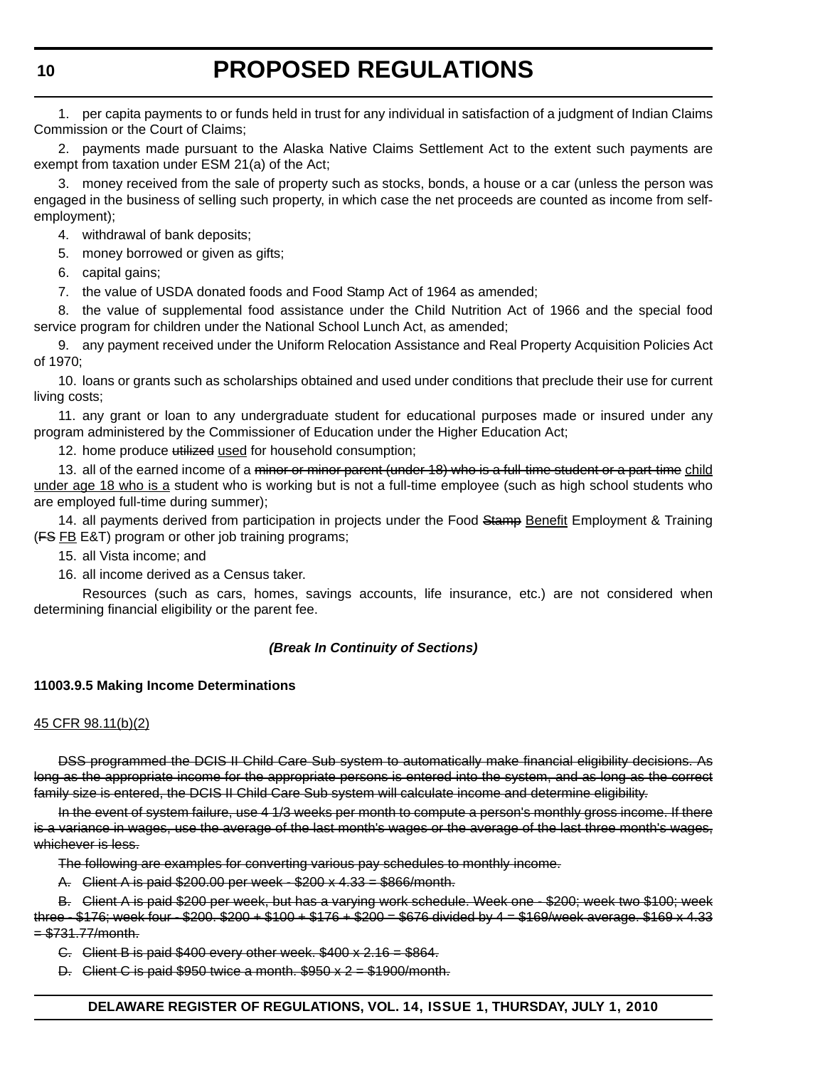1. per capita payments to or funds held in trust for any individual in satisfaction of a judgment of Indian Claims Commission or the Court of Claims;

2. payments made pursuant to the Alaska Native Claims Settlement Act to the extent such payments are exempt from taxation under ESM 21(a) of the Act;

3. money received from the sale of property such as stocks, bonds, a house or a car (unless the person was engaged in the business of selling such property, in which case the net proceeds are counted as income from self-employment);

4. withdrawal of bank deposits;

5. money borrowed or given as gifts;

6. capital gains;

7. the value of USDA donated foods and Food Stamp Act of 1964 as amended;

8. the value of supplemental food assistance under the Child Nutrition Act of 1966 and the special food service program for children under the National School Lunch Act, as amended;

9. any payment received under the Uniform Relocation Assistance and Real Property Acquisition Policies Act of 1970;

10. loans or grants such as scholarships obtained and used under conditions that preclude their use for current living costs;

11. any grant or loan to any undergraduate student for educational purposes made or insured under any program administered by the Commissioner of Education under the Higher Education Act;

12. home produce ~~utilized~~ <u>used</u> for household consumption;

13. all of the earned income of a ~~minor or minor parent (under 18) who is a full-time student or a part-time~~ <u>child under age 18 who is a</u> student who is working but is not a full-time employee (such as high school students who are employed full-time during summer);

14. all payments derived from participation in projects under the Food ~~Stamp~~ <u>Benefit</u> Employment & Training (~~FS~~ <u>FB</u> E&T) program or other job training programs;

15. all Vista income; and

16. all income derived as a Census taker.

Resources (such as cars, homes, savings accounts, life insurance, etc.) are not considered when determining financial eligibility or the parent fee.

***(Break In Continuity of Sections)***

**11003.9.5 Making Income Determinations**

<u>45 CFR 98.11(b)(2)</u>

~~DSS programmed the DCIS II Child Care Sub system to automatically make financial eligibility decisions. As long as the appropriate income for the appropriate persons is entered into the system, and as long as the correct family size is entered, the DCIS II Child Care Sub system will calculate income and determine eligibility.~~

~~In the event of system failure, use 4 1/3 weeks per month to compute a person's monthly gross income. If there is a variance in wages, use the average of the last month's wages or the average of the last three month's wages, whichever is less.~~

~~The following are examples for converting various pay schedules to monthly income.~~

~~A. Client A is paid $200.00 per week - $200 x 4.33 = $866/month.~~

~~B. Client A is paid $200 per week, but has a varying work schedule. Week one - $200; week two $100; week three - $176; week four - $200. $200 + $100 + $176 + $200 = $676 divided by 4 = $169/week average. $169 x 4.33 = $731.77/month.~~

~~C. Client B is paid $400 every other week. $400 x 2.16 = $864.~~

~~D. Client C is paid $950 twice a month. $950 x 2 = $1900/month.~~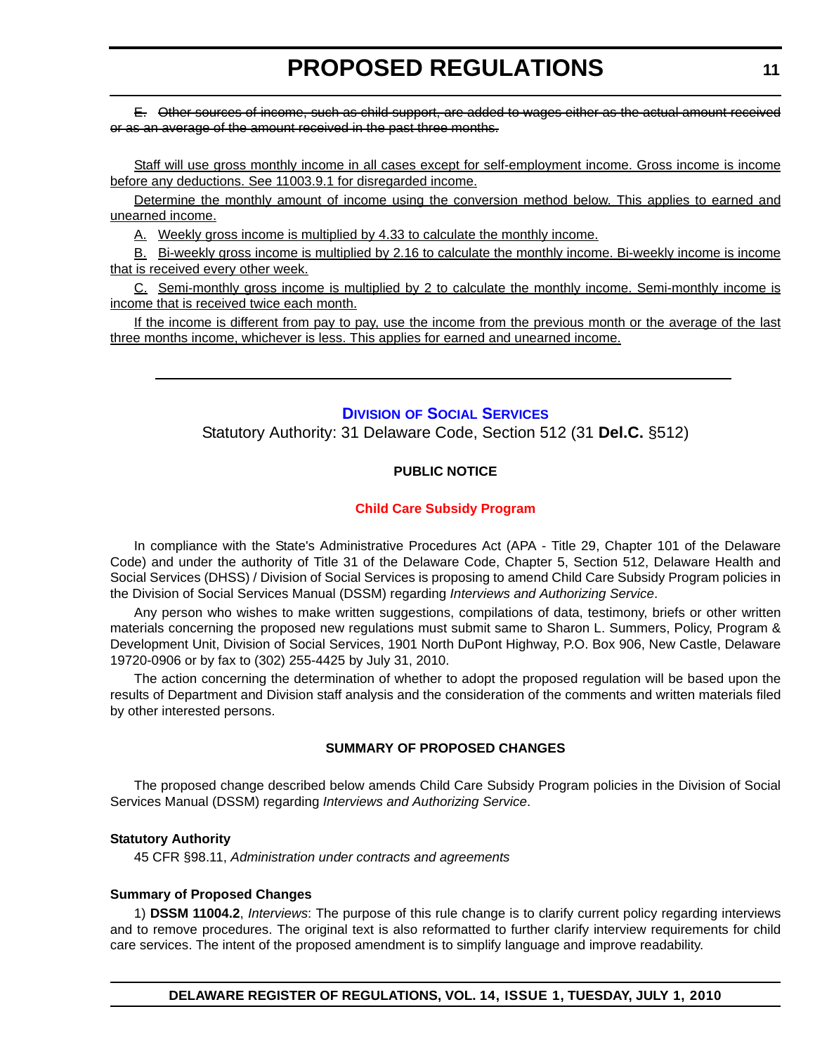~~E. Other sources of income, such as child support, are added to wages either as the actual amount received or as an average of the amount received in the past three months.~~

<u>Staff will use gross monthly income in all cases except for self-employment income. Gross income is income before any deductions. See 11003.9.1 for disregarded income.</u>

<u>Determine the monthly amount of income using the conversion method below. This applies to earned and unearned income.</u>

<u>A. Weekly gross income is multiplied by 4.33 to calculate the monthly income.</u>

<u>B. Bi-weekly gross income is multiplied by 2.16 to calculate the monthly income. Bi-weekly income is income that is received every other week.</u>

<u>C. Semi-monthly gross income is multiplied by 2 to calculate the monthly income. Semi-monthly income is income that is received twice each month.</u>

<u>If the income is different from pay to pay, use the income from the previous month or the average of the last three months income, whichever is less. This applies for earned and unearned income.</u>

---

## Division of Social Services

Statutory Authority: 31 Delaware Code, Section 512 (31 **Del.C.** §512)

**PUBLIC NOTICE**

### Child Care Subsidy Program

In compliance with the State's Administrative Procedures Act (APA - Title 29, Chapter 101 of the Delaware Code) and under the authority of Title 31 of the Delaware Code, Chapter 5, Section 512, Delaware Health and Social Services (DHSS) / Division of Social Services is proposing to amend Child Care Subsidy Program policies in the Division of Social Services Manual (DSSM) regarding *Interviews and Authorizing Service*.

Any person who wishes to make written suggestions, compilations of data, testimony, briefs or other written materials concerning the proposed new regulations must submit same to Sharon L. Summers, Policy, Program & Development Unit, Division of Social Services, 1901 North DuPont Highway, P.O. Box 906, New Castle, Delaware 19720-0906 or by fax to (302) 255-4425 by July 31, 2010.

The action concerning the determination of whether to adopt the proposed regulation will be based upon the results of Department and Division staff analysis and the consideration of the comments and written materials filed by other interested persons.

**SUMMARY OF PROPOSED CHANGES**

The proposed change described below amends Child Care Subsidy Program policies in the Division of Social Services Manual (DSSM) regarding *Interviews and Authorizing Service*.

**Statutory Authority**

45 CFR §98.11, *Administration under contracts and agreements*

**Summary of Proposed Changes**

1) **DSSM 11004.2**, *Interviews*: The purpose of this rule change is to clarify current policy regarding interviews and to remove procedures. The original text is also reformatted to further clarify interview requirements for child care services. The intent of the proposed amendment is to simplify language and improve readability.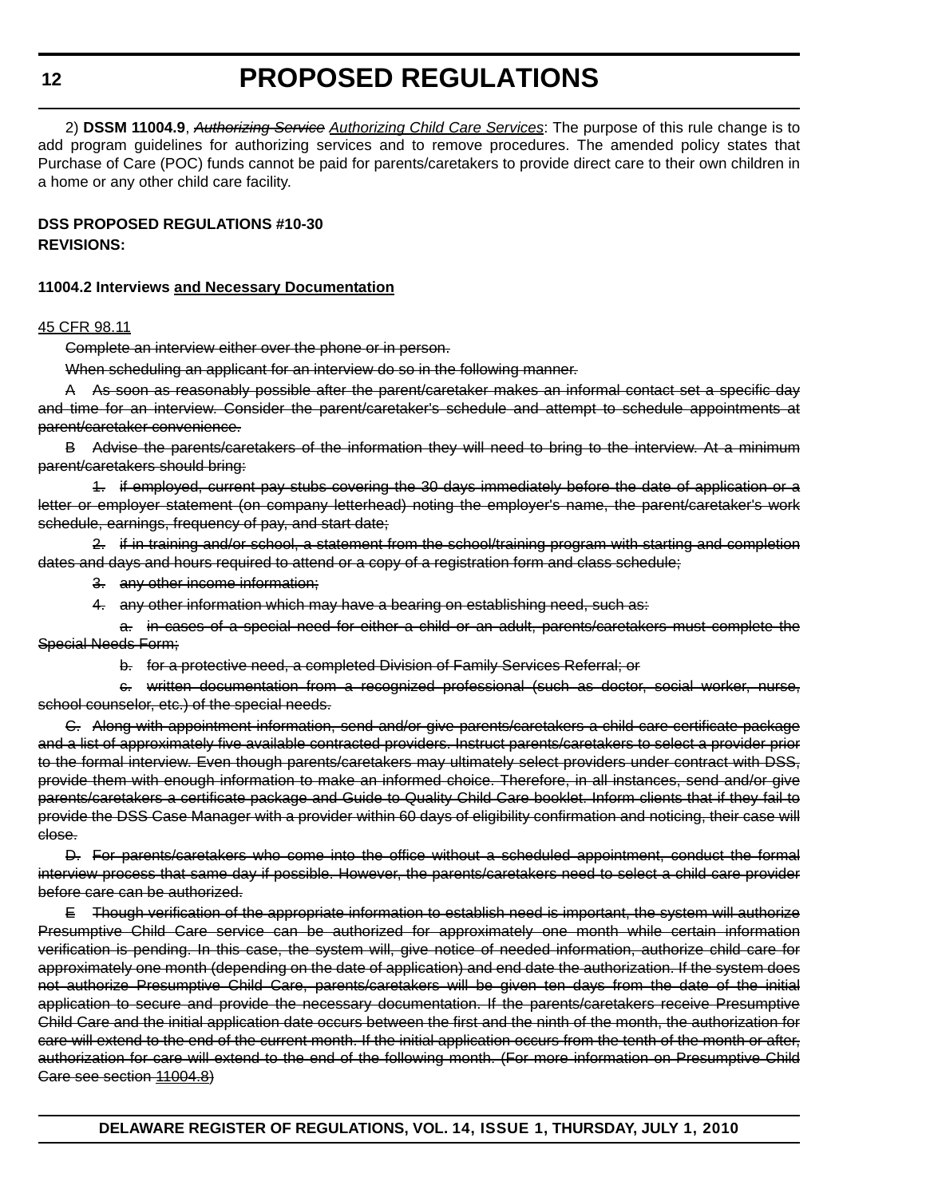2) **DSSM 11004.9**, ~~*Authorizing Service*~~ <u>*Authorizing Child Care Services*</u>: The purpose of this rule change is to add program guidelines for authorizing services and to remove procedures. The amended policy states that Purchase of Care (POC) funds cannot be paid for parents/caretakers to provide direct care to their own children in a home or any other child care facility.

**DSS PROPOSED REGULATIONS #10-30**
**REVISIONS:**

**11004.2 Interviews <u>and Necessary Documentation</u>**

<u>45 CFR 98.11</u>

~~Complete an interview either over the phone or in person.~~

~~When scheduling an applicant for an interview do so in the following manner.~~

~~A As soon as reasonably possible after the parent/caretaker makes an informal contact set a specific day and time for an interview. Consider the parent/caretaker's schedule and attempt to schedule appointments at parent/caretaker convenience.~~

~~B Advise the parents/caretakers of the information they will need to bring to the interview. At a minimum parent/caretakers should bring:~~

~~1. if employed, current pay stubs covering the 30 days immediately before the date of application or a letter or employer statement (on company letterhead) noting the employer's name, the parent/caretaker's work schedule, earnings, frequency of pay, and start date;~~

~~2. if in training and/or school, a statement from the school/training program with starting and completion dates and days and hours required to attend or a copy of a registration form and class schedule;~~

~~3. any other income information;~~

~~4. any other information which may have a bearing on establishing need, such as:~~

~~a. in cases of a special need for either a child or an adult, parents/caretakers must complete the Special Needs Form;~~

~~b. for a protective need, a completed Division of Family Services Referral; or~~

~~c. written documentation from a recognized professional (such as doctor, social worker, nurse, school counselor, etc.) of the special needs.~~

~~C. Along with appointment information, send and/or give parents/caretakers a child care certificate package and a list of approximately five available contracted providers. Instruct parents/caretakers to select a provider prior to the formal interview. Even though parents/caretakers may ultimately select providers under contract with DSS, provide them with enough information to make an informed choice. Therefore, in all instances, send and/or give parents/caretakers a certificate package and Guide to Quality Child Care booklet. Inform clients that if they fail to provide the DSS Case Manager with a provider within 60 days of eligibility confirmation and noticing, their case will close.~~

~~D. For parents/caretakers who come into the office without a scheduled appointment, conduct the formal interview process that same day if possible. However, the parents/caretakers need to select a child care provider before care can be authorized.~~

~~E Though verification of the appropriate information to establish need is important, the system will authorize Presumptive Child Care service can be authorized for approximately one month while certain information verification is pending. In this case, the system will, give notice of needed information, authorize child care for approximately one month (depending on the date of application) and end date the authorization. If the system does not authorize Presumptive Child Care, parents/caretakers will be given ten days from the date of the initial application to secure and provide the necessary documentation. If the parents/caretakers receive Presumptive Child Care and the initial application date occurs between the first and the ninth of the month, the authorization for care will extend to the end of the current month. If the initial application occurs from the tenth of the month or after, authorization for care will extend to the end of the following month. (For more information on Presumptive Child Care see section <u>11004.8</u>)~~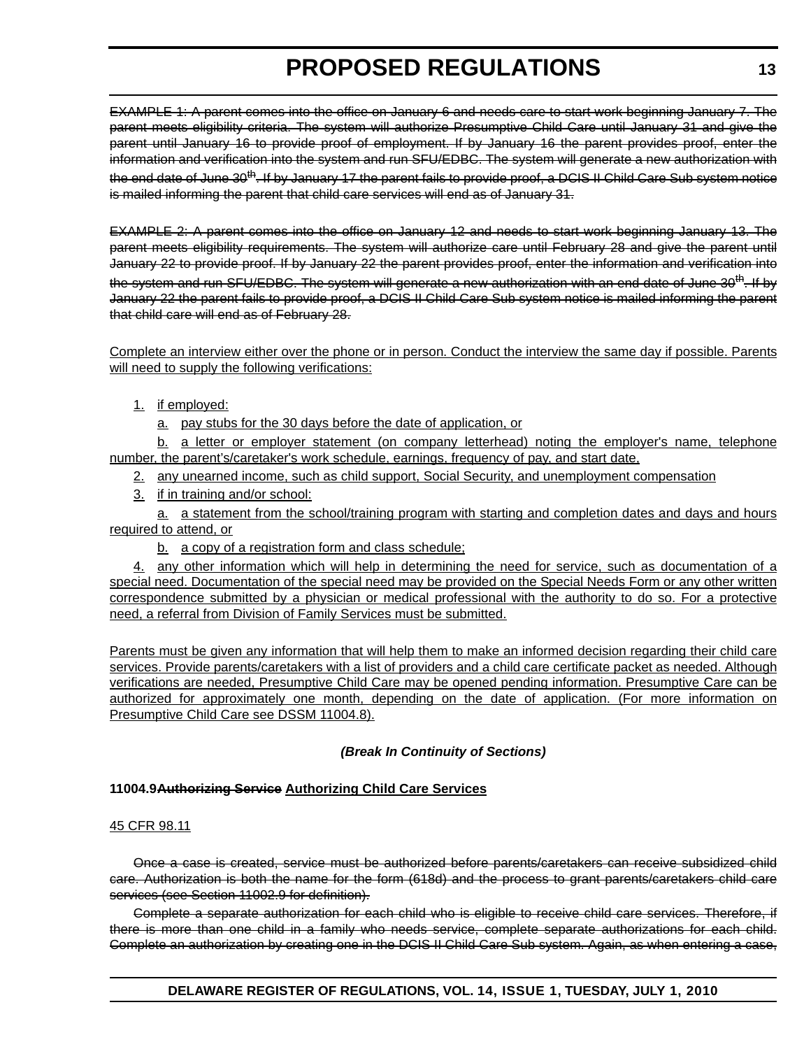~~EXAMPLE 1: A parent comes into the office on January 6 and needs care to start work beginning January 7. The parent meets eligibility criteria. The system will authorize Presumptive Child Care until January 31 and give the parent until January 16 to provide proof of employment. If by January 16 the parent provides proof, enter the information and verification into the system and run SFU/EDBC. The system will generate a new authorization with the end date of June 30th. If by January 17 the parent fails to provide proof, a DCIS II Child Care Sub system notice is mailed informing the parent that child care services will end as of January 31.~~

~~EXAMPLE 2: A parent comes into the office on January 12 and needs to start work beginning January 13. The parent meets eligibility requirements. The system will authorize care until February 28 and give the parent until January 22 to provide proof. If by January 22 the parent provides proof, enter the information and verification into the system and run SFU/EDBC. The system will generate a new authorization with an end date of June 30th. If by January 22 the parent fails to provide proof, a DCIS II Child Care Sub system notice is mailed informing the parent that child care will end as of February 28.~~

<u>Complete an interview either over the phone or in person. Conduct the interview the same day if possible. Parents will need to supply the following verifications:</u>

<u>1. if employed:</u>

<u>a. pay stubs for the 30 days before the date of application, or</u>

<u>b. a letter or employer statement (on company letterhead) noting the employer's name, telephone number, the parent's/caretaker's work schedule, earnings, frequency of pay, and start date,</u>

<u>2. any unearned income, such as child support, Social Security, and unemployment compensation</u>

<u>3. if in training and/or school:</u>

<u>a. a statement from the school/training program with starting and completion dates and days and hours required to attend, or</u>

<u>b. a copy of a registration form and class schedule;</u>

<u>4. any other information which will help in determining the need for service, such as documentation of a special need. Documentation of the special need may be provided on the Special Needs Form or any other written correspondence submitted by a physician or medical professional with the authority to do so. For a protective need, a referral from Division of Family Services must be submitted.</u>

<u>Parents must be given any information that will help them to make an informed decision regarding their child care services. Provide parents/caretakers with a list of providers and a child care certificate packet as needed. Although verifications are needed, Presumptive Child Care may be opened pending information. Presumptive Care can be authorized for approximately one month, depending on the date of application. (For more information on Presumptive Child Care see DSSM 11004.8).</u>

***(Break In Continuity of Sections)***

**11004.9~~Authorizing Service~~ <u>Authorizing Child Care Services</u>**

<u>45 CFR 98.11</u>

~~Once a case is created, service must be authorized before parents/caretakers can receive subsidized child care. Authorization is both the name for the form (618d) and the process to grant parents/caretakers child care services (see Section 11002.9 for definition).~~

~~Complete a separate authorization for each child who is eligible to receive child care services. Therefore, if there is more than one child in a family who needs service, complete separate authorizations for each child. Complete an authorization by creating one in the DCIS II Child Care Sub system. Again, as when entering a case,~~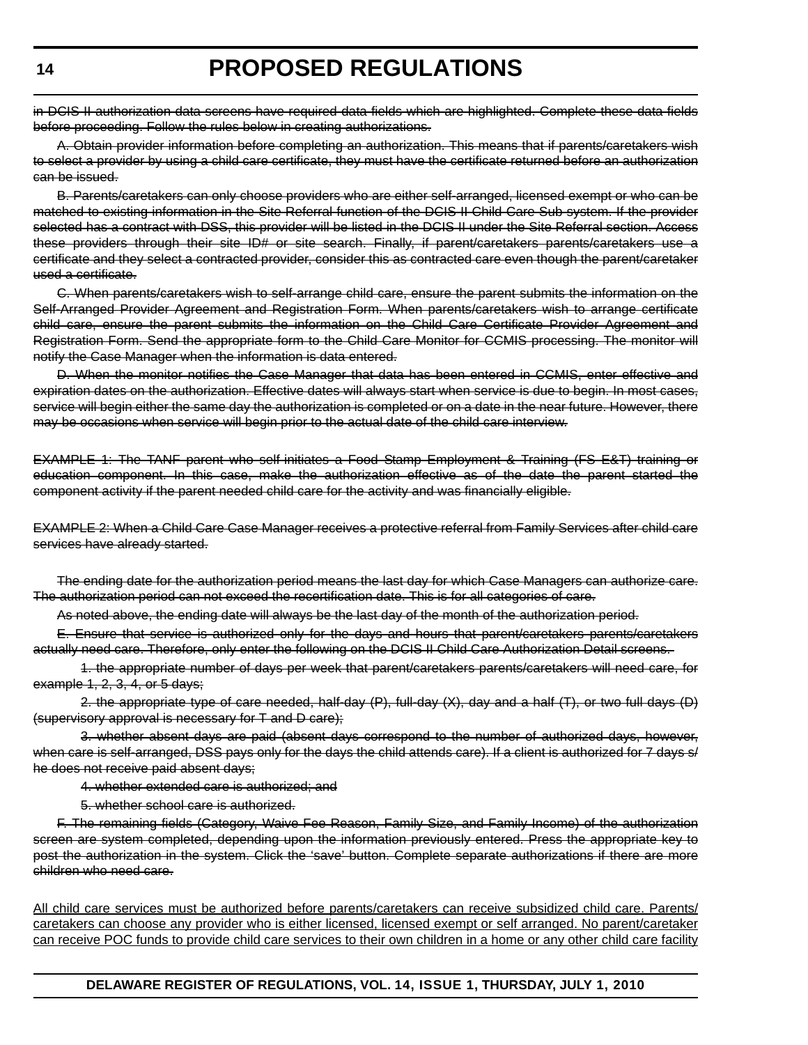~~in DCIS II authorization data screens have required data fields which are highlighted. Complete these data fields before proceeding. Follow the rules below in creating authorizations.~~

~~A. Obtain provider information before completing an authorization. This means that if parents/caretakers wish to select a provider by using a child care certificate, they must have the certificate returned before an authorization can be issued.~~

~~B. Parents/caretakers can only choose providers who are either self-arranged, licensed exempt or who can be matched to existing information in the Site Referral function of the DCIS II Child Care Sub system. If the provider selected has a contract with DSS, this provider will be listed in the DCIS II under the Site Referral section. Access these providers through their site ID# or site search. Finally, if parent/caretakers parents/caretakers use a certificate and they select a contracted provider, consider this as contracted care even though the parent/caretaker used a certificate.~~

~~C. When parents/caretakers wish to self-arrange child care, ensure the parent submits the information on the Self-Arranged Provider Agreement and Registration Form. When parents/caretakers wish to arrange certificate child care, ensure the parent submits the information on the Child Care Certificate Provider Agreement and Registration Form. Send the appropriate form to the Child Care Monitor for CCMIS processing. The monitor will notify the Case Manager when the information is data entered.~~

~~D. When the monitor notifies the Case Manager that data has been entered in CCMIS, enter effective and expiration dates on the authorization. Effective dates will always start when service is due to begin. In most cases, service will begin either the same day the authorization is completed or on a date in the near future. However, there may be occasions when service will begin prior to the actual date of the child care interview.~~

~~EXAMPLE 1: The TANF parent who self initiates a Food Stamp Employment & Training (FS E&T) training or education component. In this case, make the authorization effective as of the date the parent started the component activity if the parent needed child care for the activity and was financially eligible.~~

~~EXAMPLE 2: When a Child Care Case Manager receives a protective referral from Family Services after child care services have already started.~~

~~The ending date for the authorization period means the last day for which Case Managers can authorize care. The authorization period can not exceed the recertification date. This is for all categories of care.~~

~~As noted above, the ending date will always be the last day of the month of the authorization period.~~

~~E. Ensure that service is authorized only for the days and hours that parent/caretakers parents/caretakers actually need care. Therefore, only enter the following on the DCIS II Child Care Authorization Detail screens.~~

~~1. the appropriate number of days per week that parent/caretakers parents/caretakers will need care, for example 1, 2, 3, 4, or 5 days;~~

~~2. the appropriate type of care needed, half-day (P), full-day (X), day and a half (T), or two full days (D) (supervisory approval is necessary for T and D care);~~

~~3. whether absent days are paid (absent days correspond to the number of authorized days, however, when care is self-arranged, DSS pays only for the days the child attends care). If a client is authorized for 7 days s/he does not receive paid absent days;~~

~~4. whether extended care is authorized; and~~

~~5. whether school care is authorized.~~

~~F. The remaining fields (Category, Waive Fee Reason, Family Size, and Family Income) of the authorization screen are system completed, depending upon the information previously entered. Press the appropriate key to post the authorization in the system. Click the 'save' button. Complete separate authorizations if there are more children who need care.~~

<u>All child care services must be authorized before parents/caretakers can receive subsidized child care. Parents/caretakers can choose any provider who is either licensed, licensed exempt or self arranged. No parent/caretaker can receive POC funds to provide child care services to their own children in a home or any other child care facility</u>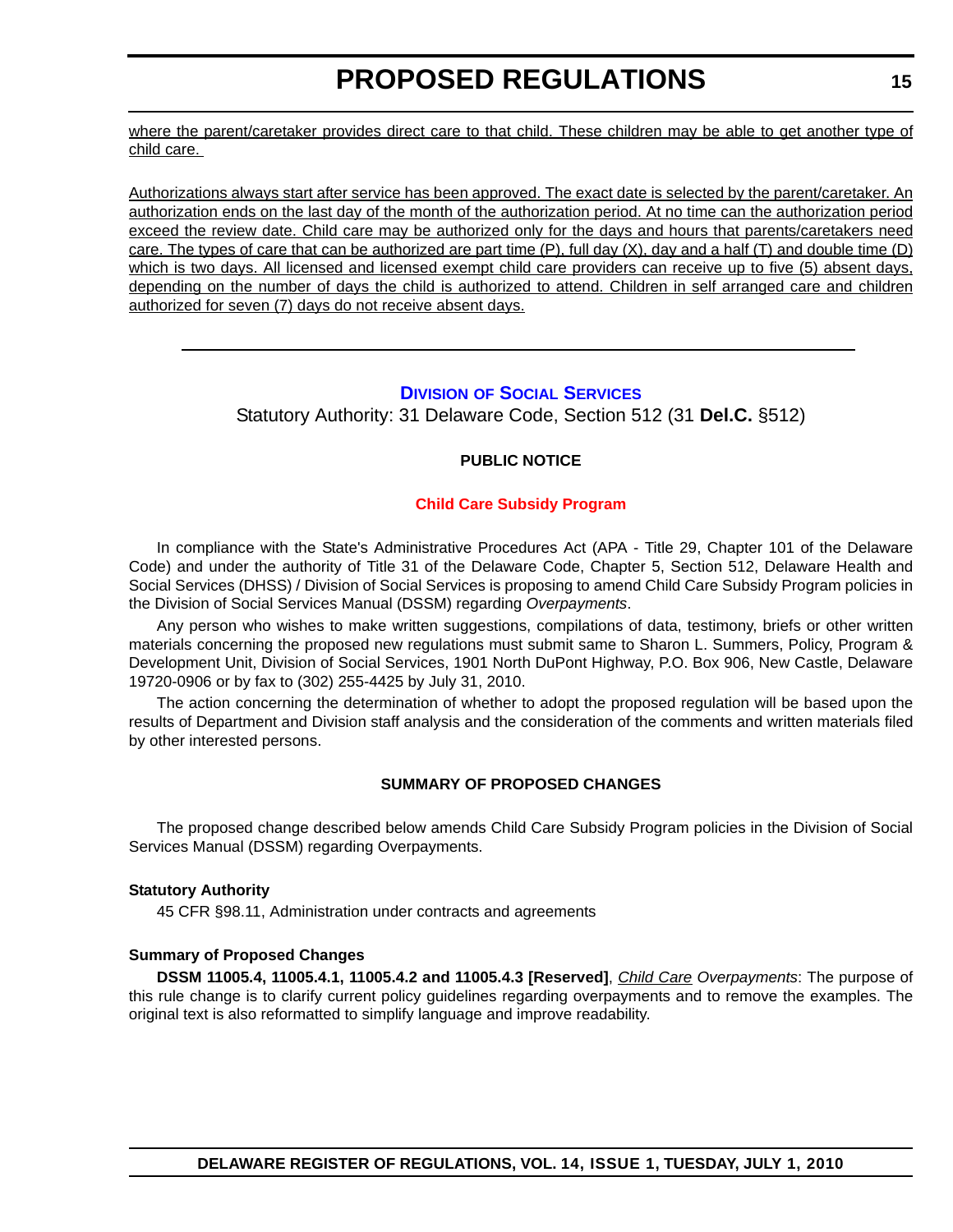<u>where the parent/caretaker provides direct care to that child. These children may be able to get another type of child care.</u>

<u>Authorizations always start after service has been approved. The exact date is selected by the parent/caretaker. An authorization ends on the last day of the month of the authorization period. At no time can the authorization period exceed the review date. Child care may be authorized only for the days and hours that parents/caretakers need care. The types of care that can be authorized are part time (P), full day (X), day and a half (T) and double time (D) which is two days. All licensed and licensed exempt child care providers can receive up to five (5) absent days, depending on the number of days the child is authorized to attend. Children in self arranged care and children authorized for seven (7) days do not receive absent days.</u>

---

## Division of Social Services

Statutory Authority: 31 Delaware Code, Section 512 (31 **Del.C.** §512)

**PUBLIC NOTICE**

### Child Care Subsidy Program

In compliance with the State's Administrative Procedures Act (APA - Title 29, Chapter 101 of the Delaware Code) and under the authority of Title 31 of the Delaware Code, Chapter 5, Section 512, Delaware Health and Social Services (DHSS) / Division of Social Services is proposing to amend Child Care Subsidy Program policies in the Division of Social Services Manual (DSSM) regarding *Overpayments*.

Any person who wishes to make written suggestions, compilations of data, testimony, briefs or other written materials concerning the proposed new regulations must submit same to Sharon L. Summers, Policy, Program & Development Unit, Division of Social Services, 1901 North DuPont Highway, P.O. Box 906, New Castle, Delaware 19720-0906 or by fax to (302) 255-4425 by July 31, 2010.

The action concerning the determination of whether to adopt the proposed regulation will be based upon the results of Department and Division staff analysis and the consideration of the comments and written materials filed by other interested persons.

**SUMMARY OF PROPOSED CHANGES**

The proposed change described below amends Child Care Subsidy Program policies in the Division of Social Services Manual (DSSM) regarding Overpayments.

**Statutory Authority**

45 CFR §98.11, Administration under contracts and agreements

**Summary of Proposed Changes**

**DSSM 11005.4, 11005.4.1, 11005.4.2 and 11005.4.3 [Reserved]**, *<u>Child Care</u> Overpayments*: The purpose of this rule change is to clarify current policy guidelines regarding overpayments and to remove the examples. The original text is also reformatted to simplify language and improve readability.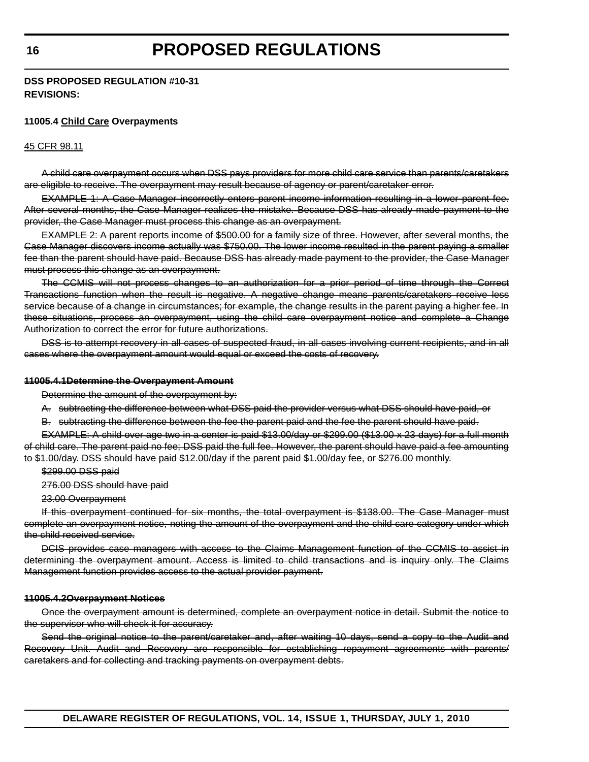**DSS PROPOSED REGULATION #10-31**
**REVISIONS:**

**11005.4 <u>Child Care</u> Overpayments**

<u>45 CFR 98.11</u>

~~A child care overpayment occurs when DSS pays providers for more child care service than parents/caretakers are eligible to receive. The overpayment may result because of agency or parent/caretaker error.~~

~~EXAMPLE 1: A Case Manager incorrectly enters parent income information resulting in a lower parent fee. After several months, the Case Manager realizes the mistake. Because DSS has already made payment to the provider, the Case Manager must process this change as an overpayment.~~

~~EXAMPLE 2: A parent reports income of $500.00 for a family size of three. However, after several months, the Case Manager discovers income actually was $750.00. The lower income resulted in the parent paying a smaller fee than the parent should have paid. Because DSS has already made payment to the provider, the Case Manager must process this change as an overpayment.~~

~~The CCMIS will not process changes to an authorization for a prior period of time through the Correct Transactions function when the result is negative. A negative change means parents/caretakers receive less service because of a change in circumstances; for example, the change results in the parent paying a higher fee. In these situations, process an overpayment, using the child care overpayment notice and complete a Change Authorization to correct the error for future authorizations.~~

~~DSS is to attempt recovery in all cases of suspected fraud, in all cases involving current recipients, and in all cases where the overpayment amount would equal or exceed the costs of recovery.~~

~~**11005.4.1Determine the Overpayment Amount**~~

~~Determine the amount of the overpayment by:~~

~~A. subtracting the difference between what DSS paid the provider versus what DSS should have paid, or~~

~~B. subtracting the difference between the fee the parent paid and the fee the parent should have paid.~~

~~EXAMPLE: A child over age two in a center is paid $13.00/day or $299.00 ($13.00 x 23 days) for a full month of child care. The parent paid no fee; DSS paid the full fee. However, the parent should have paid a fee amounting to $1.00/day. DSS should have paid $12.00/day if the parent paid $1.00/day fee, or $276.00 monthly.~~

~~$299.00 DSS paid~~

~~276.00 DSS should have paid~~

~~23.00 Overpayment~~

~~If this overpayment continued for six months, the total overpayment is $138.00. The Case Manager must complete an overpayment notice, noting the amount of the overpayment and the child care category under which the child received service.~~

~~DCIS provides case managers with access to the Claims Management function of the CCMIS to assist in determining the overpayment amount. Access is limited to child transactions and is inquiry only. The Claims Management function provides access to the actual provider payment.~~

~~**11005.4.2Overpayment Notices**~~

~~Once the overpayment amount is determined, complete an overpayment notice in detail. Submit the notice to the supervisor who will check it for accuracy.~~

~~Send the original notice to the parent/caretaker and, after waiting 10 days, send a copy to the Audit and Recovery Unit. Audit and Recovery are responsible for establishing repayment agreements with parents/caretakers and for collecting and tracking payments on overpayment debts.~~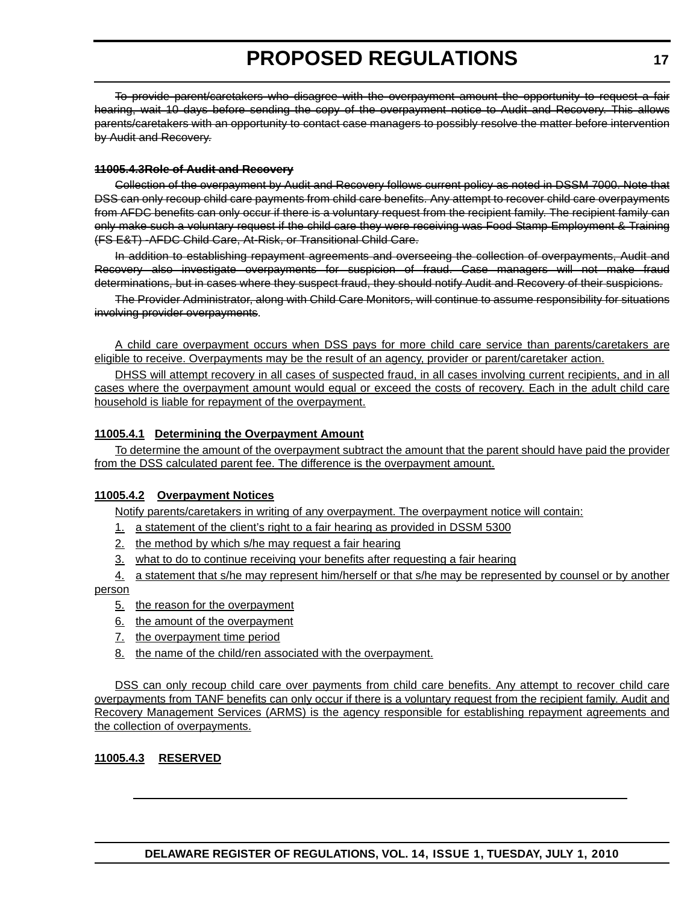~~To provide parent/caretakers who disagree with the overpayment amount the opportunity to request a fair hearing, wait 10 days before sending the copy of the overpayment notice to Audit and Recovery. This allows parents/caretakers with an opportunity to contact case managers to possibly resolve the matter before intervention by Audit and Recovery.~~

~~**11005.4.3Role of Audit and Recovery**~~

~~Collection of the overpayment by Audit and Recovery follows current policy as noted in DSSM 7000. Note that DSS can only recoup child care payments from child care benefits. Any attempt to recover child care overpayments from AFDC benefits can only occur if there is a voluntary request from the recipient family. The recipient family can only make such a voluntary request if the child care they were receiving was Food Stamp Employment & Training (FS E&T) -AFDC Child Care, At-Risk, or Transitional Child Care.~~

~~In addition to establishing repayment agreements and overseeing the collection of overpayments, Audit and Recovery also investigate overpayments for suspicion of fraud. Case managers will not make fraud determinations, but in cases where they suspect fraud, they should notify Audit and Recovery of their suspicions.~~

~~The Provider Administrator, along with Child Care Monitors, will continue to assume responsibility for situations involving provider overpayments~~.

A child care overpayment occurs when DSS pays for more child care service than parents/caretakers are eligible to receive. Overpayments may be the result of an agency, provider or parent/caretaker action.

DHSS will attempt recovery in all cases of suspected fraud, in all cases involving current recipients, and in all cases where the overpayment amount would equal or exceed the costs of recovery. Each in the adult child care household is liable for repayment of the overpayment.

**11005.4.1 Determining the Overpayment Amount**

To determine the amount of the overpayment subtract the amount that the parent should have paid the provider from the DSS calculated parent fee. The difference is the overpayment amount.

**11005.4.2 Overpayment Notices**

Notify parents/caretakers in writing of any overpayment. The overpayment notice will contain:

1. a statement of the client's right to a fair hearing as provided in DSSM 5300
2. the method by which s/he may request a fair hearing
3. what to do to continue receiving your benefits after requesting a fair hearing
4. a statement that s/he may represent him/herself or that s/he may be represented by counsel or by another person
5. the reason for the overpayment
6. the amount of the overpayment
7. the overpayment time period
8. the name of the child/ren associated with the overpayment.

DSS can only recoup child care over payments from child care benefits. Any attempt to recover child care overpayments from TANF benefits can only occur if there is a voluntary request from the recipient family. Audit and Recovery Management Services (ARMS) is the agency responsible for establishing repayment agreements and the collection of overpayments.

**11005.4.3 RESERVED**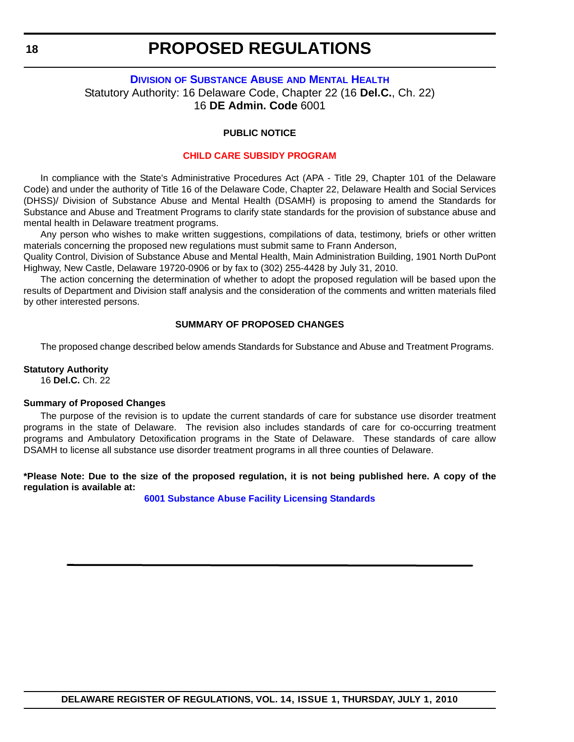# PROPOSED REGULATIONS

## DIVISION OF SUBSTANCE ABUSE AND MENTAL HEALTH

Statutory Authority: 16 Delaware Code, Chapter 22 (16 **Del.C.**, Ch. 22)
16 **DE Admin. Code** 6001

**PUBLIC NOTICE**

**CHILD CARE SUBSIDY PROGRAM**

In compliance with the State's Administrative Procedures Act (APA - Title 29, Chapter 101 of the Delaware Code) and under the authority of Title 16 of the Delaware Code, Chapter 22, Delaware Health and Social Services (DHSS)/ Division of Substance Abuse and Mental Health (DSAMH) is proposing to amend the Standards for Substance and Abuse and Treatment Programs to clarify state standards for the provision of substance abuse and mental health in Delaware treatment programs.

Any person who wishes to make written suggestions, compilations of data, testimony, briefs or other written materials concerning the proposed new regulations must submit same to Frann Anderson,
Quality Control, Division of Substance Abuse and Mental Health, Main Administration Building, 1901 North DuPont Highway, New Castle, Delaware 19720-0906 or by fax to (302) 255-4428 by July 31, 2010.

The action concerning the determination of whether to adopt the proposed regulation will be based upon the results of Department and Division staff analysis and the consideration of the comments and written materials filed by other interested persons.

**SUMMARY OF PROPOSED CHANGES**

The proposed change described below amends Standards for Substance and Abuse and Treatment Programs.

**Statutory Authority**

16 **Del.C.** Ch. 22

**Summary of Proposed Changes**

The purpose of the revision is to update the current standards of care for substance use disorder treatment programs in the state of Delaware. The revision also includes standards of care for co-occurring treatment programs and Ambulatory Detoxification programs in the State of Delaware. These standards of care allow DSAMH to license all substance use disorder treatment programs in all three counties of Delaware.

**\*Please Note: Due to the size of the proposed regulation, it is not being published here. A copy of the regulation is available at:**

**6001 Substance Abuse Facility Licensing Standards**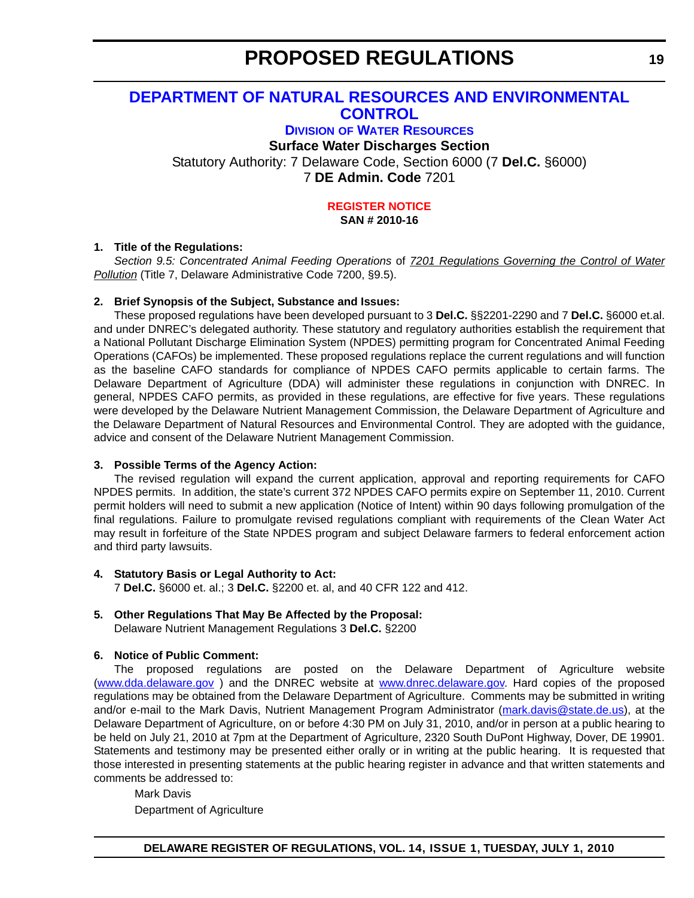# PROPOSED REGULATIONS

## DEPARTMENT OF NATURAL RESOURCES AND ENVIRONMENTAL CONTROL

### DIVISION OF WATER RESOURCES

**Surface Water Discharges Section**

Statutory Authority: 7 Delaware Code, Section 6000 (7 **Del.C.** §6000)
7 **DE Admin. Code** 7201

**REGISTER NOTICE**
**SAN # 2010-16**

**1. Title of the Regulations:**

*Section 9.5: Concentrated Animal Feeding Operations* of *7201 Regulations Governing the Control of Water Pollution* (Title 7, Delaware Administrative Code 7200, §9.5).

**2. Brief Synopsis of the Subject, Substance and Issues:**

These proposed regulations have been developed pursuant to 3 **Del.C.** §§2201-2290 and 7 **Del.C.** §6000 et.al. and under DNREC's delegated authority. These statutory and regulatory authorities establish the requirement that a National Pollutant Discharge Elimination System (NPDES) permitting program for Concentrated Animal Feeding Operations (CAFOs) be implemented. These proposed regulations replace the current regulations and will function as the baseline CAFO standards for compliance of NPDES CAFO permits applicable to certain farms. The Delaware Department of Agriculture (DDA) will administer these regulations in conjunction with DNREC. In general, NPDES CAFO permits, as provided in these regulations, are effective for five years. These regulations were developed by the Delaware Nutrient Management Commission, the Delaware Department of Agriculture and the Delaware Department of Natural Resources and Environmental Control. They are adopted with the guidance, advice and consent of the Delaware Nutrient Management Commission.

**3. Possible Terms of the Agency Action:**

The revised regulation will expand the current application, approval and reporting requirements for CAFO NPDES permits. In addition, the state's current 372 NPDES CAFO permits expire on September 11, 2010. Current permit holders will need to submit a new application (Notice of Intent) within 90 days following promulgation of the final regulations. Failure to promulgate revised regulations compliant with requirements of the Clean Water Act may result in forfeiture of the State NPDES program and subject Delaware farmers to federal enforcement action and third party lawsuits.

**4. Statutory Basis or Legal Authority to Act:**

7 **Del.C.** §6000 et. al.; 3 **Del.C.** §2200 et. al, and 40 CFR 122 and 412.

**5. Other Regulations That May Be Affected by the Proposal:**

Delaware Nutrient Management Regulations 3 **Del.C.** §2200

**6. Notice of Public Comment:**

The proposed regulations are posted on the Delaware Department of Agriculture website (www.dda.delaware.gov ) and the DNREC website at www.dnrec.delaware.gov. Hard copies of the proposed regulations may be obtained from the Delaware Department of Agriculture. Comments may be submitted in writing and/or e-mail to the Mark Davis, Nutrient Management Program Administrator (mark.davis@state.de.us), at the Delaware Department of Agriculture, on or before 4:30 PM on July 31, 2010, and/or in person at a public hearing to be held on July 21, 2010 at 7pm at the Department of Agriculture, 2320 South DuPont Highway, Dover, DE 19901. Statements and testimony may be presented either orally or in writing at the public hearing. It is requested that those interested in presenting statements at the public hearing register in advance and that written statements and comments be addressed to:

Mark Davis
Department of Agriculture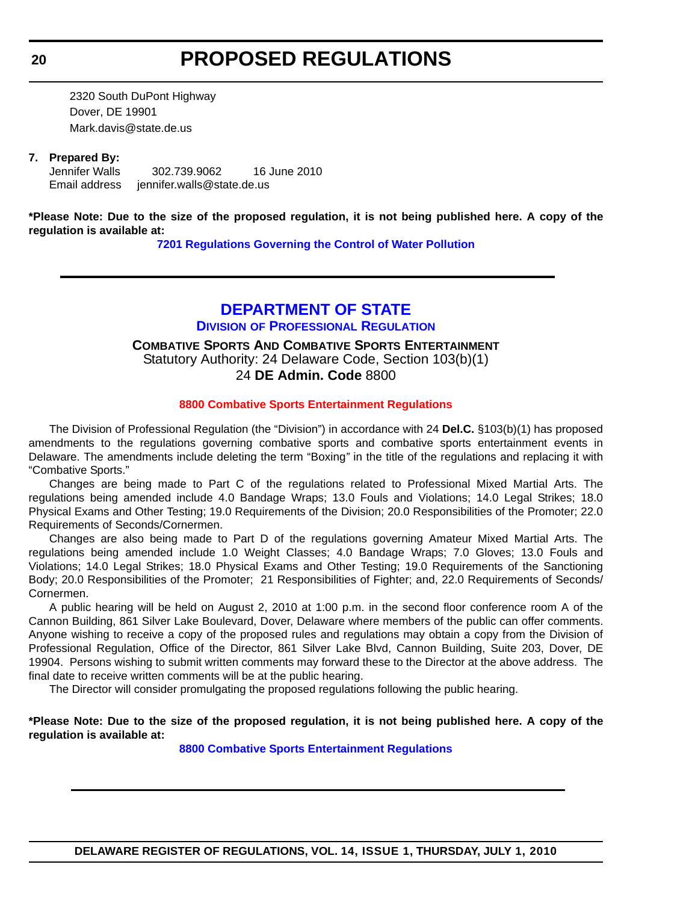2320 South DuPont Highway
Dover, DE 19901
Mark.davis@state.de.us

**7. Prepared By:**
Jennifer Walls 302.739.9062 16 June 2010
Email address jennifer.walls@state.de.us

**\*Please Note: Due to the size of the proposed regulation, it is not being published here. A copy of the regulation is available at:**

**7201 Regulations Governing the Control of Water Pollution**

---

# DEPARTMENT OF STATE

## DIVISION OF PROFESSIONAL REGULATION

### COMBATIVE SPORTS AND COMBATIVE SPORTS ENTERTAINMENT

Statutory Authority: 24 Delaware Code, Section 103(b)(1)
24 **DE Admin. Code** 8800

**8800 Combative Sports Entertainment Regulations**

The Division of Professional Regulation (the "Division") in accordance with 24 **Del.C.** §103(b)(1) has proposed amendments to the regulations governing combative sports and combative sports entertainment events in Delaware. The amendments include deleting the term "Boxing" in the title of the regulations and replacing it with "Combative Sports."

Changes are being made to Part C of the regulations related to Professional Mixed Martial Arts. The regulations being amended include 4.0 Bandage Wraps; 13.0 Fouls and Violations; 14.0 Legal Strikes; 18.0 Physical Exams and Other Testing; 19.0 Requirements of the Division; 20.0 Responsibilities of the Promoter; 22.0 Requirements of Seconds/Cornermen.

Changes are also being made to Part D of the regulations governing Amateur Mixed Martial Arts. The regulations being amended include 1.0 Weight Classes; 4.0 Bandage Wraps; 7.0 Gloves; 13.0 Fouls and Violations; 14.0 Legal Strikes; 18.0 Physical Exams and Other Testing; 19.0 Requirements of the Sanctioning Body; 20.0 Responsibilities of the Promoter; 21 Responsibilities of Fighter; and, 22.0 Requirements of Seconds/Cornermen.

A public hearing will be held on August 2, 2010 at 1:00 p.m. in the second floor conference room A of the Cannon Building, 861 Silver Lake Boulevard, Dover, Delaware where members of the public can offer comments. Anyone wishing to receive a copy of the proposed rules and regulations may obtain a copy from the Division of Professional Regulation, Office of the Director, 861 Silver Lake Blvd, Cannon Building, Suite 203, Dover, DE 19904. Persons wishing to submit written comments may forward these to the Director at the above address. The final date to receive written comments will be at the public hearing.

The Director will consider promulgating the proposed regulations following the public hearing.

**\*Please Note: Due to the size of the proposed regulation, it is not being published here. A copy of the regulation is available at:**

**8800 Combative Sports Entertainment Regulations**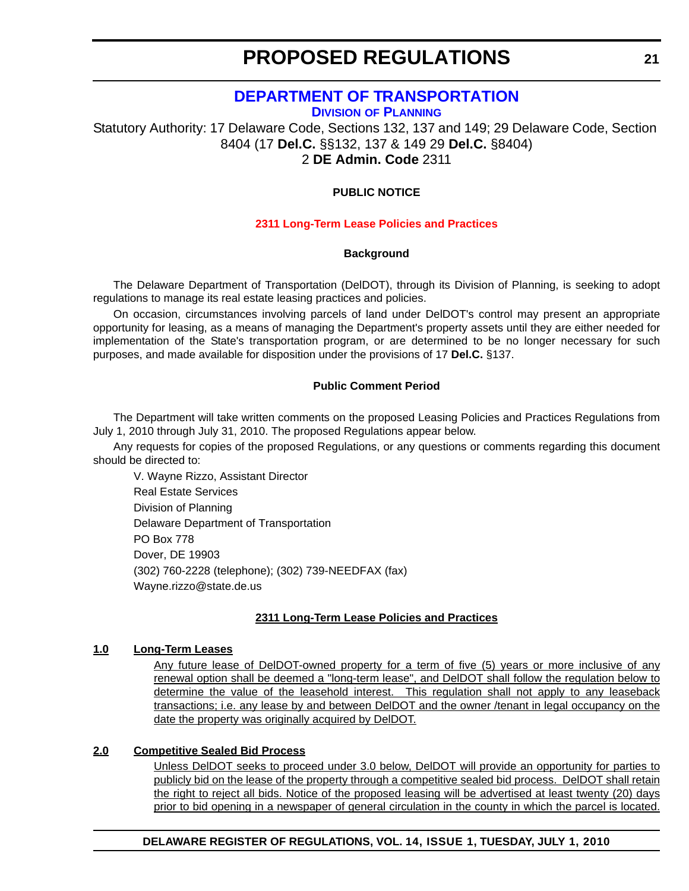# PROPOSED REGULATIONS

## DEPARTMENT OF TRANSPORTATION

### DIVISION OF PLANNING

Statutory Authority: 17 Delaware Code, Sections 132, 137 and 149; 29 Delaware Code, Section 8404 (17 **Del.C.** §§132, 137 & 149 29 **Del.C.** §8404)
2 **DE Admin. Code** 2311

**PUBLIC NOTICE**

**2311 Long-Term Lease Policies and Practices**

**Background**

The Delaware Department of Transportation (DelDOT), through its Division of Planning, is seeking to adopt regulations to manage its real estate leasing practices and policies.

On occasion, circumstances involving parcels of land under DelDOT's control may present an appropriate opportunity for leasing, as a means of managing the Department's property assets until they are either needed for implementation of the State's transportation program, or are determined to be no longer necessary for such purposes, and made available for disposition under the provisions of 17 **Del.C.** §137.

**Public Comment Period**

The Department will take written comments on the proposed Leasing Policies and Practices Regulations from July 1, 2010 through July 31, 2010. The proposed Regulations appear below.

Any requests for copies of the proposed Regulations, or any questions or comments regarding this document should be directed to:

V. Wayne Rizzo, Assistant Director
Real Estate Services
Division of Planning
Delaware Department of Transportation
PO Box 778
Dover, DE 19903
(302) 760-2228 (telephone); (302) 739-NEEDFAX (fax)
Wayne.rizzo@state.de.us

**2311 Long-Term Lease Policies and Practices**

**1.0 Long-Term Leases**

Any future lease of DelDOT-owned property for a term of five (5) years or more inclusive of any renewal option shall be deemed a "long-term lease", and DelDOT shall follow the regulation below to determine the value of the leasehold interest. This regulation shall not apply to any leaseback transactions; i.e. any lease by and between DelDOT and the owner /tenant in legal occupancy on the date the property was originally acquired by DelDOT.

**2.0 Competitive Sealed Bid Process**

Unless DelDOT seeks to proceed under 3.0 below, DelDOT will provide an opportunity for parties to publicly bid on the lease of the property through a competitive sealed bid process. DelDOT shall retain the right to reject all bids. Notice of the proposed leasing will be advertised at least twenty (20) days prior to bid opening in a newspaper of general circulation in the county in which the parcel is located.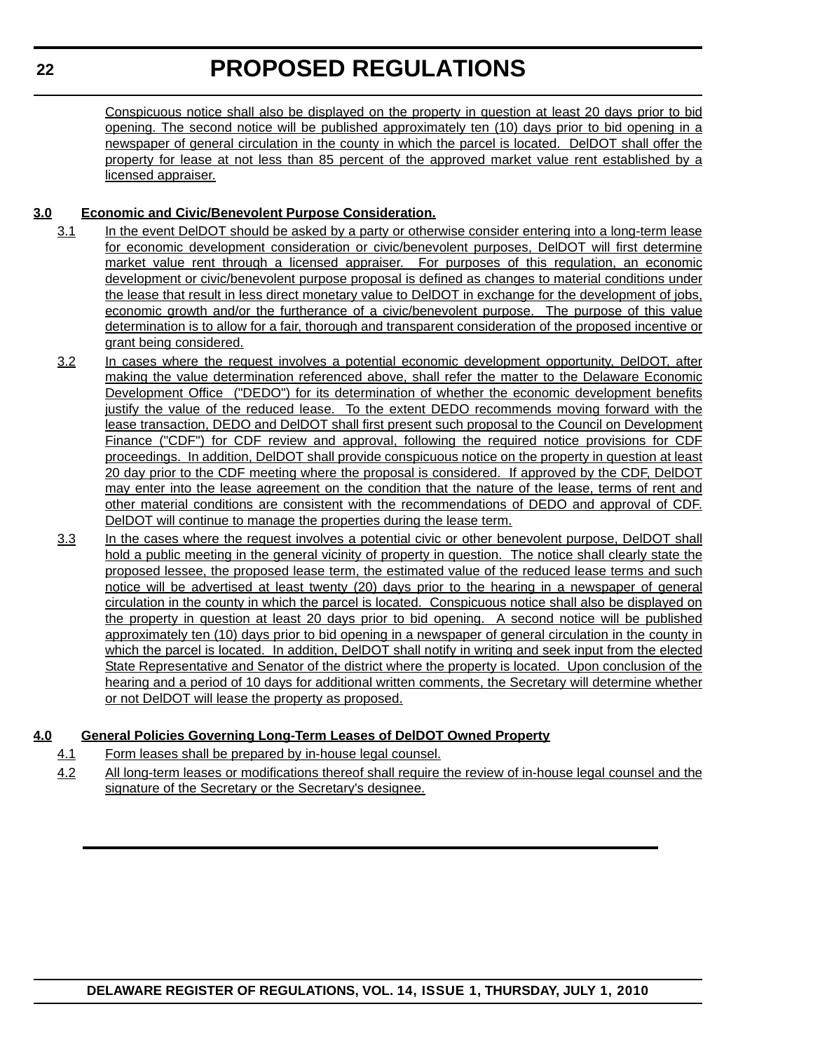Conspicuous notice shall also be displayed on the property in question at least 20 days prior to bid opening. The second notice will be published approximately ten (10) days prior to bid opening in a newspaper of general circulation in the county in which the parcel is located. DelDOT shall offer the property for lease at not less than 85 percent of the approved market value rent established by a licensed appraiser.

**3.0 Economic and Civic/Benevolent Purpose Consideration.**

3.1 In the event DelDOT should be asked by a party or otherwise consider entering into a long-term lease for economic development consideration or civic/benevolent purposes, DelDOT will first determine market value rent through a licensed appraiser. For purposes of this regulation, an economic development or civic/benevolent purpose proposal is defined as changes to material conditions under the lease that result in less direct monetary value to DelDOT in exchange for the development of jobs, economic growth and/or the furtherance of a civic/benevolent purpose. The purpose of this value determination is to allow for a fair, thorough and transparent consideration of the proposed incentive or grant being considered.

3.2 In cases where the request involves a potential economic development opportunity, DelDOT, after making the value determination referenced above, shall refer the matter to the Delaware Economic Development Office ("DEDO") for its determination of whether the economic development benefits justify the value of the reduced lease. To the extent DEDO recommends moving forward with the lease transaction, DEDO and DelDOT shall first present such proposal to the Council on Development Finance ("CDF") for CDF review and approval, following the required notice provisions for CDF proceedings. In addition, DelDOT shall provide conspicuous notice on the property in question at least 20 day prior to the CDF meeting where the proposal is considered. If approved by the CDF, DelDOT may enter into the lease agreement on the condition that the nature of the lease, terms of rent and other material conditions are consistent with the recommendations of DEDO and approval of CDF. DelDOT will continue to manage the properties during the lease term.

3.3 In the cases where the request involves a potential civic or other benevolent purpose, DelDOT shall hold a public meeting in the general vicinity of property in question. The notice shall clearly state the proposed lessee, the proposed lease term, the estimated value of the reduced lease terms and such notice will be advertised at least twenty (20) days prior to the hearing in a newspaper of general circulation in the county in which the parcel is located. Conspicuous notice shall also be displayed on the property in question at least 20 days prior to bid opening. A second notice will be published approximately ten (10) days prior to bid opening in a newspaper of general circulation in the county in which the parcel is located. In addition, DelDOT shall notify in writing and seek input from the elected State Representative and Senator of the district where the property is located. Upon conclusion of the hearing and a period of 10 days for additional written comments, the Secretary will determine whether or not DelDOT will lease the property as proposed.

**4.0 General Policies Governing Long-Term Leases of DelDOT Owned Property**

4.1 Form leases shall be prepared by in-house legal counsel.

4.2 All long-term leases or modifications thereof shall require the review of in-house legal counsel and the signature of the Secretary or the Secretary's designee.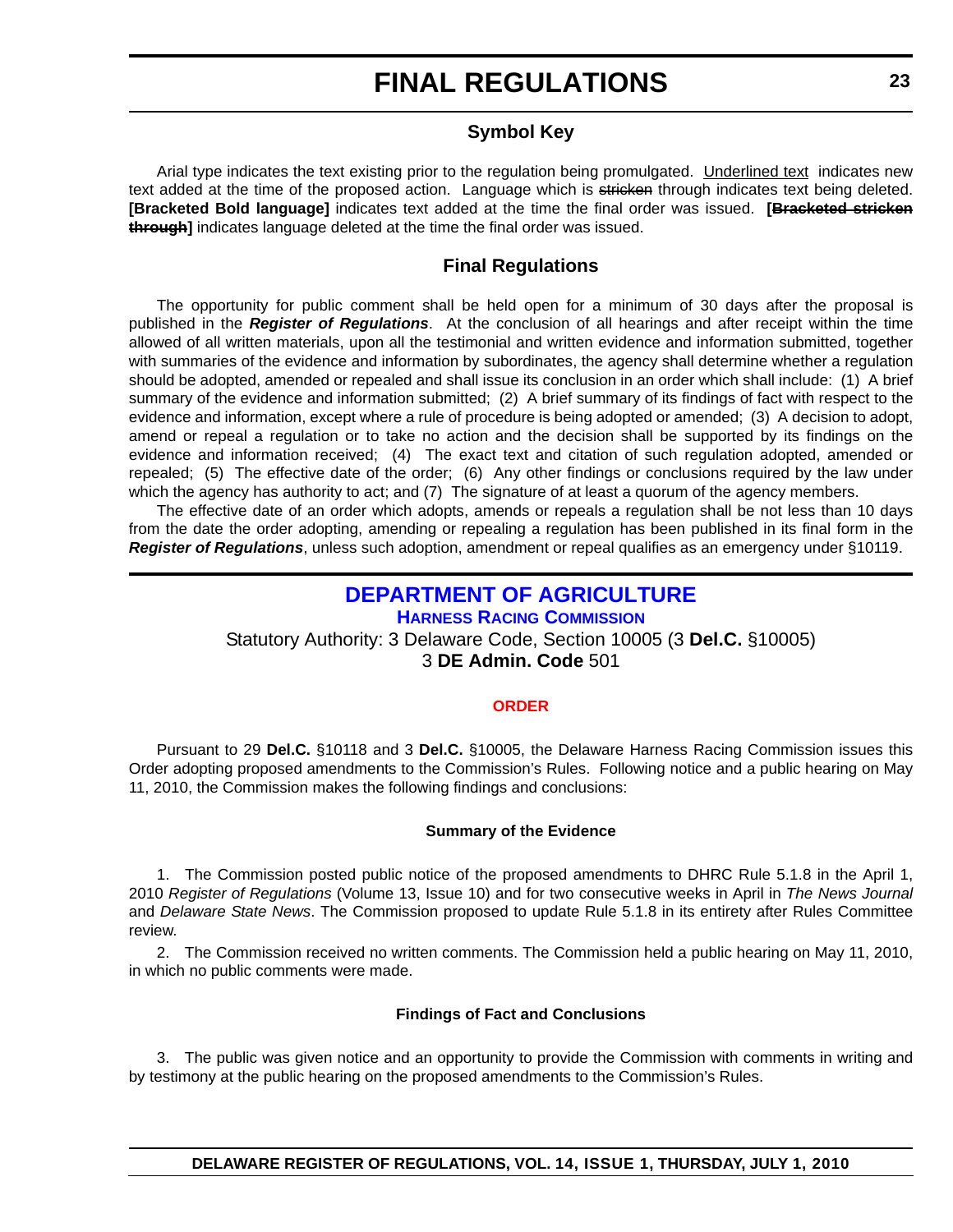## Symbol Key

Arial type indicates the text existing prior to the regulation being promulgated. Underlined text indicates new text added at the time of the proposed action. Language which is ~~stricken~~ through indicates text being deleted. **[Bracketed Bold language]** indicates text added at the time the final order was issued. **[~~Bracketed stricken through~~]** indicates language deleted at the time the final order was issued.

## Final Regulations

The opportunity for public comment shall be held open for a minimum of 30 days after the proposal is published in the ***Register of Regulations***. At the conclusion of all hearings and after receipt within the time allowed of all written materials, upon all the testimonial and written evidence and information submitted, together with summaries of the evidence and information by subordinates, the agency shall determine whether a regulation should be adopted, amended or repealed and shall issue its conclusion in an order which shall include: (1) A brief summary of the evidence and information submitted; (2) A brief summary of its findings of fact with respect to the evidence and information, except where a rule of procedure is being adopted or amended; (3) A decision to adopt, amend or repeal a regulation or to take no action and the decision shall be supported by its findings on the evidence and information received; (4) The exact text and citation of such regulation adopted, amended or repealed; (5) The effective date of the order; (6) Any other findings or conclusions required by the law under which the agency has authority to act; and (7) The signature of at least a quorum of the agency members.

The effective date of an order which adopts, amends or repeals a regulation shall be not less than 10 days from the date the order adopting, amending or repealing a regulation has been published in its final form in the ***Register of Regulations***, unless such adoption, amendment or repeal qualifies as an emergency under §10119.

# DEPARTMENT OF AGRICULTURE

### HARNESS RACING COMMISSION

Statutory Authority: 3 Delaware Code, Section 10005 (3 **Del.C.** §10005)
3 **DE Admin. Code** 501

### ORDER

Pursuant to 29 **Del.C.** §10118 and 3 **Del.C.** §10005, the Delaware Harness Racing Commission issues this Order adopting proposed amendments to the Commission's Rules. Following notice and a public hearing on May 11, 2010, the Commission makes the following findings and conclusions:

**Summary of the Evidence**

1. The Commission posted public notice of the proposed amendments to DHRC Rule 5.1.8 in the April 1, 2010 *Register of Regulations* (Volume 13, Issue 10) and for two consecutive weeks in April in *The News Journal* and *Delaware State News*. The Commission proposed to update Rule 5.1.8 in its entirety after Rules Committee review.

2. The Commission received no written comments. The Commission held a public hearing on May 11, 2010, in which no public comments were made.

**Findings of Fact and Conclusions**

3. The public was given notice and an opportunity to provide the Commission with comments in writing and by testimony at the public hearing on the proposed amendments to the Commission's Rules.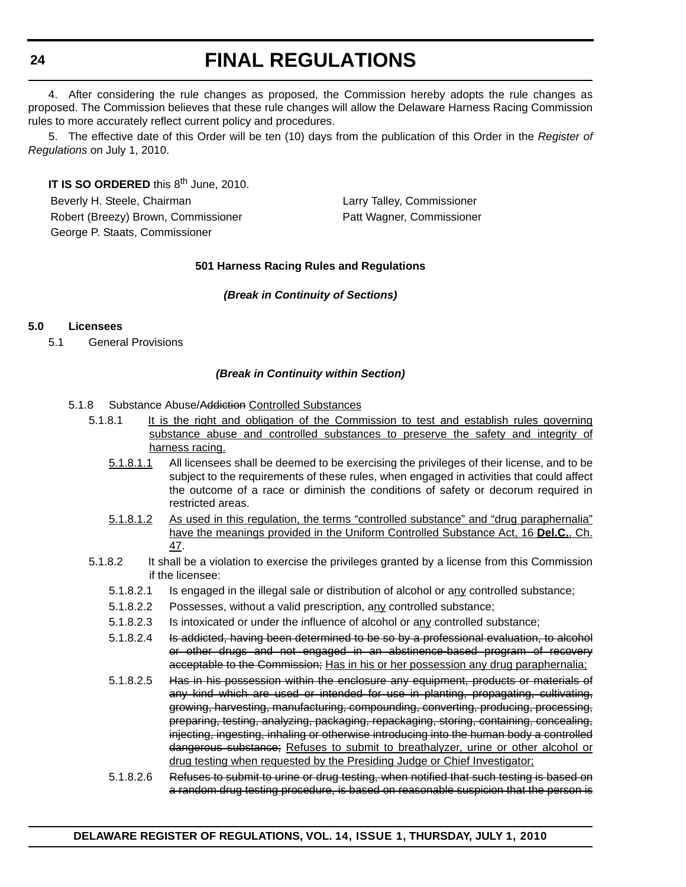4. After considering the rule changes as proposed, the Commission hereby adopts the rule changes as proposed. The Commission believes that these rule changes will allow the Delaware Harness Racing Commission rules to more accurately reflect current policy and procedures.

5. The effective date of this Order will be ten (10) days from the publication of this Order in the *Register of Regulations* on July 1, 2010.

**IT IS SO ORDERED** this 8th June, 2010.

Beverly H. Steele, Chairman
Robert (Breezy) Brown, Commissioner
George P. Staats, Commissioner
Larry Talley, Commissioner
Patt Wagner, Commissioner

**501 Harness Racing Rules and Regulations**

***(Break in Continuity of Sections)***

**5.0 Licensees**

5.1 General Provisions

***(Break in Continuity within Section)***

5.1.8 Substance Abuse/~~Addiction~~ Controlled Substances

5.1.8.1 It is the right and obligation of the Commission to test and establish rules governing substance abuse and controlled substances to preserve the safety and integrity of harness racing.

5.1.8.1.1 All licensees shall be deemed to be exercising the privileges of their license, and to be subject to the requirements of these rules, when engaged in activities that could affect the outcome of a race or diminish the conditions of safety or decorum required in restricted areas.

5.1.8.1.2 As used in this regulation, the terms "controlled substance" and "drug paraphernalia" have the meanings provided in the Uniform Controlled Substance Act, 16 **Del.C.**, Ch. 47.

5.1.8.2 It shall be a violation to exercise the privileges granted by a license from this Commission if the licensee:

5.1.8.2.1 Is engaged in the illegal sale or distribution of alcohol or any controlled substance;

5.1.8.2.2 Possesses, without a valid prescription, any controlled substance;

5.1.8.2.3 Is intoxicated or under the influence of alcohol or any controlled substance;

5.1.8.2.4 ~~Is addicted, having been determined to be so by a professional evaluation, to alcohol or other drugs and not engaged in an abstinence-based program of recovery acceptable to the Commission;~~ Has in his or her possession any drug paraphernalia;

5.1.8.2.5 ~~Has in his possession within the enclosure any equipment, products or materials of any kind which are used or intended for use in planting, propagating, cultivating, growing, harvesting, manufacturing, compounding, converting, producing, processing, preparing, testing, analyzing, packaging, repackaging, storing, containing, concealing, injecting, ingesting, inhaling or otherwise introducing into the human body a controlled dangerous substance;~~ Refuses to submit to breathalyzer, urine or other alcohol or drug testing when requested by the Presiding Judge or Chief Investigator;

5.1.8.2.6 ~~Refuses to submit to urine or drug testing, when notified that such testing is based on a random drug testing procedure, is based on reasonable suspicion that the person is~~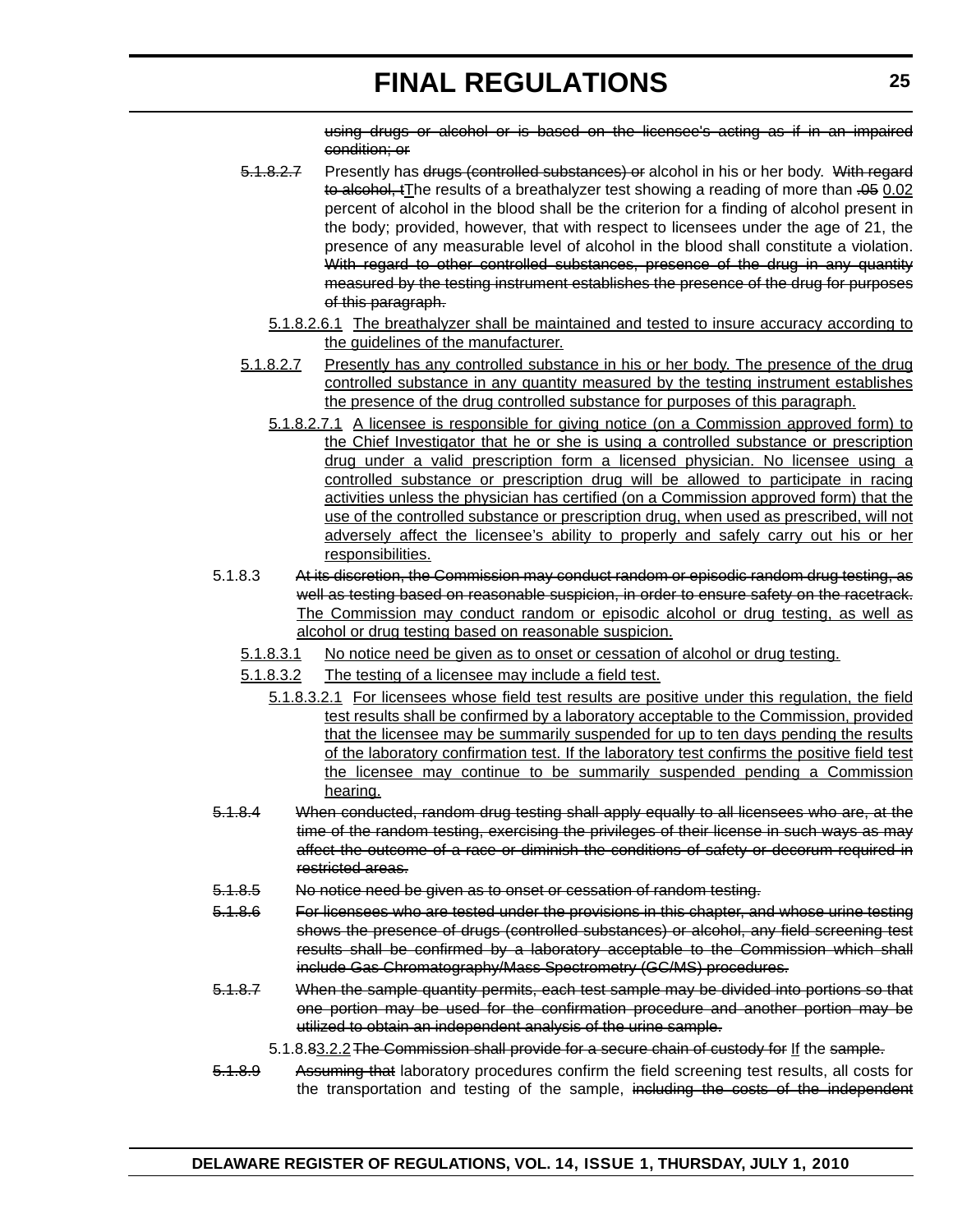~~using drugs or alcohol or is based on the licensee's acting as if in an impaired condition; or~~

~~5.1.8.2.7~~ Presently has ~~drugs (controlled substances) or~~ alcohol in his or her body. ~~With regard to alcohol, t~~<u>T</u>he results of a breathalyzer test showing a reading of more than ~~.05~~ <u>0.02</u> percent of alcohol in the blood shall be the criterion for a finding of alcohol present in the body; provided, however, that with respect to licensees under the age of 21, the presence of any measurable level of alcohol in the blood shall constitute a violation. ~~With regard to other controlled substances, presence of the drug in any quantity measured by the testing instrument establishes the presence of the drug for purposes of this paragraph.~~

<u>5.1.8.2.6.1 The breathalyzer shall be maintained and tested to insure accuracy according to the guidelines of the manufacturer.</u>

<u>5.1.8.2.7 Presently has any controlled substance in his or her body. The presence of the drug controlled substance in any quantity measured by the testing instrument establishes the presence of the drug controlled substance for purposes of this paragraph.</u>

<u>5.1.8.2.7.1 A licensee is responsible for giving notice (on a Commission approved form) to the Chief Investigator that he or she is using a controlled substance or prescription drug under a valid prescription form a licensed physician. No licensee using a controlled substance or prescription drug will be allowed to participate in racing activities unless the physician has certified (on a Commission approved form) that the use of the controlled substance or prescription drug, when used as prescribed, will not adversely affect the licensee's ability to properly and safely carry out his or her responsibilities.</u>

5.1.8.3 ~~At its discretion, the Commission may conduct random or episodic random drug testing, as well as testing based on reasonable suspicion, in order to ensure safety on the racetrack.~~ <u>The Commission may conduct random or episodic alcohol or drug testing, as well as alcohol or drug testing based on reasonable suspicion.</u>

<u>5.1.8.3.1 No notice need be given as to onset or cessation of alcohol or drug testing.</u>

<u>5.1.8.3.2 The testing of a licensee may include a field test.</u>

<u>5.1.8.3.2.1 For licensees whose field test results are positive under this regulation, the field test results shall be confirmed by a laboratory acceptable to the Commission, provided that the licensee may be summarily suspended for up to ten days pending the results of the laboratory confirmation test. If the laboratory test confirms the positive field test the licensee may continue to be summarily suspended pending a Commission hearing.</u>

~~5.1.8.4 When conducted, random drug testing shall apply equally to all licensees who are, at the time of the random testing, exercising the privileges of their license in such ways as may affect the outcome of a race or diminish the conditions of safety or decorum required in restricted areas.~~

~~5.1.8.5 No notice need be given as to onset or cessation of random testing.~~

~~5.1.8.6 For licensees who are tested under the provisions in this chapter, and whose urine testing shows the presence of drugs (controlled substances) or alcohol, any field screening test results shall be confirmed by a laboratory acceptable to the Commission which shall include Gas Chromatography/Mass Spectrometry (GC/MS) procedures.~~

~~5.1.8.7 When the sample quantity permits, each test sample may be divided into portions so that one portion may be used for the confirmation procedure and another portion may be utilized to obtain an independent analysis of the urine sample.~~

5.1.8.~~8~~<u>3.2.2</u> ~~The Commission shall provide for a secure chain of custody for~~ <u>If</u> the ~~sample.~~

~~5.1.8.9~~ ~~Assuming that~~ laboratory procedures confirm the field screening test results, all costs for the transportation and testing of the sample, ~~including the costs of the independent~~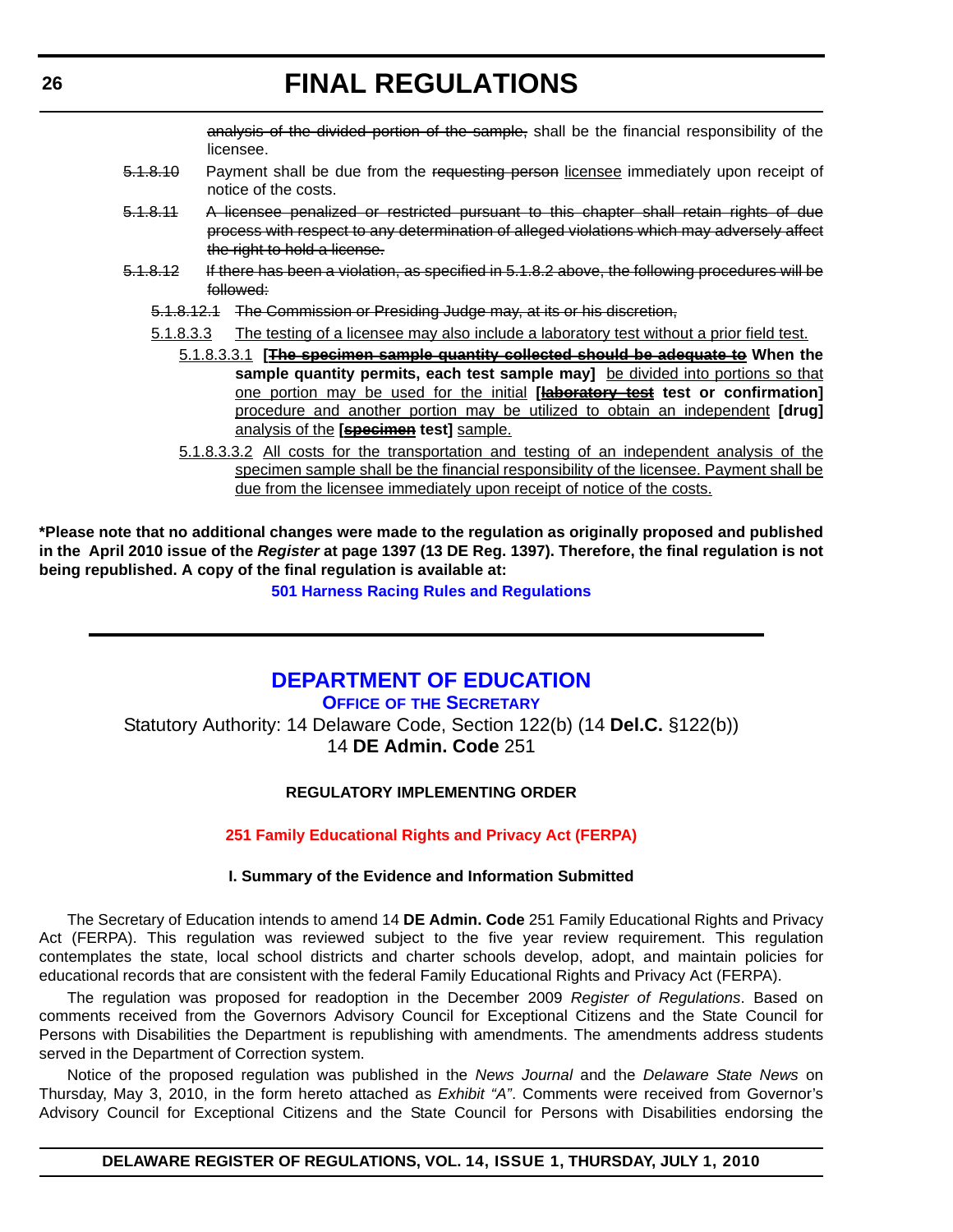~~analysis of the divided portion of the sample,~~ shall be the financial responsibility of the licensee.

~~5.1.8.10~~ Payment shall be due from the ~~requesting person~~ <u>licensee</u> immediately upon receipt of notice of the costs.

~~5.1.8.11 A licensee penalized or restricted pursuant to this chapter shall retain rights of due process with respect to any determination of alleged violations which may adversely affect the right to hold a license.~~

~~5.1.8.12 If there has been a violation, as specified in 5.1.8.2 above, the following procedures will be followed:~~

~~5.1.8.12.1 The Commission or Presiding Judge may, at its or his discretion,~~

<u>5.1.8.3.3 The testing of a licensee may also include a laboratory test without a prior field test.</u>

<u>5.1.8.3.3.1</u> **[~~The specimen sample quantity collected should be adequate to~~ When the sample quantity permits, each test sample may]** <u>be divided into portions so that one portion may be used for the initial</u> **[~~laboratory test~~ test or confirmation]** <u>procedure and another portion may be utilized to obtain an independent</u> **[drug]** <u>analysis of the</u> **[~~specimen~~ test]** <u>sample.</u>

<u>5.1.8.3.3.2 All costs for the transportation and testing of an independent analysis of the specimen sample shall be the financial responsibility of the licensee. Payment shall be due from the licensee immediately upon receipt of notice of the costs.</u>

**\*Please note that no additional changes were made to the regulation as originally proposed and published in the April 2010 issue of the *Register* at page 1397 (13 DE Reg. 1397). Therefore, the final regulation is not being republished. A copy of the final regulation is available at:**

**501 Harness Racing Rules and Regulations**

---

# DEPARTMENT OF EDUCATION

**OFFICE OF THE SECRETARY**

Statutory Authority: 14 Delaware Code, Section 122(b) (14 **Del.C.** §122(b))
14 **DE Admin. Code** 251

**REGULATORY IMPLEMENTING ORDER**

**251 Family Educational Rights and Privacy Act (FERPA)**

**I. Summary of the Evidence and Information Submitted**

The Secretary of Education intends to amend 14 **DE Admin. Code** 251 Family Educational Rights and Privacy Act (FERPA). This regulation was reviewed subject to the five year review requirement. This regulation contemplates the state, local school districts and charter schools develop, adopt, and maintain policies for educational records that are consistent with the federal Family Educational Rights and Privacy Act (FERPA).

The regulation was proposed for readoption in the December 2009 *Register of Regulations*. Based on comments received from the Governors Advisory Council for Exceptional Citizens and the State Council for Persons with Disabilities the Department is republishing with amendments. The amendments address students served in the Department of Correction system.

Notice of the proposed regulation was published in the *News Journal* and the *Delaware State News* on Thursday, May 3, 2010, in the form hereto attached as *Exhibit "A"*. Comments were received from Governor's Advisory Council for Exceptional Citizens and the State Council for Persons with Disabilities endorsing the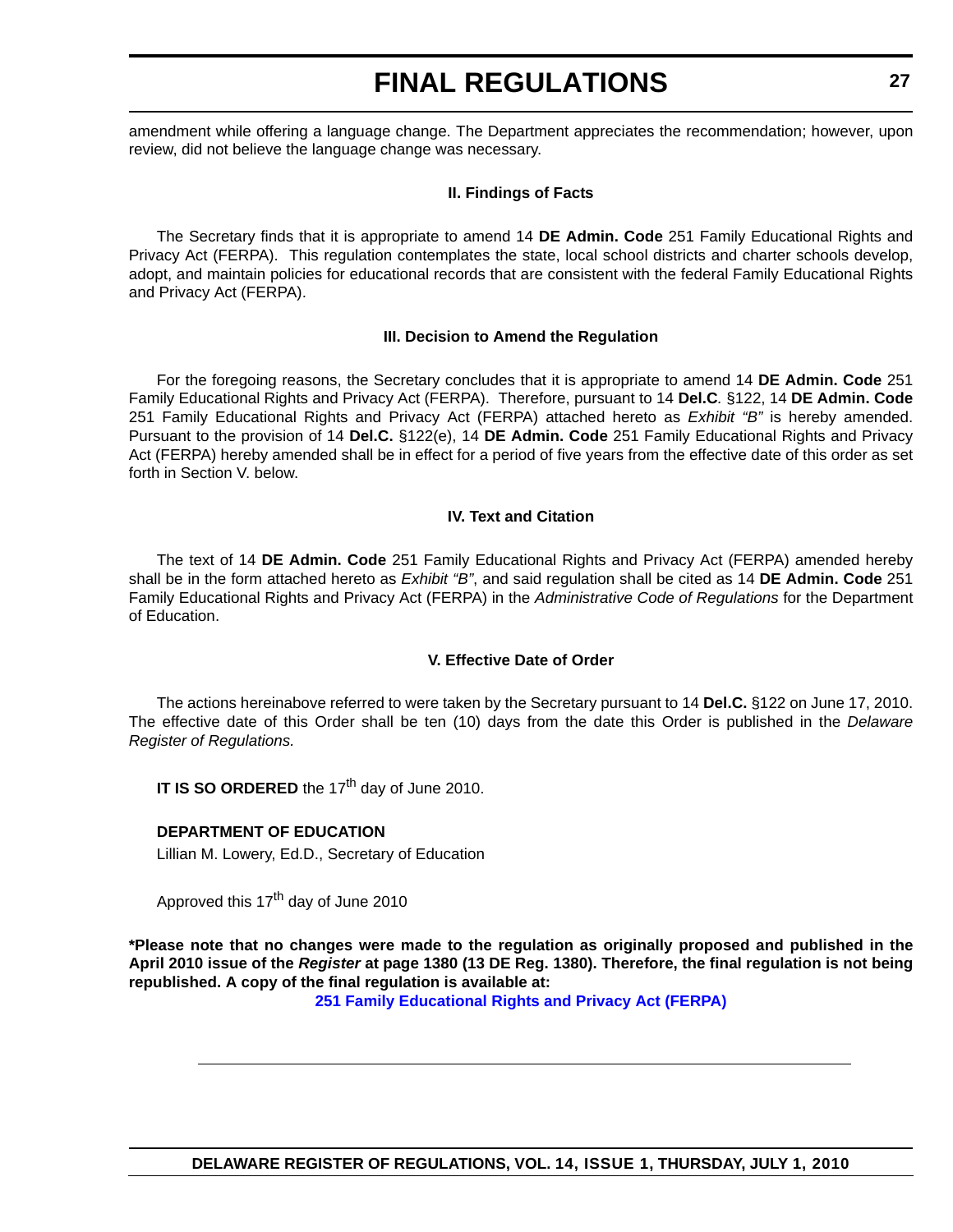amendment while offering a language change. The Department appreciates the recommendation; however, upon review, did not believe the language change was necessary.

### II. Findings of Facts

The Secretary finds that it is appropriate to amend 14 **DE Admin. Code** 251 Family Educational Rights and Privacy Act (FERPA). This regulation contemplates the state, local school districts and charter schools develop, adopt, and maintain policies for educational records that are consistent with the federal Family Educational Rights and Privacy Act (FERPA).

### III. Decision to Amend the Regulation

For the foregoing reasons, the Secretary concludes that it is appropriate to amend 14 **DE Admin. Code** 251 Family Educational Rights and Privacy Act (FERPA). Therefore, pursuant to 14 **Del.C.** §122, 14 **DE Admin. Code** 251 Family Educational Rights and Privacy Act (FERPA) attached hereto as *Exhibit "B"* is hereby amended. Pursuant to the provision of 14 **Del.C.** §122(e), 14 **DE Admin. Code** 251 Family Educational Rights and Privacy Act (FERPA) hereby amended shall be in effect for a period of five years from the effective date of this order as set forth in Section V. below.

### IV. Text and Citation

The text of 14 **DE Admin. Code** 251 Family Educational Rights and Privacy Act (FERPA) amended hereby shall be in the form attached hereto as *Exhibit "B"*, and said regulation shall be cited as 14 **DE Admin. Code** 251 Family Educational Rights and Privacy Act (FERPA) in the *Administrative Code of Regulations* for the Department of Education.

### V. Effective Date of Order

The actions hereinabove referred to were taken by the Secretary pursuant to 14 **Del.C.** §122 on June 17, 2010. The effective date of this Order shall be ten (10) days from the date this Order is published in the *Delaware Register of Regulations.*

**IT IS SO ORDERED** the 17th day of June 2010.

**DEPARTMENT OF EDUCATION**
Lillian M. Lowery, Ed.D., Secretary of Education

Approved this 17th day of June 2010

**\*Please note that no changes were made to the regulation as originally proposed and published in the April 2010 issue of the *Register* at page 1380 (13 DE Reg. 1380). Therefore, the final regulation is not being republished. A copy of the final regulation is available at:**

**251 Family Educational Rights and Privacy Act (FERPA)**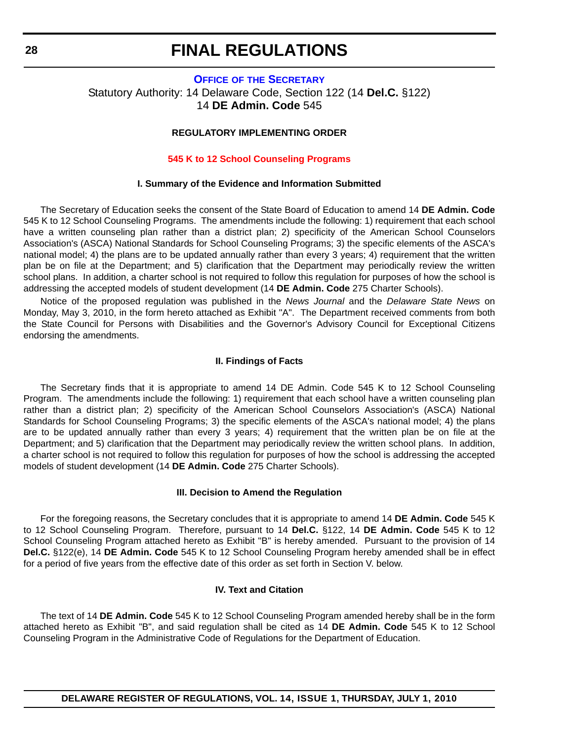# FINAL REGULATIONS

## OFFICE OF THE SECRETARY

Statutory Authority: 14 Delaware Code, Section 122 (14 **Del.C.** §122)
14 **DE Admin. Code** 545

### REGULATORY IMPLEMENTING ORDER

### 545 K to 12 School Counseling Programs

#### I. Summary of the Evidence and Information Submitted

The Secretary of Education seeks the consent of the State Board of Education to amend 14 **DE Admin. Code** 545 K to 12 School Counseling Programs. The amendments include the following: 1) requirement that each school have a written counseling plan rather than a district plan; 2) specificity of the American School Counselors Association's (ASCA) National Standards for School Counseling Programs; 3) the specific elements of the ASCA's national model; 4) the plans are to be updated annually rather than every 3 years; 4) requirement that the written plan be on file at the Department; and 5) clarification that the Department may periodically review the written school plans. In addition, a charter school is not required to follow this regulation for purposes of how the school is addressing the accepted models of student development (14 **DE Admin. Code** 275 Charter Schools).

Notice of the proposed regulation was published in the *News Journal* and the *Delaware State News* on Monday, May 3, 2010, in the form hereto attached as Exhibit "A". The Department received comments from both the State Council for Persons with Disabilities and the Governor's Advisory Council for Exceptional Citizens endorsing the amendments.

#### II. Findings of Facts

The Secretary finds that it is appropriate to amend 14 DE Admin. Code 545 K to 12 School Counseling Program. The amendments include the following: 1) requirement that each school have a written counseling plan rather than a district plan; 2) specificity of the American School Counselors Association's (ASCA) National Standards for School Counseling Programs; 3) the specific elements of the ASCA's national model; 4) the plans are to be updated annually rather than every 3 years; 4) requirement that the written plan be on file at the Department; and 5) clarification that the Department may periodically review the written school plans. In addition, a charter school is not required to follow this regulation for purposes of how the school is addressing the accepted models of student development (14 **DE Admin. Code** 275 Charter Schools).

#### III. Decision to Amend the Regulation

For the foregoing reasons, the Secretary concludes that it is appropriate to amend 14 **DE Admin. Code** 545 K to 12 School Counseling Program. Therefore, pursuant to 14 **Del.C.** §122, 14 **DE Admin. Code** 545 K to 12 School Counseling Program attached hereto as Exhibit "B" is hereby amended. Pursuant to the provision of 14 **Del.C.** §122(e), 14 **DE Admin. Code** 545 K to 12 School Counseling Program hereby amended shall be in effect for a period of five years from the effective date of this order as set forth in Section V. below.

#### IV. Text and Citation

The text of 14 **DE Admin. Code** 545 K to 12 School Counseling Program amended hereby shall be in the form attached hereto as Exhibit "B", and said regulation shall be cited as 14 **DE Admin. Code** 545 K to 12 School Counseling Program in the Administrative Code of Regulations for the Department of Education.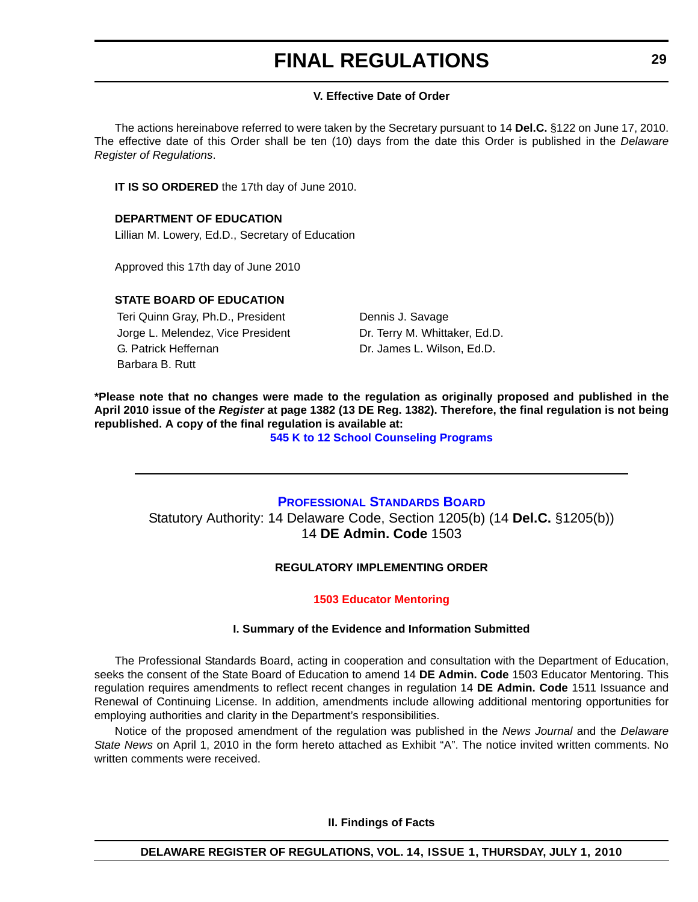### V. Effective Date of Order

The actions hereinabove referred to were taken by the Secretary pursuant to 14 **Del.C.** §122 on June 17, 2010. The effective date of this Order shall be ten (10) days from the date this Order is published in the *Delaware Register of Regulations*.

**IT IS SO ORDERED** the 17th day of June 2010.

**DEPARTMENT OF EDUCATION**
Lillian M. Lowery, Ed.D., Secretary of Education

Approved this 17th day of June 2010

**STATE BOARD OF EDUCATION**

Teri Quinn Gray, Ph.D., President
Jorge L. Melendez, Vice President
G. Patrick Heffernan
Barbara B. Rutt
Dennis J. Savage
Dr. Terry M. Whittaker, Ed.D.
Dr. James L. Wilson, Ed.D.

**\*Please note that no changes were made to the regulation as originally proposed and published in the April 2010 issue of the *Register* at page 1382 (13 DE Reg. 1382). Therefore, the final regulation is not being republished. A copy of the final regulation is available at:**

**545 K to 12 School Counseling Programs**

---

## PROFESSIONAL STANDARDS BOARD

Statutory Authority: 14 Delaware Code, Section 1205(b) (14 **Del.C.** §1205(b))
14 **DE Admin. Code** 1503

### REGULATORY IMPLEMENTING ORDER

### 1503 Educator Mentoring

### I. Summary of the Evidence and Information Submitted

The Professional Standards Board, acting in cooperation and consultation with the Department of Education, seeks the consent of the State Board of Education to amend 14 **DE Admin. Code** 1503 Educator Mentoring. This regulation requires amendments to reflect recent changes in regulation 14 **DE Admin. Code** 1511 Issuance and Renewal of Continuing License. In addition, amendments include allowing additional mentoring opportunities for employing authorities and clarity in the Department's responsibilities.

Notice of the proposed amendment of the regulation was published in the *News Journal* and the *Delaware State News* on April 1, 2010 in the form hereto attached as Exhibit "A". The notice invited written comments. No written comments were received.

### II. Findings of Facts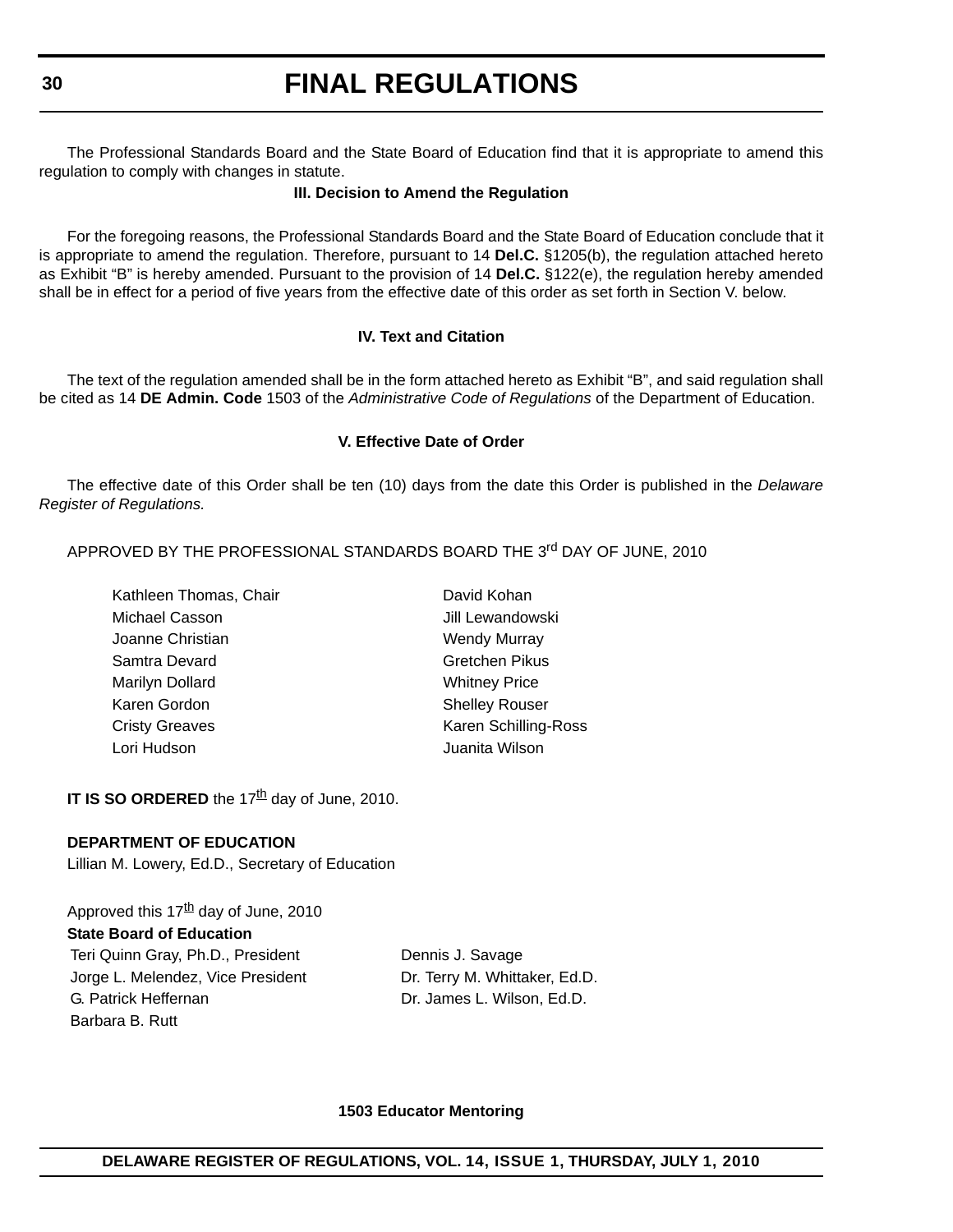The Professional Standards Board and the State Board of Education find that it is appropriate to amend this regulation to comply with changes in statute.

**III. Decision to Amend the Regulation**

For the foregoing reasons, the Professional Standards Board and the State Board of Education conclude that it is appropriate to amend the regulation. Therefore, pursuant to 14 **Del.C.** §1205(b), the regulation attached hereto as Exhibit "B" is hereby amended. Pursuant to the provision of 14 **Del.C.** §122(e), the regulation hereby amended shall be in effect for a period of five years from the effective date of this order as set forth in Section V. below.

**IV. Text and Citation**

The text of the regulation amended shall be in the form attached hereto as Exhibit "B", and said regulation shall be cited as 14 **DE Admin. Code** 1503 of the *Administrative Code of Regulations* of the Department of Education.

**V. Effective Date of Order**

The effective date of this Order shall be ten (10) days from the date this Order is published in the *Delaware Register of Regulations.*

APPROVED BY THE PROFESSIONAL STANDARDS BOARD THE 3rd DAY OF JUNE, 2010

Kathleen Thomas, Chair
Michael Casson
Joanne Christian
Samtra Devard
Marilyn Dollard
Karen Gordon
Cristy Greaves
Lori Hudson
David Kohan
Jill Lewandowski
Wendy Murray
Gretchen Pikus
Whitney Price
Shelley Rouser
Karen Schilling-Ross
Juanita Wilson

**IT IS SO ORDERED** the 17th day of June, 2010.

**DEPARTMENT OF EDUCATION**
Lillian M. Lowery, Ed.D., Secretary of Education

Approved this 17th day of June, 2010
**State Board of Education**
Teri Quinn Gray, Ph.D., President
Jorge L. Melendez, Vice President
G. Patrick Heffernan
Barbara B. Rutt
Dennis J. Savage
Dr. Terry M. Whittaker, Ed.D.
Dr. James L. Wilson, Ed.D.

**1503 Educator Mentoring**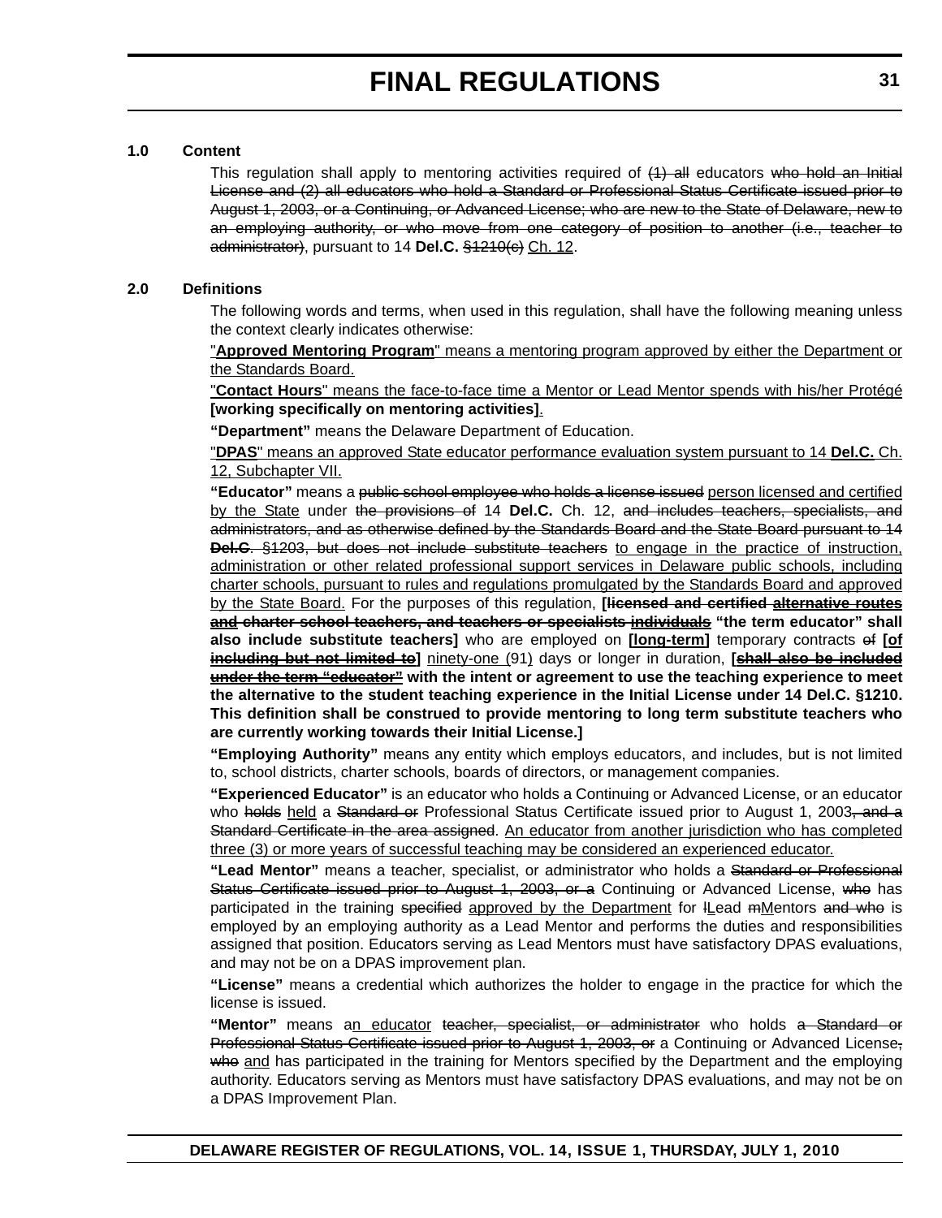**1.0 Content**

This regulation shall apply to mentoring activities required of ~~(1) all~~ educators ~~who hold an Initial License and (2) all educators who hold a Standard or Professional Status Certificate issued prior to August 1, 2003, or a Continuing, or Advanced License; who are new to the State of Delaware, new to an employing authority, or who move from one category of position to another (i.e., teacher to administrator)~~, pursuant to 14 **Del.C.** ~~§1210(c)~~ <u>Ch. 12</u>.

**2.0 Definitions**

The following words and terms, when used in this regulation, shall have the following meaning unless the context clearly indicates otherwise:

<u>"**Approved Mentoring Program**" means a mentoring program approved by either the Department or the Standards Board.</u>

<u>"**Contact Hours**" means the face-to-face time a Mentor or Lead Mentor spends with his/her Protégé</u> **[working specifically on mentoring activities]**<u>.</u>

**"Department"** means the Delaware Department of Education.

<u>"**DPAS**" means an approved State educator performance evaluation system pursuant to 14 **Del.C.** Ch. 12, Subchapter VII.</u>

**"Educator"** means a ~~public school employee who holds a license issued~~ <u>person licensed and certified by the State</u> under ~~the provisions of~~ 14 **Del.C.** Ch. 12, ~~and includes teachers, specialists, and administrators, and as otherwise defined by the Standards Board and the State Board pursuant to 14 **Del.C**. §1203, but does not include substitute teachers~~ <u>to engage in the practice of instruction, administration or other related professional support services in Delaware public schools, including charter schools, pursuant to rules and regulations promulgated by the Standards Board and approved by the State Board.</u> For the purposes of this regulation, **[~~licensed and certified~~ ~~<u>alternative routes and</u>~~ ~~charter school teachers, and teachers or specialists~~ ~~<u>individuals</u>~~ "the term educator" shall also include substitute teachers]** who are employed on **[<u>long-term</u>]** temporary contracts ~~of~~ **[<u>of</u> ~~including but not limited to~~]** <u>ninety-one (</u>91<u>)</u> days or longer in duration, **[~~<u>shall also be included under the term "educator"</u>~~ with the intent or agreement to use the teaching experience to meet the alternative to the student teaching experience in the Initial License under 14 Del.C. §1210. This definition shall be construed to provide mentoring to long term substitute teachers who are currently working towards their Initial License.]**

**"Employing Authority"** means any entity which employs educators, and includes, but is not limited to, school districts, charter schools, boards of directors, or management companies.

**"Experienced Educator"** is an educator who holds a Continuing or Advanced License, or an educator who ~~holds~~ <u>held</u> a ~~Standard or~~ Professional Status Certificate issued prior to August 1, 2003~~, and a Standard Certificate in the area assigned~~. <u>An educator from another jurisdiction who has completed three (3) or more years of successful teaching may be considered an experienced educator.</u>

**"Lead Mentor"** means a teacher, specialist, or administrator who holds a ~~Standard or Professional Status Certificate issued prior to August 1, 2003, or a~~ Continuing or Advanced License, ~~who~~ has participated in the training ~~specified~~ <u>approved by the Department</u> for ~~l~~<u>L</u>ead ~~m~~<u>M</u>entors ~~and who~~ is employed by an employing authority as a Lead Mentor and performs the duties and responsibilities assigned that position. Educators serving as Lead Mentors must have satisfactory DPAS evaluations, and may not be on a DPAS improvement plan.

**"License"** means a credential which authorizes the holder to engage in the practice for which the license is issued.

**"Mentor"** means a<u>n educator</u> ~~teacher, specialist, or administrator~~ who holds ~~a Standard or Professional Status Certificate issued prior to August 1, 2003, or~~ a Continuing or Advanced License~~, who~~ <u>and</u> has participated in the training for Mentors specified by the Department and the employing authority. Educators serving as Mentors must have satisfactory DPAS evaluations, and may not be on a DPAS Improvement Plan.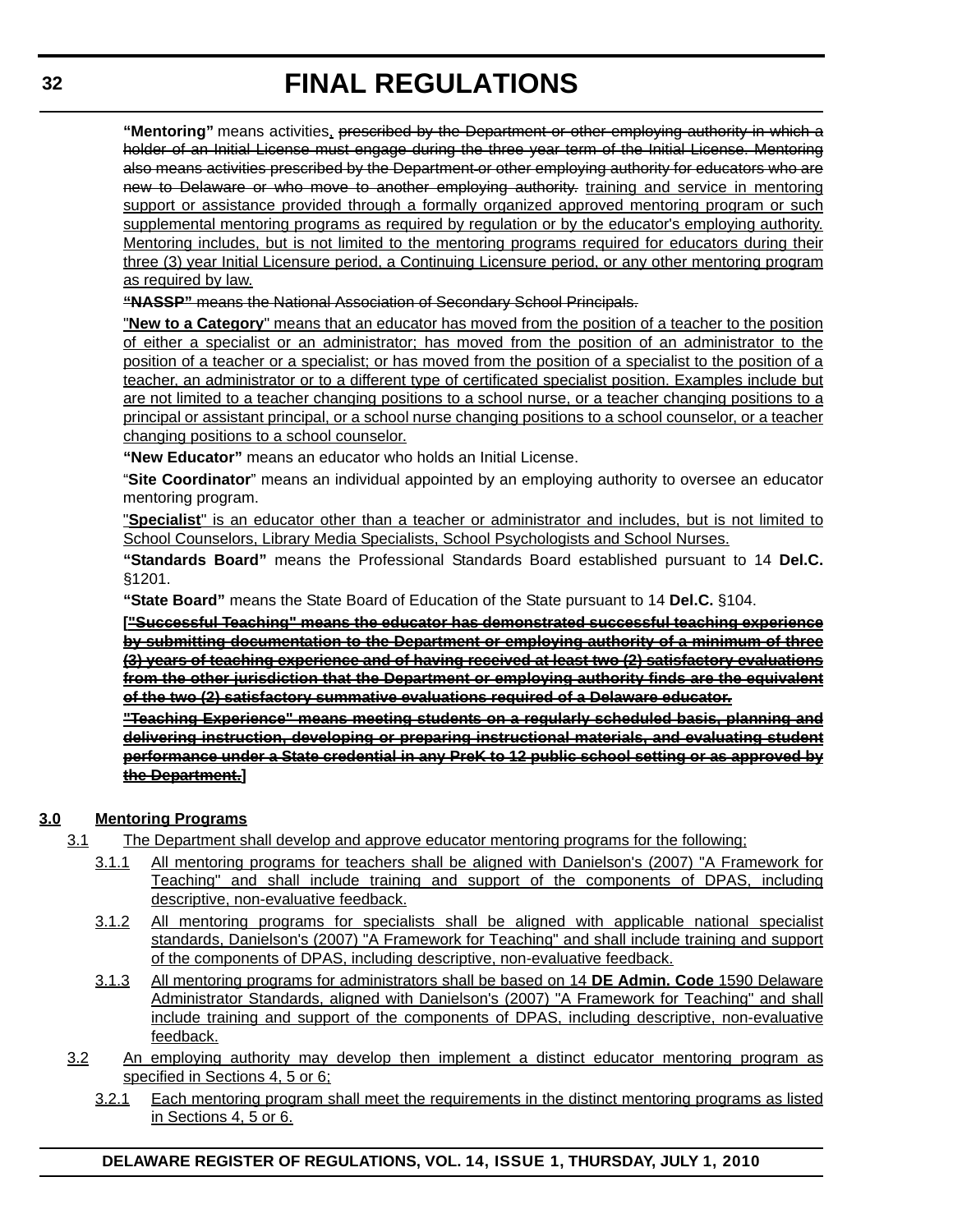**"Mentoring"** means activities, ~~prescribed by the Department or other employing authority in which a holder of an Initial License must engage during the three year term of the Initial License. Mentoring also means activities prescribed by the Department or other employing authority for educators who are new to Delaware or who move to another employing authority.~~ <u>training and service in mentoring support or assistance provided through a formally organized approved mentoring program or such supplemental mentoring programs as required by regulation or by the educator's employing authority. Mentoring includes, but is not limited to the mentoring programs required for educators during their three (3) year Initial Licensure period, a Continuing Licensure period, or any other mentoring program as required by law.</u>

~~**"NASSP"** means the National Association of Secondary School Principals.~~

<u>"**New to a Category**" means that an educator has moved from the position of a teacher to the position of either a specialist or an administrator; has moved from the position of an administrator to the position of a teacher or a specialist; or has moved from the position of a specialist to the position of a teacher, an administrator or to a different type of certificated specialist position. Examples include but are not limited to a teacher changing positions to a school nurse, or a teacher changing positions to a principal or assistant principal, or a school nurse changing positions to a school counselor, or a teacher changing positions to a school counselor.</u>

**"New Educator"** means an educator who holds an Initial License.

"**Site Coordinator**" means an individual appointed by an employing authority to oversee an educator mentoring program.

<u>"**Specialist**" is an educator other than a teacher or administrator and includes, but is not limited to School Counselors, Library Media Specialists, School Psychologists and School Nurses.</u>

**"Standards Board"** means the Professional Standards Board established pursuant to 14 **Del.C.** §1201.

**"State Board"** means the State Board of Education of the State pursuant to 14 **Del.C.** §104.

**[~~"Successful Teaching" means the educator has demonstrated successful teaching experience by submitting documentation to the Department or employing authority of a minimum of three (3) years of teaching experience and of having received at least two (2) satisfactory evaluations from the other jurisdiction that the Department or employing authority finds are the equivalent of the two (2) satisfactory summative evaluations required of a Delaware educator.~~**

**~~"Teaching Experience" means meeting students on a regularly scheduled basis, planning and delivering instruction, developing or preparing instructional materials, and evaluating student performance under a State credential in any PreK to 12 public school setting or as approved by the Department.~~]**

**<u>3.0 Mentoring Programs</u>**

<u>3.1 The Department shall develop and approve educator mentoring programs for the following;</u>

<u>3.1.1 All mentoring programs for teachers shall be aligned with Danielson's (2007) "A Framework for Teaching" and shall include training and support of the components of DPAS, including descriptive, non-evaluative feedback.</u>

<u>3.1.2 All mentoring programs for specialists shall be aligned with applicable national specialist standards, Danielson's (2007) "A Framework for Teaching" and shall include training and support of the components of DPAS, including descriptive, non-evaluative feedback.</u>

<u>3.1.3 All mentoring programs for administrators shall be based on 14 **DE Admin. Code** 1590 Delaware Administrator Standards, aligned with Danielson's (2007) "A Framework for Teaching" and shall include training and support of the components of DPAS, including descriptive, non-evaluative feedback.</u>

<u>3.2 An employing authority may develop then implement a distinct educator mentoring program as specified in Sections 4, 5 or 6;</u>

<u>3.2.1 Each mentoring program shall meet the requirements in the distinct mentoring programs as listed in Sections 4, 5 or 6.</u>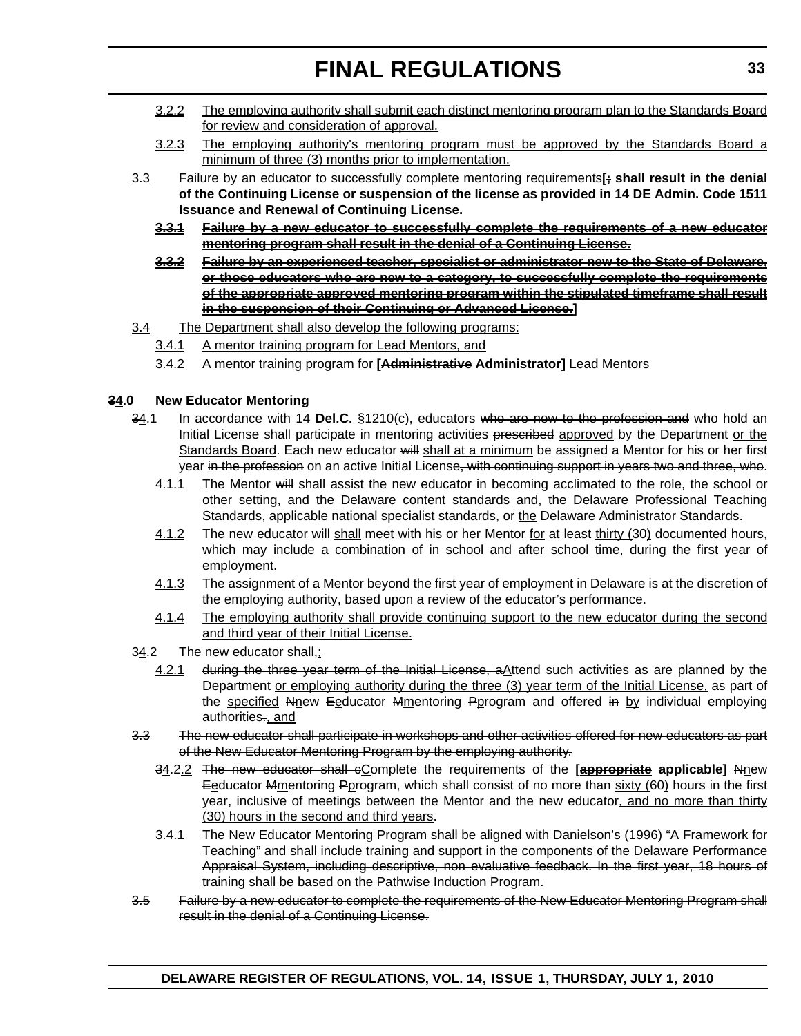3.2.2 The employing authority shall submit each distinct mentoring program plan to the Standards Board for review and consideration of approval.

3.2.3 The employing authority's mentoring program must be approved by the Standards Board a minimum of three (3) months prior to implementation.

3.3 Failure by an educator to successfully complete mentoring requirements **[; shall result in the denial of the Continuing License or suspension of the license as provided in 14 DE Admin. Code 1511 Issuance and Renewal of Continuing License.**

**~~3.3.1 Failure by a new educator to successfully complete the requirements of a new educator mentoring program shall result in the denial of a Continuing License.~~**

**~~3.3.2 Failure by an experienced teacher, specialist or administrator new to the State of Delaware, or those educators who are new to a category, to successfully complete the requirements of the appropriate approved mentoring program within the stipulated timeframe shall result in the suspension of their Continuing or Advanced License.~~]**

3.4 The Department shall also develop the following programs:

3.4.1 A mentor training program for Lead Mentors, and

3.4.2 A mentor training program for **[~~Administrative~~ Administrator]** Lead Mentors

## ~~3~~4.0 New Educator Mentoring

~~3~~4.1 In accordance with 14 **Del.C.** §1210(c), educators ~~who are new to the profession and~~ who hold an Initial License shall participate in mentoring activities ~~prescribed~~ approved by the Department or the Standards Board. Each new educator ~~will~~ shall at a minimum be assigned a Mentor for his or her first year ~~in the profession~~ on an active Initial License~~, with continuing support in years two and three, who~~.

4.1.1 The Mentor ~~will~~ shall assist the new educator in becoming acclimated to the role, the school or other setting, and the Delaware content standards ~~and~~, the Delaware Professional Teaching Standards, applicable national specialist standards, or the Delaware Administrator Standards.

4.1.2 The new educator ~~will~~ shall meet with his or her Mentor for at least thirty (30) documented hours, which may include a combination of in school and after school time, during the first year of employment.

4.1.3 The assignment of a Mentor beyond the first year of employment in Delaware is at the discretion of the employing authority, based upon a review of the educator's performance.

4.1.4 The employing authority shall provide continuing support to the new educator during the second and third year of their Initial License.

~~3~~4.2 The new educator shall~~,~~:

4.2.1 ~~during the three year term of the Initial License, a~~Attend such activities as are planned by the Department or employing authority during the three (3) year term of the Initial License, as part of the specified ~~N~~new ~~E~~educator ~~M~~mentoring ~~P~~program and offered ~~in~~ by individual employing authorities~~.~~, and

~~3.3 The new educator shall participate in workshops and other activities offered for new educators as part of the New Educator Mentoring Program by the employing authority.~~

~~3~~4.2.2 ~~The new educator shall c~~Complete the requirements of the **[~~appropriate~~ applicable]** ~~N~~new ~~E~~educator ~~M~~mentoring ~~P~~program, which shall consist of no more than sixty (60) hours in the first year, inclusive of meetings between the Mentor and the new educator, and no more than thirty (30) hours in the second and third years.

~~3.4.1 The New Educator Mentoring Program shall be aligned with Danielson's (1996) "A Framework for Teaching" and shall include training and support in the components of the Delaware Performance Appraisal System, including descriptive, non-evaluative feedback. In the first year, 18 hours of training shall be based on the Pathwise Induction Program.~~

~~3.5 Failure by a new educator to complete the requirements of the New Educator Mentoring Program shall result in the denial of a Continuing License.~~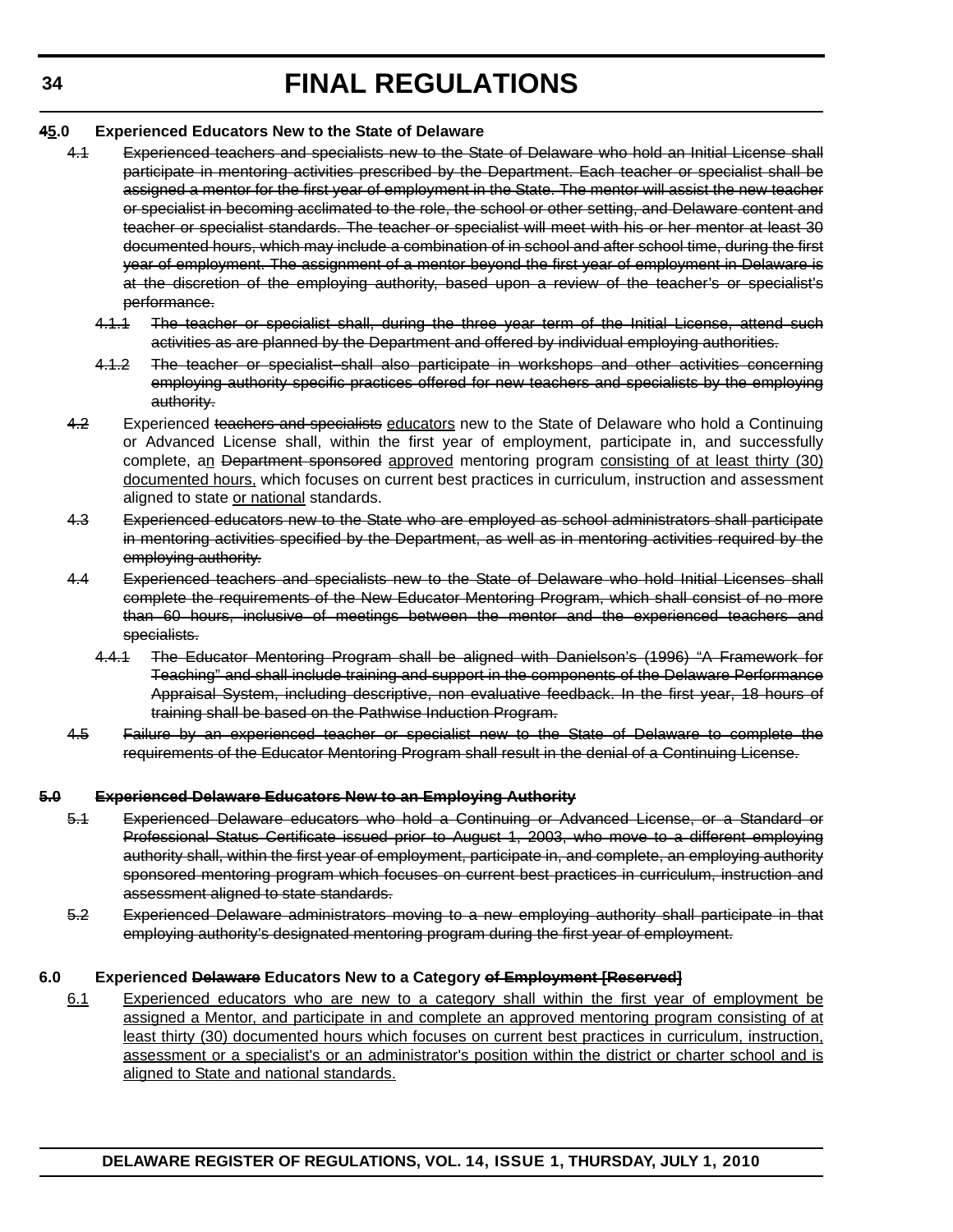**~~4~~<u>5</u>.0 Experienced Educators New to the State of Delaware**

~~4.1~~ ~~Experienced teachers and specialists new to the State of Delaware who hold an Initial License shall participate in mentoring activities prescribed by the Department. Each teacher or specialist shall be assigned a mentor for the first year of employment in the State. The mentor will assist the new teacher or specialist in becoming acclimated to the role, the school or other setting, and Delaware content and teacher or specialist standards. The teacher or specialist will meet with his or her mentor at least 30 documented hours, which may include a combination of in school and after school time, during the first year of employment. The assignment of a mentor beyond the first year of employment in Delaware is at the discretion of the employing authority, based upon a review of the teacher's or specialist's performance.~~

~~4.1.1~~ ~~The teacher or specialist shall, during the three year term of the Initial License, attend such activities as are planned by the Department and offered by individual employing authorities.~~

~~4.1.2~~ ~~The teacher or specialist shall also participate in workshops and other activities concerning employing authority specific practices offered for new teachers and specialists by the employing authority.~~

~~4.2~~ Experienced ~~teachers and specialists~~ <u>educators</u> new to the State of Delaware who hold a Continuing or Advanced License shall, within the first year of employment, participate in, and successfully complete, a<u>n</u> ~~Department sponsored~~ <u>approved</u> mentoring program <u>consisting of at least thirty (30) documented hours,</u> which focuses on current best practices in curriculum, instruction and assessment aligned to state <u>or national</u> standards.

~~4.3~~ ~~Experienced educators new to the State who are employed as school administrators shall participate in mentoring activities specified by the Department, as well as in mentoring activities required by the employing authority.~~

~~4.4~~ ~~Experienced teachers and specialists new to the State of Delaware who hold Initial Licenses shall complete the requirements of the New Educator Mentoring Program, which shall consist of no more than 60 hours, inclusive of meetings between the mentor and the experienced teachers and specialists.~~

~~4.4.1~~ ~~The Educator Mentoring Program shall be aligned with Danielson's (1996) "A Framework for Teaching" and shall include training and support in the components of the Delaware Performance Appraisal System, including descriptive, non evaluative feedback. In the first year, 18 hours of training shall be based on the Pathwise Induction Program.~~

~~4.5~~ ~~Failure by an experienced teacher or specialist new to the State of Delaware to complete the requirements of the Educator Mentoring Program shall result in the denial of a Continuing License.~~

**~~5.0~~ ~~Experienced Delaware Educators New to an Employing Authority~~**

~~5.1~~ ~~Experienced Delaware educators who hold a Continuing or Advanced License, or a Standard or Professional Status Certificate issued prior to August 1, 2003, who move to a different employing authority shall, within the first year of employment, participate in, and complete, an employing authority sponsored mentoring program which focuses on current best practices in curriculum, instruction and assessment aligned to state standards.~~

~~5.2~~ ~~Experienced Delaware administrators moving to a new employing authority shall participate in that employing authority's designated mentoring program during the first year of employment.~~

**6.0 Experienced ~~Delaware~~ Educators New to a Category ~~of Employment [Reserved]~~**

<u>6.1</u> <u>Experienced educators who are new to a category shall within the first year of employment be assigned a Mentor, and participate in and complete an approved mentoring program consisting of at least thirty (30) documented hours which focuses on current best practices in curriculum, instruction, assessment or a specialist's or an administrator's position within the district or charter school and is aligned to State and national standards.</u>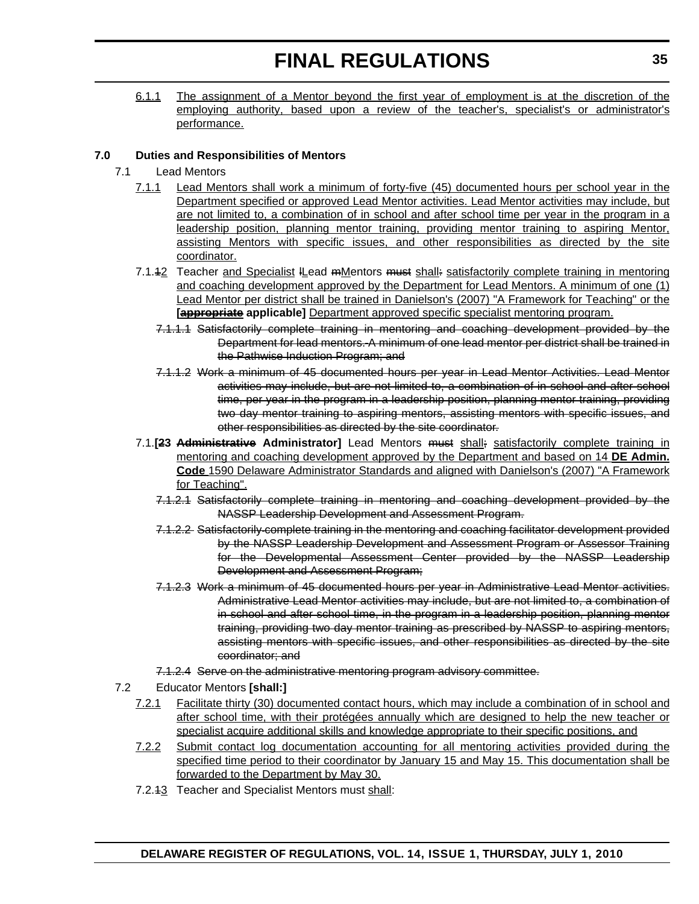6.1.1 The assignment of a Mentor beyond the first year of employment is at the discretion of the employing authority, based upon a review of the teacher's, specialist's or administrator's performance.

**7.0 Duties and Responsibilities of Mentors**

7.1 Lead Mentors

7.1.1 Lead Mentors shall work a minimum of forty-five (45) documented hours per school year in the Department specified or approved Lead Mentor activities. Lead Mentor activities may include, but are not limited to, a combination of in school and after school time per year in the program in a leadership position, planning mentor training, providing mentor training to aspiring Mentor, assisting Mentors with specific issues, and other responsibilities as directed by the site coordinator.

7.1.~~1~~2 Teacher and Specialist ~~l~~Lead ~~m~~Mentors ~~must~~ shall~~:~~ satisfactorily complete training in mentoring and coaching development approved by the Department for Lead Mentors. A minimum of one (1) Lead Mentor per district shall be trained in Danielson's (2007) "A Framework for Teaching" or the **[~~appropriate~~ applicable]** Department approved specific specialist mentoring program.

~~7.1.1.1 Satisfactorily complete training in mentoring and coaching development provided by the Department for lead mentors. A minimum of one lead mentor per district shall be trained in the Pathwise Induction Program; and~~

~~7.1.1.2 Work a minimum of 45 documented hours per year in Lead Mentor Activities. Lead Mentor activities may include, but are not limited to, a combination of in school and after school time, per year in the program in a leadership position, planning mentor training, providing two day mentor training to aspiring mentors, assisting mentors with specific issues, and other responsibilities as directed by the site coordinator.~~

7.1.**[~~2~~3 ~~Administrative~~ Administrator]** Lead Mentors ~~must~~ shall~~;~~ satisfactorily complete training in mentoring and coaching development approved by the Department and based on 14 **DE Admin. Code** 1590 Delaware Administrator Standards and aligned with Danielson's (2007) "A Framework for Teaching".

~~7.1.2.1 Satisfactorily complete training in mentoring and coaching development provided by the NASSP Leadership Development and Assessment Program.~~

~~7.1.2.2 Satisfactorily complete training in the mentoring and coaching facilitator development provided by the NASSP Leadership Development and Assessment Program or Assessor Training for the Developmental Assessment Center provided by the NASSP Leadership Development and Assessment Program;~~

~~7.1.2.3 Work a minimum of 45 documented hours per year in Administrative Lead Mentor activities. Administrative Lead Mentor activities may include, but are not limited to, a combination of in school and after school time, in the program in a leadership position, planning mentor training, providing two day mentor training as prescribed by NASSP to aspiring mentors, assisting mentors with specific issues, and other responsibilities as directed by the site coordinator; and~~

~~7.1.2.4 Serve on the administrative mentoring program advisory committee.~~

7.2 Educator Mentors **[shall:]**

7.2.1 Facilitate thirty (30) documented contact hours, which may include a combination of in school and after school time, with their protégées annually which are designed to help the new teacher or specialist acquire additional skills and knowledge appropriate to their specific positions, and

7.2.2 Submit contact log documentation accounting for all mentoring activities provided during the specified time period to their coordinator by January 15 and May 15. This documentation shall be forwarded to the Department by May 30.

7.2.~~1~~3 Teacher and Specialist Mentors must shall: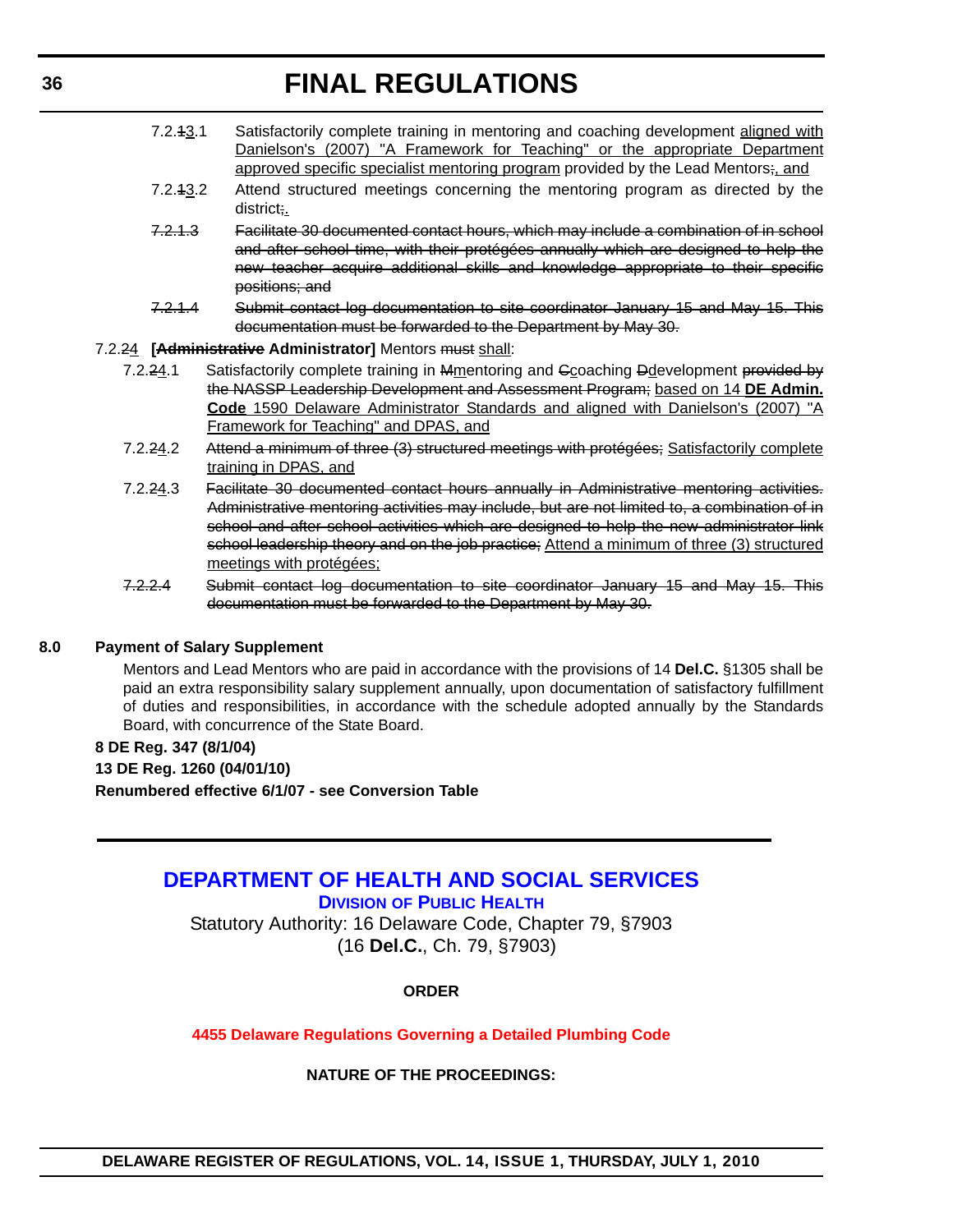7.2.~~1~~<u>3</u>.1 Satisfactorily complete training in mentoring and coaching development <u>aligned with Danielson's (2007) "A Framework for Teaching" or the appropriate Department approved specific specialist mentoring program</u> provided by the Lead Mentors~~;~~<u>, and</u>

7.2.~~1~~<u>3</u>.2 Attend structured meetings concerning the mentoring program as directed by the district~~;~~<u>.</u>

~~7.2.1.3 Facilitate 30 documented contact hours, which may include a combination of in school and after school time, with their protégées annually which are designed to help the new teacher acquire additional skills and knowledge appropriate to their specific positions; and~~

~~7.2.1.4 Submit contact log documentation to site coordinator January 15 and May 15. This documentation must be forwarded to the Department by May 30.~~

7.2.~~2~~<u>4</u> **[~~Administrative~~ Administrator]** Mentors ~~must~~ <u>shall</u>:

7.2.~~2~~<u>4</u>.1 Satisfactorily complete training in ~~M~~<u>m</u>entoring and ~~C~~<u>c</u>oaching ~~D~~<u>d</u>evelopment ~~provided by the NASSP Leadership Development and Assessment Program;~~ <u>based on 14 **DE Admin. Code** 1590 Delaware Administrator Standards and aligned with Danielson's (2007) "A Framework for Teaching" and DPAS, and</u>

7.2.~~2~~<u>4</u>.2 ~~Attend a minimum of three (3) structured meetings with protégées;~~ <u>Satisfactorily complete training in DPAS, and</u>

7.2.~~2~~<u>4</u>.3 ~~Facilitate 30 documented contact hours annually in Administrative mentoring activities. Administrative mentoring activities may include, but are not limited to, a combination of in school and after school activities which are designed to help the new administrator link school leadership theory and on the job practice;~~ <u>Attend a minimum of three (3) structured meetings with protégées;</u>

~~7.2.2.4 Submit contact log documentation to site coordinator January 15 and May 15. This documentation must be forwarded to the Department by May 30.~~

**8.0 Payment of Salary Supplement**

Mentors and Lead Mentors who are paid in accordance with the provisions of 14 **Del.C.** §1305 shall be paid an extra responsibility salary supplement annually, upon documentation of satisfactory fulfillment of duties and responsibilities, in accordance with the schedule adopted annually by the Standards Board, with concurrence of the State Board.

**8 DE Reg. 347 (8/1/04)**

**13 DE Reg. 1260 (04/01/10)**

**Renumbered effective 6/1/07 - see Conversion Table**

---

# DEPARTMENT OF HEALTH AND SOCIAL SERVICES

## DIVISION OF PUBLIC HEALTH

Statutory Authority: 16 Delaware Code, Chapter 79, §7903
(16 **Del.C.**, Ch. 79, §7903)

**ORDER**

**4455 Delaware Regulations Governing a Detailed Plumbing Code**

**NATURE OF THE PROCEEDINGS:**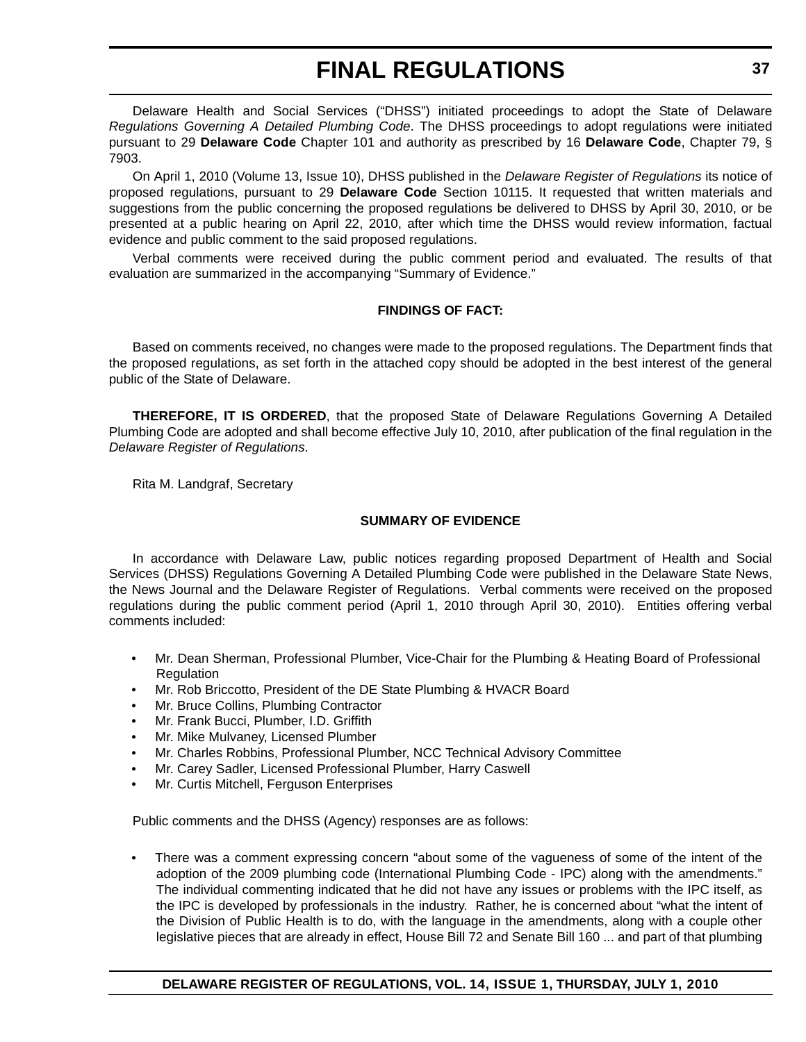Delaware Health and Social Services ("DHSS") initiated proceedings to adopt the State of Delaware *Regulations Governing A Detailed Plumbing Code*. The DHSS proceedings to adopt regulations were initiated pursuant to 29 **Delaware Code** Chapter 101 and authority as prescribed by 16 **Delaware Code**, Chapter 79, § 7903.

On April 1, 2010 (Volume 13, Issue 10), DHSS published in the *Delaware Register of Regulations* its notice of proposed regulations, pursuant to 29 **Delaware Code** Section 10115. It requested that written materials and suggestions from the public concerning the proposed regulations be delivered to DHSS by April 30, 2010, or be presented at a public hearing on April 22, 2010, after which time the DHSS would review information, factual evidence and public comment to the said proposed regulations.

Verbal comments were received during the public comment period and evaluated. The results of that evaluation are summarized in the accompanying "Summary of Evidence."

**FINDINGS OF FACT:**

Based on comments received, no changes were made to the proposed regulations. The Department finds that the proposed regulations, as set forth in the attached copy should be adopted in the best interest of the general public of the State of Delaware.

**THEREFORE, IT IS ORDERED**, that the proposed State of Delaware Regulations Governing A Detailed Plumbing Code are adopted and shall become effective July 10, 2010, after publication of the final regulation in the *Delaware Register of Regulations*.

Rita M. Landgraf, Secretary

**SUMMARY OF EVIDENCE**

In accordance with Delaware Law, public notices regarding proposed Department of Health and Social Services (DHSS) Regulations Governing A Detailed Plumbing Code were published in the Delaware State News, the News Journal and the Delaware Register of Regulations. Verbal comments were received on the proposed regulations during the public comment period (April 1, 2010 through April 30, 2010). Entities offering verbal comments included:

- Mr. Dean Sherman, Professional Plumber, Vice-Chair for the Plumbing & Heating Board of Professional Regulation
- Mr. Rob Briccotto, President of the DE State Plumbing & HVACR Board
- Mr. Bruce Collins, Plumbing Contractor
- Mr. Frank Bucci, Plumber, I.D. Griffith
- Mr. Mike Mulvaney, Licensed Plumber
- Mr. Charles Robbins, Professional Plumber, NCC Technical Advisory Committee
- Mr. Carey Sadler, Licensed Professional Plumber, Harry Caswell
- Mr. Curtis Mitchell, Ferguson Enterprises

Public comments and the DHSS (Agency) responses are as follows:

- There was a comment expressing concern "about some of the vagueness of some of the intent of the adoption of the 2009 plumbing code (International Plumbing Code - IPC) along with the amendments." The individual commenting indicated that he did not have any issues or problems with the IPC itself, as the IPC is developed by professionals in the industry. Rather, he is concerned about "what the intent of the Division of Public Health is to do, with the language in the amendments, along with a couple other legislative pieces that are already in effect, House Bill 72 and Senate Bill 160 ... and part of that plumbing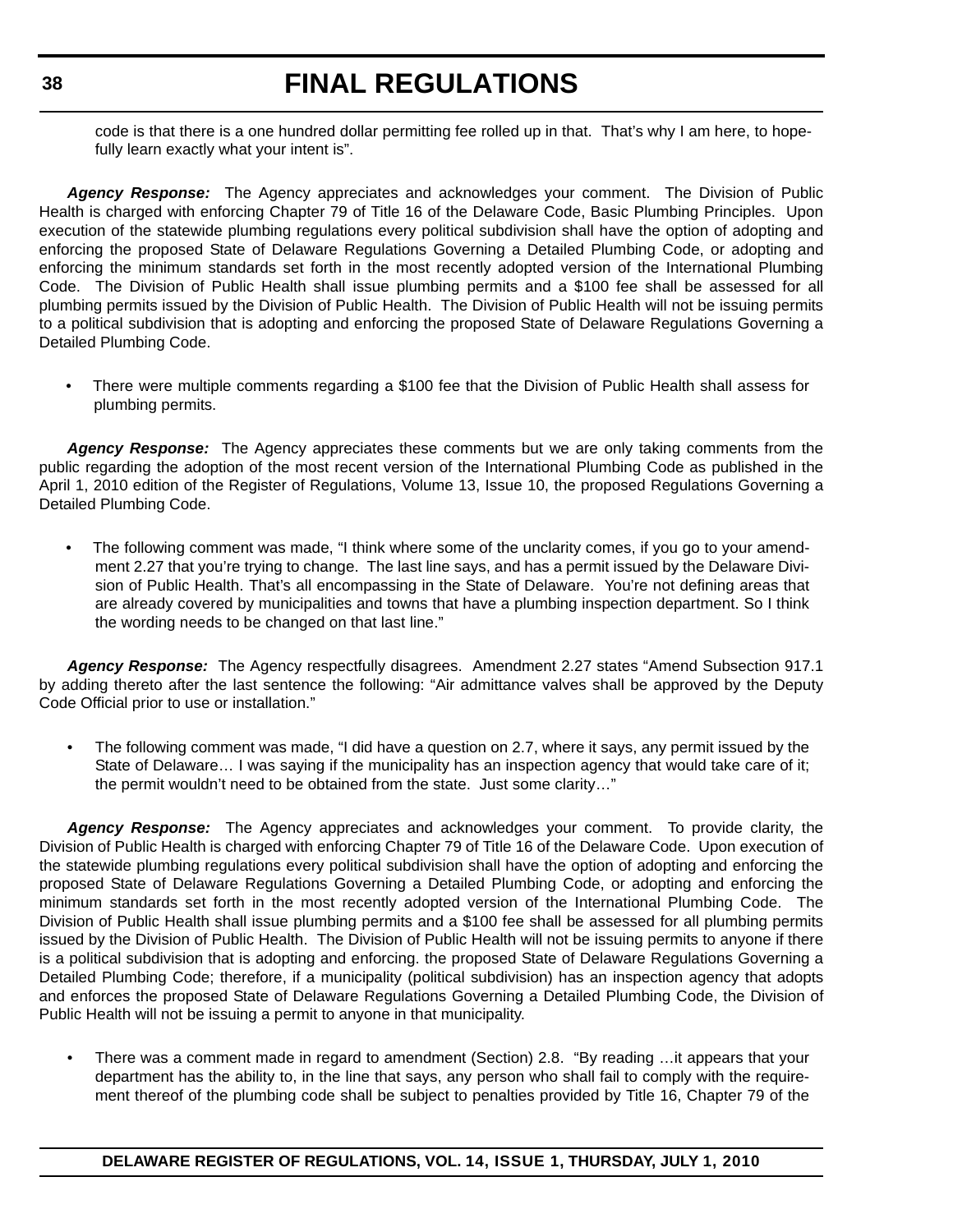code is that there is a one hundred dollar permitting fee rolled up in that. That's why I am here, to hopefully learn exactly what your intent is".

***Agency Response:*** The Agency appreciates and acknowledges your comment. The Division of Public Health is charged with enforcing Chapter 79 of Title 16 of the Delaware Code, Basic Plumbing Principles. Upon execution of the statewide plumbing regulations every political subdivision shall have the option of adopting and enforcing the proposed State of Delaware Regulations Governing a Detailed Plumbing Code, or adopting and enforcing the minimum standards set forth in the most recently adopted version of the International Plumbing Code. The Division of Public Health shall issue plumbing permits and a $100 fee shall be assessed for all plumbing permits issued by the Division of Public Health. The Division of Public Health will not be issuing permits to a political subdivision that is adopting and enforcing the proposed State of Delaware Regulations Governing a Detailed Plumbing Code.

- There were multiple comments regarding a $100 fee that the Division of Public Health shall assess for plumbing permits.

***Agency Response:*** The Agency appreciates these comments but we are only taking comments from the public regarding the adoption of the most recent version of the International Plumbing Code as published in the April 1, 2010 edition of the Register of Regulations, Volume 13, Issue 10, the proposed Regulations Governing a Detailed Plumbing Code.

- The following comment was made, "I think where some of the unclarity comes, if you go to your amendment 2.27 that you're trying to change. The last line says, and has a permit issued by the Delaware Division of Public Health. That's all encompassing in the State of Delaware. You're not defining areas that are already covered by municipalities and towns that have a plumbing inspection department. So I think the wording needs to be changed on that last line."

***Agency Response:*** The Agency respectfully disagrees. Amendment 2.27 states "Amend Subsection 917.1 by adding thereto after the last sentence the following: "Air admittance valves shall be approved by the Deputy Code Official prior to use or installation."

- The following comment was made, "I did have a question on 2.7, where it says, any permit issued by the State of Delaware… I was saying if the municipality has an inspection agency that would take care of it; the permit wouldn't need to be obtained from the state. Just some clarity…"

***Agency Response:*** The Agency appreciates and acknowledges your comment. To provide clarity, the Division of Public Health is charged with enforcing Chapter 79 of Title 16 of the Delaware Code. Upon execution of the statewide plumbing regulations every political subdivision shall have the option of adopting and enforcing the proposed State of Delaware Regulations Governing a Detailed Plumbing Code, or adopting and enforcing the minimum standards set forth in the most recently adopted version of the International Plumbing Code. The Division of Public Health shall issue plumbing permits and a $100 fee shall be assessed for all plumbing permits issued by the Division of Public Health. The Division of Public Health will not be issuing permits to anyone if there is a political subdivision that is adopting and enforcing. the proposed State of Delaware Regulations Governing a Detailed Plumbing Code; therefore, if a municipality (political subdivision) has an inspection agency that adopts and enforces the proposed State of Delaware Regulations Governing a Detailed Plumbing Code, the Division of Public Health will not be issuing a permit to anyone in that municipality.

- There was a comment made in regard to amendment (Section) 2.8. "By reading …it appears that your department has the ability to, in the line that says, any person who shall fail to comply with the requirement thereof of the plumbing code shall be subject to penalties provided by Title 16, Chapter 79 of the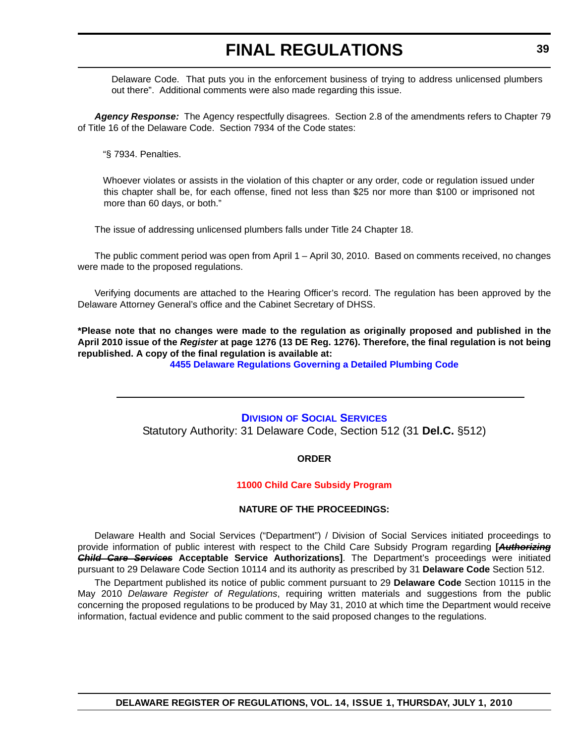Delaware Code. That puts you in the enforcement business of trying to address unlicensed plumbers out there". Additional comments were also made regarding this issue.

***Agency Response:*** The Agency respectfully disagrees. Section 2.8 of the amendments refers to Chapter 79 of Title 16 of the Delaware Code. Section 7934 of the Code states:

"§ 7934. Penalties.

Whoever violates or assists in the violation of this chapter or any order, code or regulation issued under this chapter shall be, for each offense, fined not less than $25 nor more than $100 or imprisoned not more than 60 days, or both."

The issue of addressing unlicensed plumbers falls under Title 24 Chapter 18.

The public comment period was open from April 1 – April 30, 2010. Based on comments received, no changes were made to the proposed regulations.

Verifying documents are attached to the Hearing Officer's record. The regulation has been approved by the Delaware Attorney General's office and the Cabinet Secretary of DHSS.

**\*Please note that no changes were made to the regulation as originally proposed and published in the April 2010 issue of the *Register* at page 1276 (13 DE Reg. 1276). Therefore, the final regulation is not being republished. A copy of the final regulation is available at:**

**4455 Delaware Regulations Governing a Detailed Plumbing Code**

---

## DIVISION OF SOCIAL SERVICES

Statutory Authority: 31 Delaware Code, Section 512 (31 **Del.C.** §512)

**ORDER**

**11000 Child Care Subsidy Program**

**NATURE OF THE PROCEEDINGS:**

Delaware Health and Social Services ("Department") / Division of Social Services initiated proceedings to provide information of public interest with respect to the Child Care Subsidy Program regarding **[~~*Authorizing Child Care Services*~~ Acceptable Service Authorizations]**. The Department's proceedings were initiated pursuant to 29 Delaware Code Section 10114 and its authority as prescribed by 31 **Delaware Code** Section 512.

The Department published its notice of public comment pursuant to 29 **Delaware Code** Section 10115 in the May 2010 *Delaware Register of Regulations*, requiring written materials and suggestions from the public concerning the proposed regulations to be produced by May 31, 2010 at which time the Department would receive information, factual evidence and public comment to the said proposed changes to the regulations.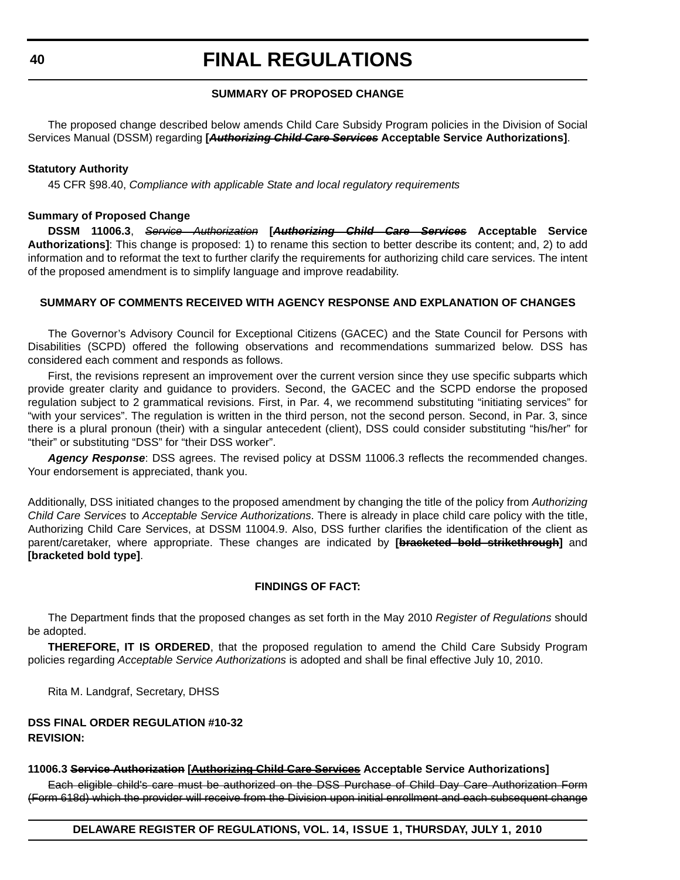### SUMMARY OF PROPOSED CHANGE

The proposed change described below amends Child Care Subsidy Program policies in the Division of Social Services Manual (DSSM) regarding **[~~*Authorizing Child Care Services*~~ Acceptable Service Authorizations]**.

**Statutory Authority**

45 CFR §98.40, *Compliance with applicable State and local regulatory requirements*

**Summary of Proposed Change**

**DSSM 11006.3**, ~~*Service Authorization*~~ **[~~*Authorizing Child Care Services*~~ Acceptable Service Authorizations]**: This change is proposed: 1) to rename this section to better describe its content; and, 2) to add information and to reformat the text to further clarify the requirements for authorizing child care services. The intent of the proposed amendment is to simplify language and improve readability.

### SUMMARY OF COMMENTS RECEIVED WITH AGENCY RESPONSE AND EXPLANATION OF CHANGES

The Governor's Advisory Council for Exceptional Citizens (GACEC) and the State Council for Persons with Disabilities (SCPD) offered the following observations and recommendations summarized below. DSS has considered each comment and responds as follows.

First, the revisions represent an improvement over the current version since they use specific subparts which provide greater clarity and guidance to providers. Second, the GACEC and the SCPD endorse the proposed regulation subject to 2 grammatical revisions. First, in Par. 4, we recommend substituting "initiating services" for "with your services". The regulation is written in the third person, not the second person. Second, in Par. 3, since there is a plural pronoun (their) with a singular antecedent (client), DSS could consider substituting "his/her" for "their" or substituting "DSS" for "their DSS worker".

***Agency Response***: DSS agrees. The revised policy at DSSM 11006.3 reflects the recommended changes. Your endorsement is appreciated, thank you.

Additionally, DSS initiated changes to the proposed amendment by changing the title of the policy from *Authorizing Child Care Services* to *Acceptable Service Authorizations*. There is already in place child care policy with the title, Authorizing Child Care Services, at DSSM 11004.9. Also, DSS further clarifies the identification of the client as parent/caretaker, where appropriate. These changes are indicated by **[~~bracketed bold strikethrough~~]** and **[bracketed bold type]**.

### FINDINGS OF FACT:

The Department finds that the proposed changes as set forth in the May 2010 *Register of Regulations* should be adopted.

**THEREFORE, IT IS ORDERED**, that the proposed regulation to amend the Child Care Subsidy Program policies regarding *Acceptable Service Authorizations* is adopted and shall be final effective July 10, 2010.

Rita M. Landgraf, Secretary, DHSS

**DSS FINAL ORDER REGULATION #10-32**
**REVISION:**

**11006.3 ~~Service Authorization~~ [~~Authorizing Child Care Services~~ Acceptable Service Authorizations]**

~~Each eligible child's care must be authorized on the DSS Purchase of Child Day Care Authorization Form (Form 618d) which the provider will receive from the Division upon initial enrollment and each subsequent change~~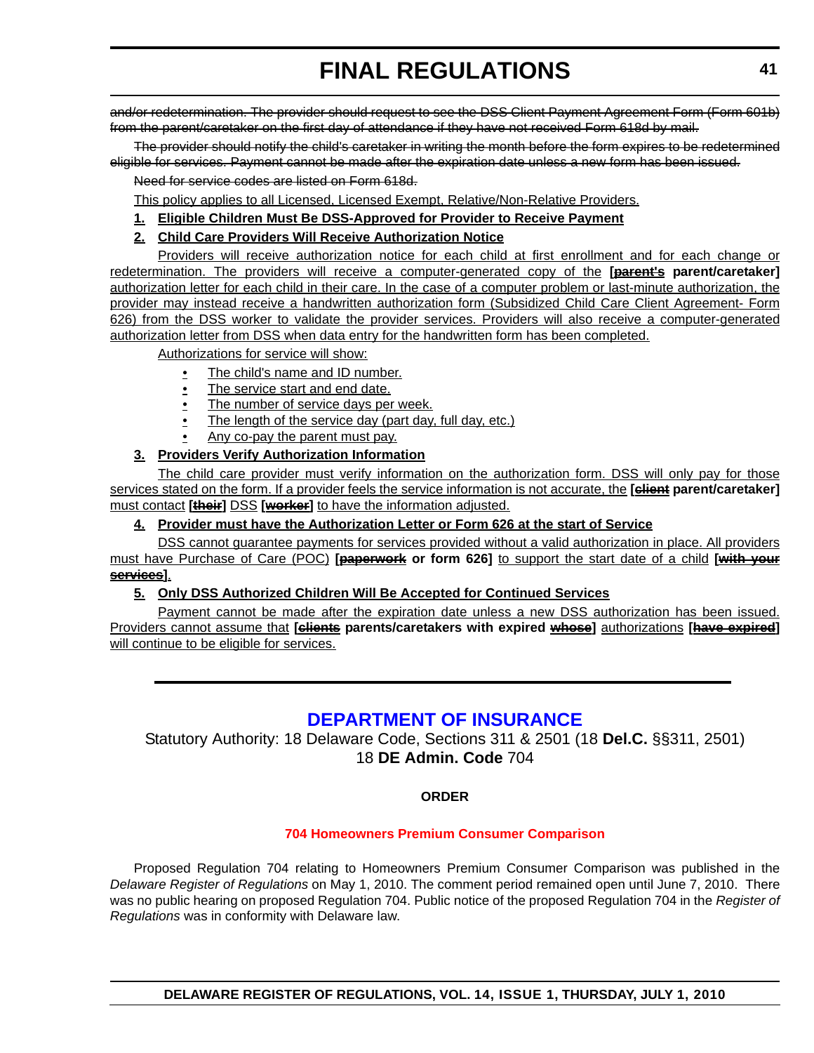~~and/or redetermination. The provider should request to see the DSS Client Payment Agreement Form (Form 601b) from the parent/caretaker on the first day of attendance if they have not received Form 618d by mail.~~

~~The provider should notify the child's caretaker in writing the month before the form expires to be redetermined eligible for services. Payment cannot be made after the expiration date unless a new form has been issued.~~

~~Need for service codes are listed on Form 618d.~~

<u>This policy applies to all Licensed, Licensed Exempt, Relative/Non-Relative Providers.</u>

**<u>1. Eligible Children Must Be DSS-Approved for Provider to Receive Payment</u>**

**<u>2. Child Care Providers Will Receive Authorization Notice</u>**

<u>Providers will receive authorization notice for each child at first enrollment and for each change or redetermination. The providers will receive a computer-generated copy of the</u> **[~~parent's~~ parent/caretaker]** <u>authorization letter for each child in their care. In the case of a computer problem or last-minute authorization, the provider may instead receive a handwritten authorization form (Subsidized Child Care Client Agreement- Form 626) from the DSS worker to validate the provider services. Providers will also receive a computer-generated authorization letter from DSS when data entry for the handwritten form has been completed.</u>

<u>Authorizations for service will show:</u>

- <u>The child's name and ID number.</u>
- <u>The service start and end date.</u>
- <u>The number of service days per week.</u>
- <u>The length of the service day (part day, full day, etc.)</u>
- <u>Any co-pay the parent must pay.</u>

**<u>3. Providers Verify Authorization Information</u>**

<u>The child care provider must verify information on the authorization form. DSS will only pay for those services stated on the form. If a provider feels the service information is not accurate, the</u> **[~~client~~ parent/caretaker]** <u>must contact</u> **[~~their~~]** <u>DSS</u> **[~~worker~~]** <u>to have the information adjusted.</u>

**<u>4. Provider must have the Authorization Letter or Form 626 at the start of Service</u>**

<u>DSS cannot guarantee payments for services provided without a valid authorization in place. All providers must have Purchase of Care (POC)</u> **[~~paperwork~~ or form 626]** <u>to support the start date of a child</u> **[~~with your services~~]**<u>.</u>

**<u>5. Only DSS Authorized Children Will Be Accepted for Continued Services</u>**

<u>Payment cannot be made after the expiration date unless a new DSS authorization has been issued. Providers cannot assume that</u> **[~~clients~~ parents/caretakers with expired ~~whose~~]** <u>authorizations</u> **[~~have expired~~]** <u>will continue to be eligible for services.</u>

---

## DEPARTMENT OF INSURANCE

Statutory Authority: 18 Delaware Code, Sections 311 & 2501 (18 **Del.C.** §§311, 2501)
18 **DE Admin. Code** 704

**ORDER**

### 704 Homeowners Premium Consumer Comparison

Proposed Regulation 704 relating to Homeowners Premium Consumer Comparison was published in the *Delaware Register of Regulations* on May 1, 2010. The comment period remained open until June 7, 2010. There was no public hearing on proposed Regulation 704. Public notice of the proposed Regulation 704 in the *Register of Regulations* was in conformity with Delaware law.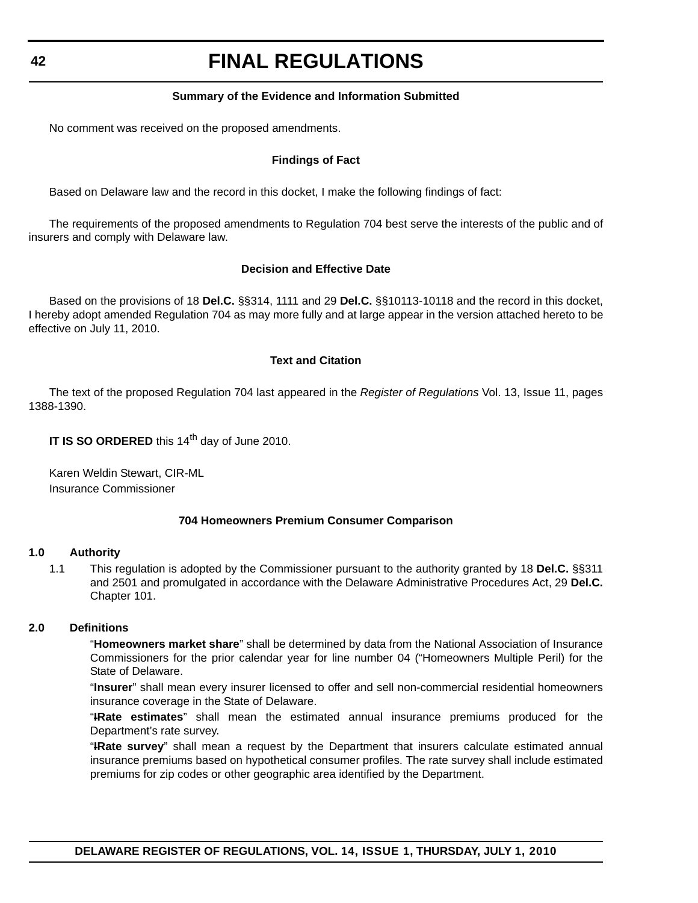**Summary of the Evidence and Information Submitted**

No comment was received on the proposed amendments.

**Findings of Fact**

Based on Delaware law and the record in this docket, I make the following findings of fact:

The requirements of the proposed amendments to Regulation 704 best serve the interests of the public and of insurers and comply with Delaware law.

**Decision and Effective Date**

Based on the provisions of 18 **Del.C.** §§314, 1111 and 29 **Del.C.** §§10113-10118 and the record in this docket, I hereby adopt amended Regulation 704 as may more fully and at large appear in the version attached hereto to be effective on July 11, 2010.

**Text and Citation**

The text of the proposed Regulation 704 last appeared in the *Register of Regulations* Vol. 13, Issue 11, pages 1388-1390.

**IT IS SO ORDERED** this 14th day of June 2010.

Karen Weldin Stewart, CIR-ML
Insurance Commissioner

**704 Homeowners Premium Consumer Comparison**

**1.0 Authority**

1.1 This regulation is adopted by the Commissioner pursuant to the authority granted by 18 **Del.C.** §§311 and 2501 and promulgated in accordance with the Delaware Administrative Procedures Act, 29 **Del.C.** Chapter 101.

**2.0 Definitions**

"**Homeowners market share**" shall be determined by data from the National Association of Insurance Commissioners for the prior calendar year for line number 04 ("Homeowners Multiple Peril) for the State of Delaware.

"**Insurer**" shall mean every insurer licensed to offer and sell non-commercial residential homeowners insurance coverage in the State of Delaware.

"~~I~~**Rate estimates**" shall mean the estimated annual insurance premiums produced for the Department's rate survey.

"~~I~~**Rate survey**" shall mean a request by the Department that insurers calculate estimated annual insurance premiums based on hypothetical consumer profiles. The rate survey shall include estimated premiums for zip codes or other geographic area identified by the Department.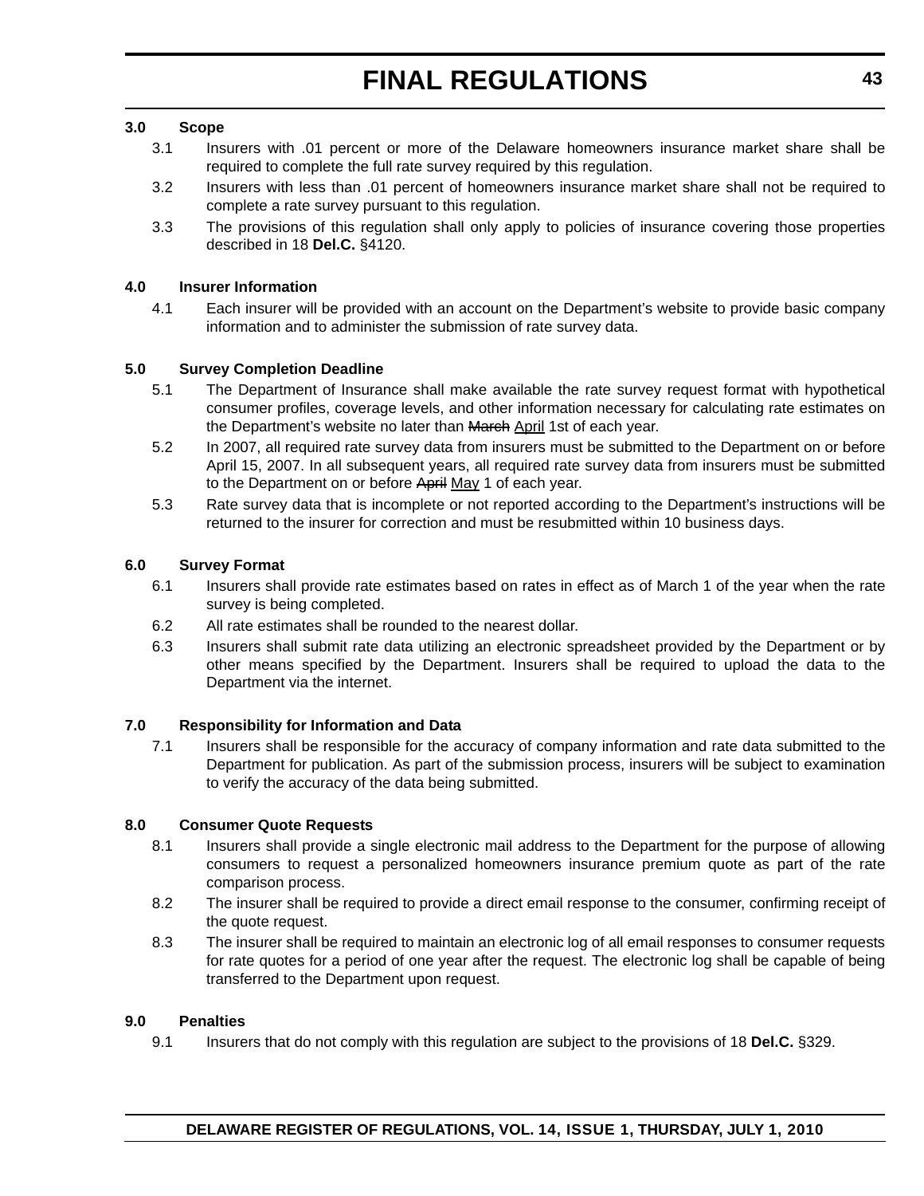### 3.0 Scope

3.1 Insurers with .01 percent or more of the Delaware homeowners insurance market share shall be required to complete the full rate survey required by this regulation.

3.2 Insurers with less than .01 percent of homeowners insurance market share shall not be required to complete a rate survey pursuant to this regulation.

3.3 The provisions of this regulation shall only apply to policies of insurance covering those properties described in 18 **Del.C.** §4120.

### 4.0 Insurer Information

4.1 Each insurer will be provided with an account on the Department's website to provide basic company information and to administer the submission of rate survey data.

### 5.0 Survey Completion Deadline

5.1 The Department of Insurance shall make available the rate survey request format with hypothetical consumer profiles, coverage levels, and other information necessary for calculating rate estimates on the Department's website no later than ~~March~~ <u>April</u> 1st of each year.

5.2 In 2007, all required rate survey data from insurers must be submitted to the Department on or before April 15, 2007. In all subsequent years, all required rate survey data from insurers must be submitted to the Department on or before ~~April~~ <u>May</u> 1 of each year.

5.3 Rate survey data that is incomplete or not reported according to the Department's instructions will be returned to the insurer for correction and must be resubmitted within 10 business days.

### 6.0 Survey Format

6.1 Insurers shall provide rate estimates based on rates in effect as of March 1 of the year when the rate survey is being completed.

6.2 All rate estimates shall be rounded to the nearest dollar.

6.3 Insurers shall submit rate data utilizing an electronic spreadsheet provided by the Department or by other means specified by the Department. Insurers shall be required to upload the data to the Department via the internet.

### 7.0 Responsibility for Information and Data

7.1 Insurers shall be responsible for the accuracy of company information and rate data submitted to the Department for publication. As part of the submission process, insurers will be subject to examination to verify the accuracy of the data being submitted.

### 8.0 Consumer Quote Requests

8.1 Insurers shall provide a single electronic mail address to the Department for the purpose of allowing consumers to request a personalized homeowners insurance premium quote as part of the rate comparison process.

8.2 The insurer shall be required to provide a direct email response to the consumer, confirming receipt of the quote request.

8.3 The insurer shall be required to maintain an electronic log of all email responses to consumer requests for rate quotes for a period of one year after the request. The electronic log shall be capable of being transferred to the Department upon request.

### 9.0 Penalties

9.1 Insurers that do not comply with this regulation are subject to the provisions of 18 **Del.C.** §329.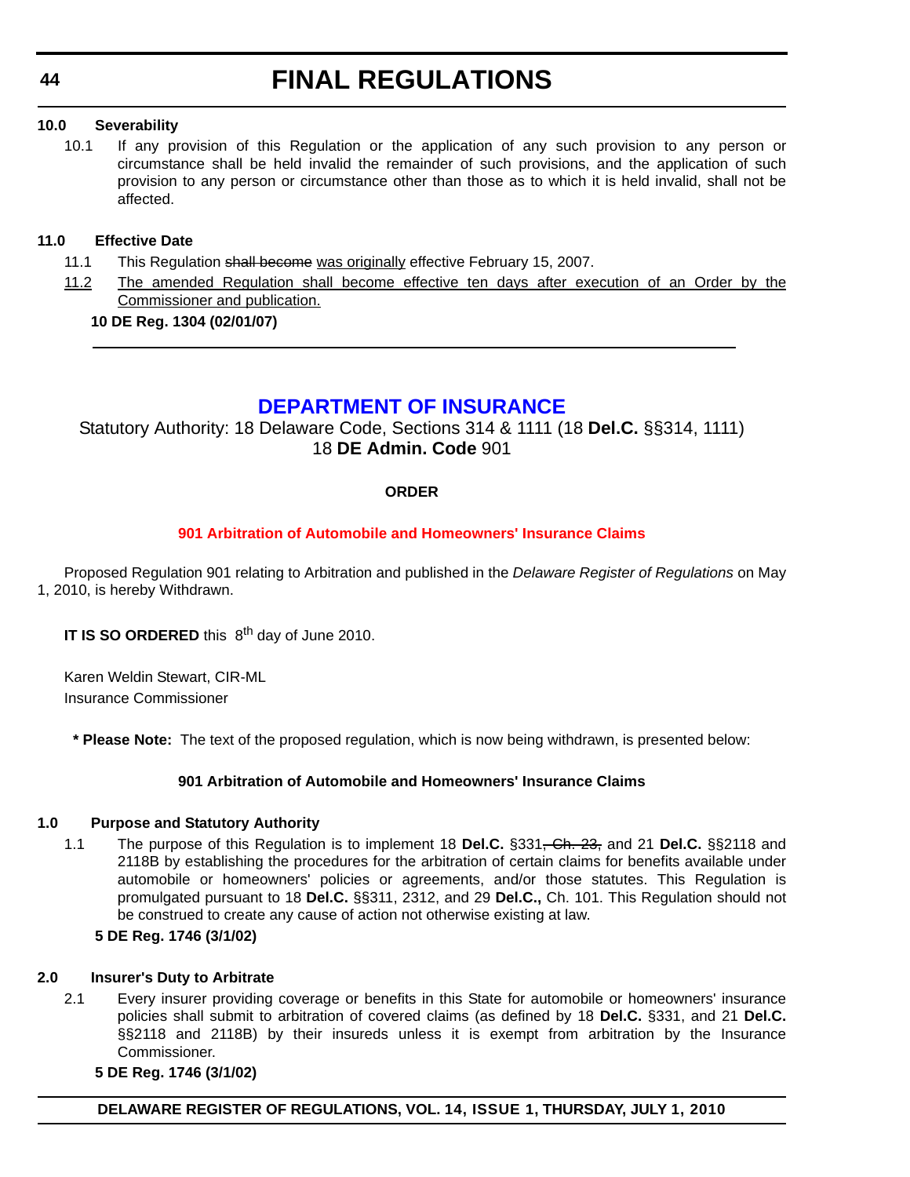**10.0 Severability**

10.1 If any provision of this Regulation or the application of any such provision to any person or circumstance shall be held invalid the remainder of such provisions, and the application of such provision to any person or circumstance other than those as to which it is held invalid, shall not be affected.

**11.0 Effective Date**

11.1 This Regulation ~~shall become~~ <u>was originally</u> effective February 15, 2007.

<u>11.2</u> <u>The amended Regulation shall become effective ten days after execution of an Order by the Commissioner and publication.</u>

**10 DE Reg. 1304 (02/01/07)**

---

## DEPARTMENT OF INSURANCE

Statutory Authority: 18 Delaware Code, Sections 314 & 1111 (18 **Del.C.** §§314, 1111)
18 **DE Admin. Code** 901

**ORDER**

**901 Arbitration of Automobile and Homeowners' Insurance Claims**

Proposed Regulation 901 relating to Arbitration and published in the *Delaware Register of Regulations* on May 1, 2010, is hereby Withdrawn.

**IT IS SO ORDERED** this 8th day of June 2010.

Karen Weldin Stewart, CIR-ML
Insurance Commissioner

**\* Please Note:** The text of the proposed regulation, which is now being withdrawn, is presented below:

**901 Arbitration of Automobile and Homeowners' Insurance Claims**

**1.0 Purpose and Statutory Authority**

1.1 The purpose of this Regulation is to implement 18 **Del.C.** §331~~, Ch. 23,~~ and 21 **Del.C.** §§2118 and 2118B by establishing the procedures for the arbitration of certain claims for benefits available under automobile or homeowners' policies or agreements, and/or those statutes. This Regulation is promulgated pursuant to 18 **Del.C.** §§311, 2312, and 29 **Del.C.,** Ch. 101. This Regulation should not be construed to create any cause of action not otherwise existing at law.

**5 DE Reg. 1746 (3/1/02)**

**2.0 Insurer's Duty to Arbitrate**

2.1 Every insurer providing coverage or benefits in this State for automobile or homeowners' insurance policies shall submit to arbitration of covered claims (as defined by 18 **Del.C.** §331, and 21 **Del.C.** §§2118 and 2118B) by their insureds unless it is exempt from arbitration by the Insurance Commissioner.

**5 DE Reg. 1746 (3/1/02)**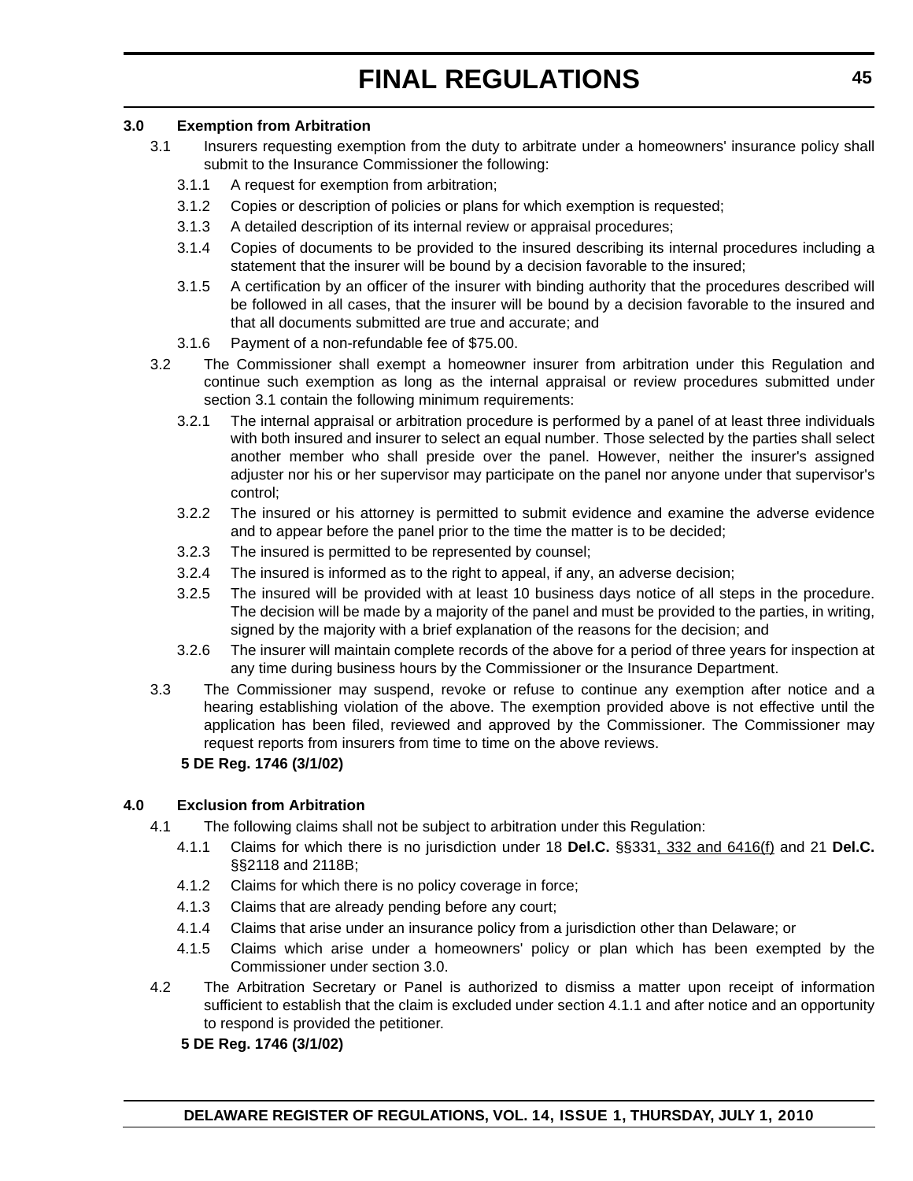**3.0 Exemption from Arbitration**

3.1 Insurers requesting exemption from the duty to arbitrate under a homeowners' insurance policy shall submit to the Insurance Commissioner the following:

3.1.1 A request for exemption from arbitration;

3.1.2 Copies or description of policies or plans for which exemption is requested;

3.1.3 A detailed description of its internal review or appraisal procedures;

3.1.4 Copies of documents to be provided to the insured describing its internal procedures including a statement that the insurer will be bound by a decision favorable to the insured;

3.1.5 A certification by an officer of the insurer with binding authority that the procedures described will be followed in all cases, that the insurer will be bound by a decision favorable to the insured and that all documents submitted are true and accurate; and

3.1.6 Payment of a non-refundable fee of $75.00.

3.2 The Commissioner shall exempt a homeowner insurer from arbitration under this Regulation and continue such exemption as long as the internal appraisal or review procedures submitted under section 3.1 contain the following minimum requirements:

3.2.1 The internal appraisal or arbitration procedure is performed by a panel of at least three individuals with both insured and insurer to select an equal number. Those selected by the parties shall select another member who shall preside over the panel. However, neither the insurer's assigned adjuster nor his or her supervisor may participate on the panel nor anyone under that supervisor's control;

3.2.2 The insured or his attorney is permitted to submit evidence and examine the adverse evidence and to appear before the panel prior to the time the matter is to be decided;

3.2.3 The insured is permitted to be represented by counsel;

3.2.4 The insured is informed as to the right to appeal, if any, an adverse decision;

3.2.5 The insured will be provided with at least 10 business days notice of all steps in the procedure. The decision will be made by a majority of the panel and must be provided to the parties, in writing, signed by the majority with a brief explanation of the reasons for the decision; and

3.2.6 The insurer will maintain complete records of the above for a period of three years for inspection at any time during business hours by the Commissioner or the Insurance Department.

3.3 The Commissioner may suspend, revoke or refuse to continue any exemption after notice and a hearing establishing violation of the above. The exemption provided above is not effective until the application has been filed, reviewed and approved by the Commissioner. The Commissioner may request reports from insurers from time to time on the above reviews.

**5 DE Reg. 1746 (3/1/02)**

**4.0 Exclusion from Arbitration**

4.1 The following claims shall not be subject to arbitration under this Regulation:

4.1.1 Claims for which there is no jurisdiction under 18 **Del.C.** §§331, 332 and 6416(f) and 21 **Del.C.** §§2118 and 2118B;

4.1.2 Claims for which there is no policy coverage in force;

4.1.3 Claims that are already pending before any court;

4.1.4 Claims that arise under an insurance policy from a jurisdiction other than Delaware; or

4.1.5 Claims which arise under a homeowners' policy or plan which has been exempted by the Commissioner under section 3.0.

4.2 The Arbitration Secretary or Panel is authorized to dismiss a matter upon receipt of information sufficient to establish that the claim is excluded under section 4.1.1 and after notice and an opportunity to respond is provided the petitioner.

**5 DE Reg. 1746 (3/1/02)**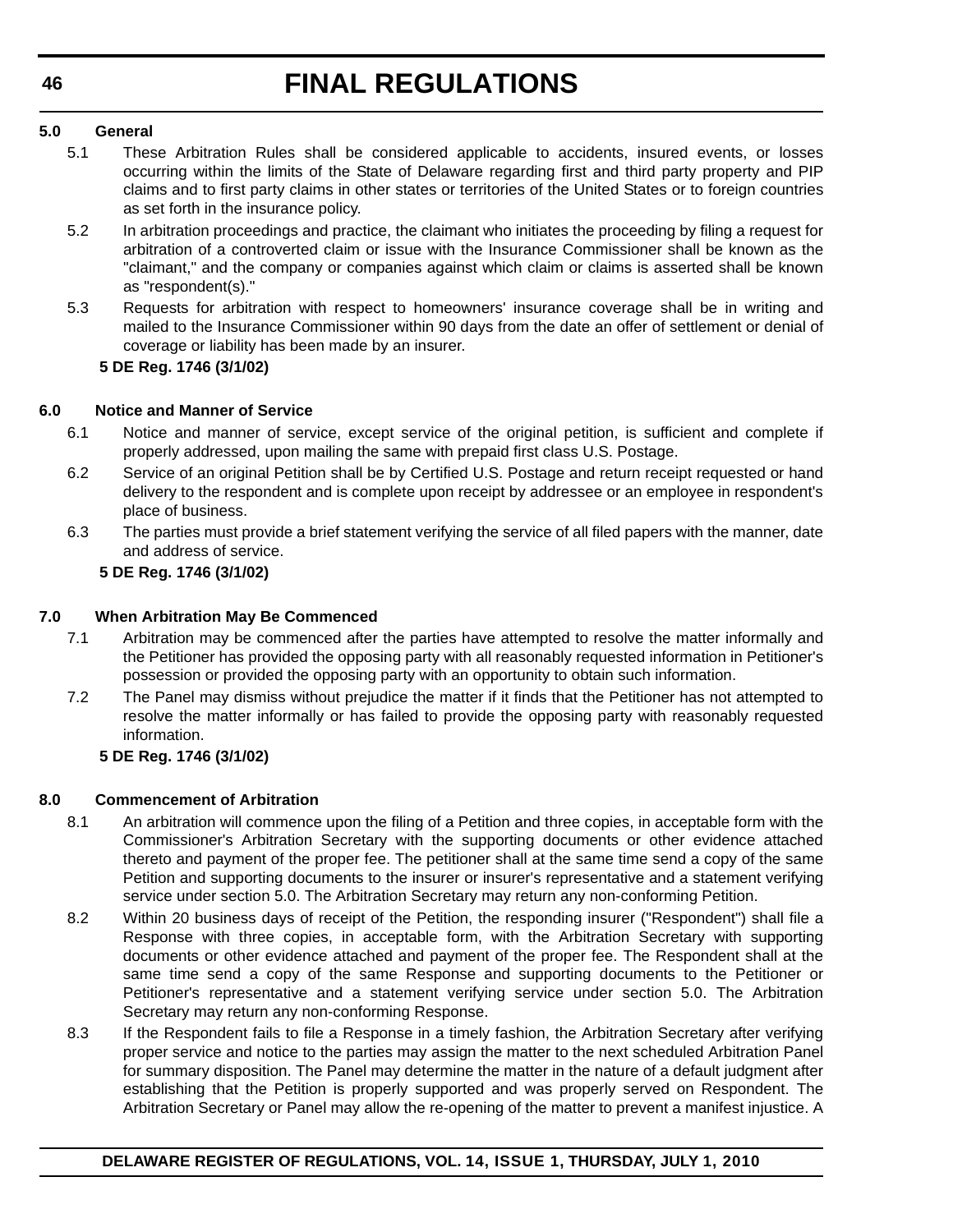**5.0 General**

5.1 These Arbitration Rules shall be considered applicable to accidents, insured events, or losses occurring within the limits of the State of Delaware regarding first and third party property and PIP claims and to first party claims in other states or territories of the United States or to foreign countries as set forth in the insurance policy.

5.2 In arbitration proceedings and practice, the claimant who initiates the proceeding by filing a request for arbitration of a controverted claim or issue with the Insurance Commissioner shall be known as the "claimant," and the company or companies against which claim or claims is asserted shall be known as "respondent(s)."

5.3 Requests for arbitration with respect to homeowners' insurance coverage shall be in writing and mailed to the Insurance Commissioner within 90 days from the date an offer of settlement or denial of coverage or liability has been made by an insurer.

**5 DE Reg. 1746 (3/1/02)**

**6.0 Notice and Manner of Service**

6.1 Notice and manner of service, except service of the original petition, is sufficient and complete if properly addressed, upon mailing the same with prepaid first class U.S. Postage.

6.2 Service of an original Petition shall be by Certified U.S. Postage and return receipt requested or hand delivery to the respondent and is complete upon receipt by addressee or an employee in respondent's place of business.

6.3 The parties must provide a brief statement verifying the service of all filed papers with the manner, date and address of service.

**5 DE Reg. 1746 (3/1/02)**

**7.0 When Arbitration May Be Commenced**

7.1 Arbitration may be commenced after the parties have attempted to resolve the matter informally and the Petitioner has provided the opposing party with all reasonably requested information in Petitioner's possession or provided the opposing party with an opportunity to obtain such information.

7.2 The Panel may dismiss without prejudice the matter if it finds that the Petitioner has not attempted to resolve the matter informally or has failed to provide the opposing party with reasonably requested information.

**5 DE Reg. 1746 (3/1/02)**

**8.0 Commencement of Arbitration**

8.1 An arbitration will commence upon the filing of a Petition and three copies, in acceptable form with the Commissioner's Arbitration Secretary with the supporting documents or other evidence attached thereto and payment of the proper fee. The petitioner shall at the same time send a copy of the same Petition and supporting documents to the insurer or insurer's representative and a statement verifying service under section 5.0. The Arbitration Secretary may return any non-conforming Petition.

8.2 Within 20 business days of receipt of the Petition, the responding insurer ("Respondent") shall file a Response with three copies, in acceptable form, with the Arbitration Secretary with supporting documents or other evidence attached and payment of the proper fee. The Respondent shall at the same time send a copy of the same Response and supporting documents to the Petitioner or Petitioner's representative and a statement verifying service under section 5.0. The Arbitration Secretary may return any non-conforming Response.

8.3 If the Respondent fails to file a Response in a timely fashion, the Arbitration Secretary after verifying proper service and notice to the parties may assign the matter to the next scheduled Arbitration Panel for summary disposition. The Panel may determine the matter in the nature of a default judgment after establishing that the Petition is properly supported and was properly served on Respondent. The Arbitration Secretary or Panel may allow the re-opening of the matter to prevent a manifest injustice. A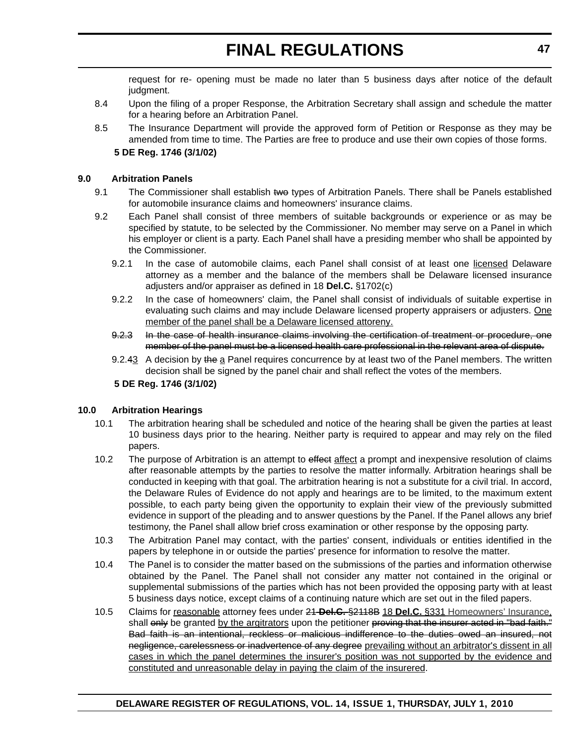request for re- opening must be made no later than 5 business days after notice of the default judgment.

8.4 Upon the filing of a proper Response, the Arbitration Secretary shall assign and schedule the matter for a hearing before an Arbitration Panel.

8.5 The Insurance Department will provide the approved form of Petition or Response as they may be amended from time to time. The Parties are free to produce and use their own copies of those forms.

**5 DE Reg. 1746 (3/1/02)**

**9.0 Arbitration Panels**

9.1 The Commissioner shall establish ~~two~~ types of Arbitration Panels. There shall be Panels established for automobile insurance claims and homeowners' insurance claims.

9.2 Each Panel shall consist of three members of suitable backgrounds or experience or as may be specified by statute, to be selected by the Commissioner. No member may serve on a Panel in which his employer or client is a party. Each Panel shall have a presiding member who shall be appointed by the Commissioner.

9.2.1 In the case of automobile claims, each Panel shall consist of at least one <u>licensed</u> Delaware attorney as a member and the balance of the members shall be Delaware licensed insurance adjusters and/or appraiser as defined in 18 **Del.C.** §1702(c)

9.2.2 In the case of homeowners' claim, the Panel shall consist of individuals of suitable expertise in evaluating such claims and may include Delaware licensed property appraisers or adjusters. <u>One member of the panel shall be a Delaware licensed attoreny.</u>

~~9.2.3 In the case of health insurance claims involving the certification of treatment or procedure, one member of the panel must be a licensed health care professional in the relevant area of dispute.~~

9.2.4<u>3</u> A decision by ~~the~~ <u>a</u> Panel requires concurrence by at least two of the Panel members. The written decision shall be signed by the panel chair and shall reflect the votes of the members.

**5 DE Reg. 1746 (3/1/02)**

**10.0 Arbitration Hearings**

10.1 The arbitration hearing shall be scheduled and notice of the hearing shall be given the parties at least 10 business days prior to the hearing. Neither party is required to appear and may rely on the filed papers.

10.2 The purpose of Arbitration is an attempt to ~~effect~~ <u>affect</u> a prompt and inexpensive resolution of claims after reasonable attempts by the parties to resolve the matter informally. Arbitration hearings shall be conducted in keeping with that goal. The arbitration hearing is not a substitute for a civil trial. In accord, the Delaware Rules of Evidence do not apply and hearings are to be limited, to the maximum extent possible, to each party being given the opportunity to explain their view of the previously submitted evidence in support of the pleading and to answer questions by the Panel. If the Panel allows any brief testimony, the Panel shall allow brief cross examination or other response by the opposing party.

10.3 The Arbitration Panel may contact, with the parties' consent, individuals or entities identified in the papers by telephone in or outside the parties' presence for information to resolve the matter.

10.4 The Panel is to consider the matter based on the submissions of the parties and information otherwise obtained by the Panel. The Panel shall not consider any matter not contained in the original or supplemental submissions of the parties which has not been provided the opposing party with at least 5 business days notice, except claims of a continuing nature which are set out in the filed papers.

10.5 Claims for <u>reasonable</u> attorney fees under ~~21 **Del.C.** §2118B~~ <u>18 **Del.C.** §331 Homeowners' Insurance</u>, shall ~~only~~ be granted <u>by the argitrators</u> upon the petitioner ~~proving that the insurer acted in "bad faith." Bad faith is an intentional, reckless or malicious indifference to the duties owed an insured, not negligence, carelessness or inadvertence of any degree~~ <u>prevailing without an arbitrator's dissent in all cases in which the panel determines the insurer's position was not supported by the evidence and constituted and unreasonable delay in paying the claim of the insurered</u>.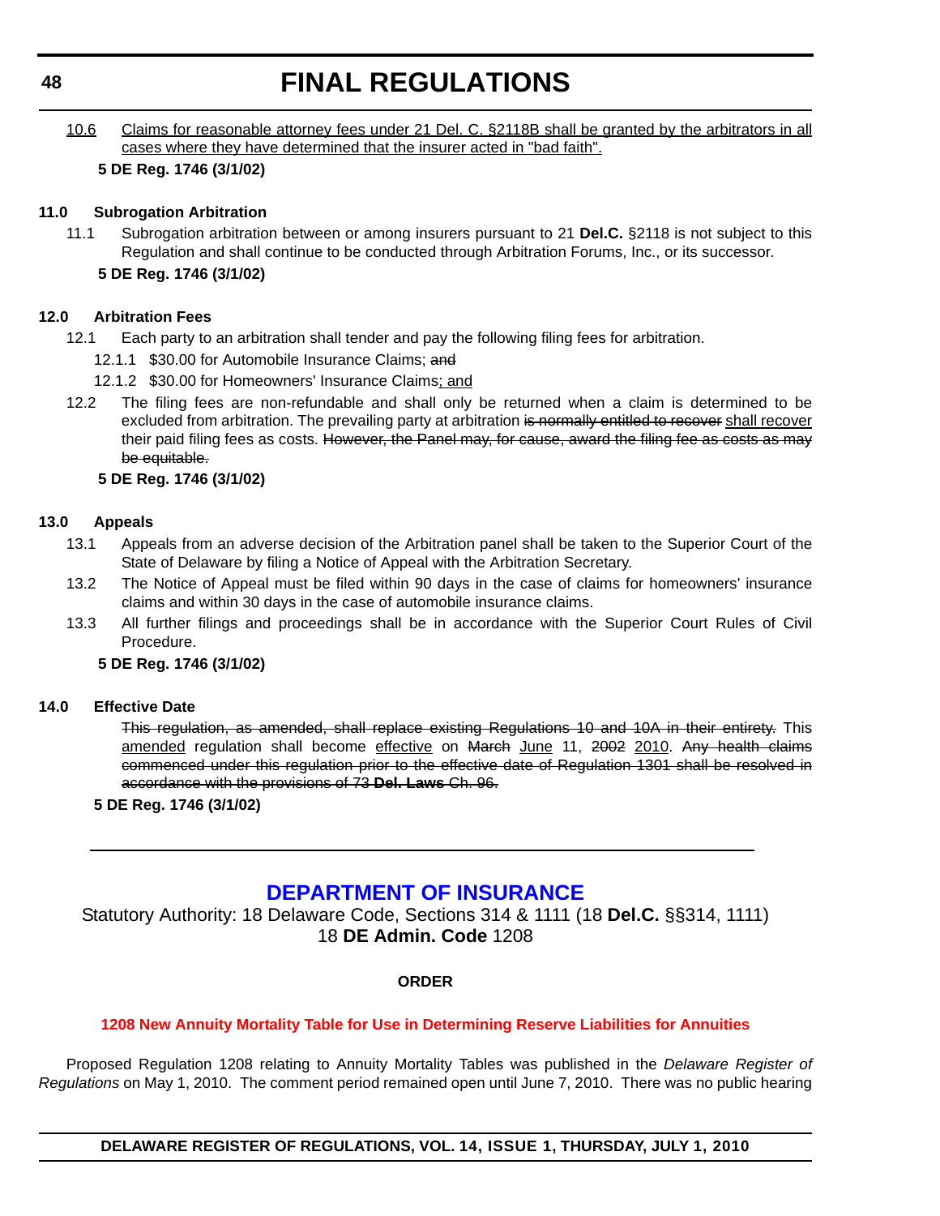10.6 <u>Claims for reasonable attorney fees under 21 Del. C. §2118B shall be granted by the arbitrators in all cases where they have determined that the insurer acted in "bad faith".</u>

**5 DE Reg. 1746 (3/1/02)**

**11.0 Subrogation Arbitration**

11.1 Subrogation arbitration between or among insurers pursuant to 21 **Del.C.** §2118 is not subject to this Regulation and shall continue to be conducted through Arbitration Forums, Inc., or its successor.

**5 DE Reg. 1746 (3/1/02)**

**12.0 Arbitration Fees**

12.1 Each party to an arbitration shall tender and pay the following filing fees for arbitration.

12.1.1 $30.00 for Automobile Insurance Claims; ~~and~~

12.1.2 $30.00 for Homeowners' Insurance Claims<u>; and</u>

12.2 The filing fees are non-refundable and shall only be returned when a claim is determined to be excluded from arbitration. The prevailing party at arbitration ~~is normally entitled to recover~~ <u>shall recover</u> their paid filing fees as costs. ~~However, the Panel may, for cause, award the filing fee as costs as may be equitable.~~

**5 DE Reg. 1746 (3/1/02)**

**13.0 Appeals**

13.1 Appeals from an adverse decision of the Arbitration panel shall be taken to the Superior Court of the State of Delaware by filing a Notice of Appeal with the Arbitration Secretary.

13.2 The Notice of Appeal must be filed within 90 days in the case of claims for homeowners' insurance claims and within 30 days in the case of automobile insurance claims.

13.3 All further filings and proceedings shall be in accordance with the Superior Court Rules of Civil Procedure.

**5 DE Reg. 1746 (3/1/02)**

**14.0 Effective Date**

~~This regulation, as amended, shall replace existing Regulations 10 and 10A in their entirety.~~ This <u>amended</u> regulation shall become <u>effective</u> on ~~March~~ <u>June</u> 11, ~~2002~~ <u>2010</u>. ~~Any health claims commenced under this regulation prior to the effective date of Regulation 1301 shall be resolved in accordance with the provisions of 73 **Del. Laws** Ch. 96.~~

**5 DE Reg. 1746 (3/1/02)**

---

## DEPARTMENT OF INSURANCE

Statutory Authority: 18 Delaware Code, Sections 314 & 1111 (18 **Del.C.** §§314, 1111)
18 **DE Admin. Code** 1208

**ORDER**

**1208 New Annuity Mortality Table for Use in Determining Reserve Liabilities for Annuities**

Proposed Regulation 1208 relating to Annuity Mortality Tables was published in the *Delaware Register of Regulations* on May 1, 2010. The comment period remained open until June 7, 2010. There was no public hearing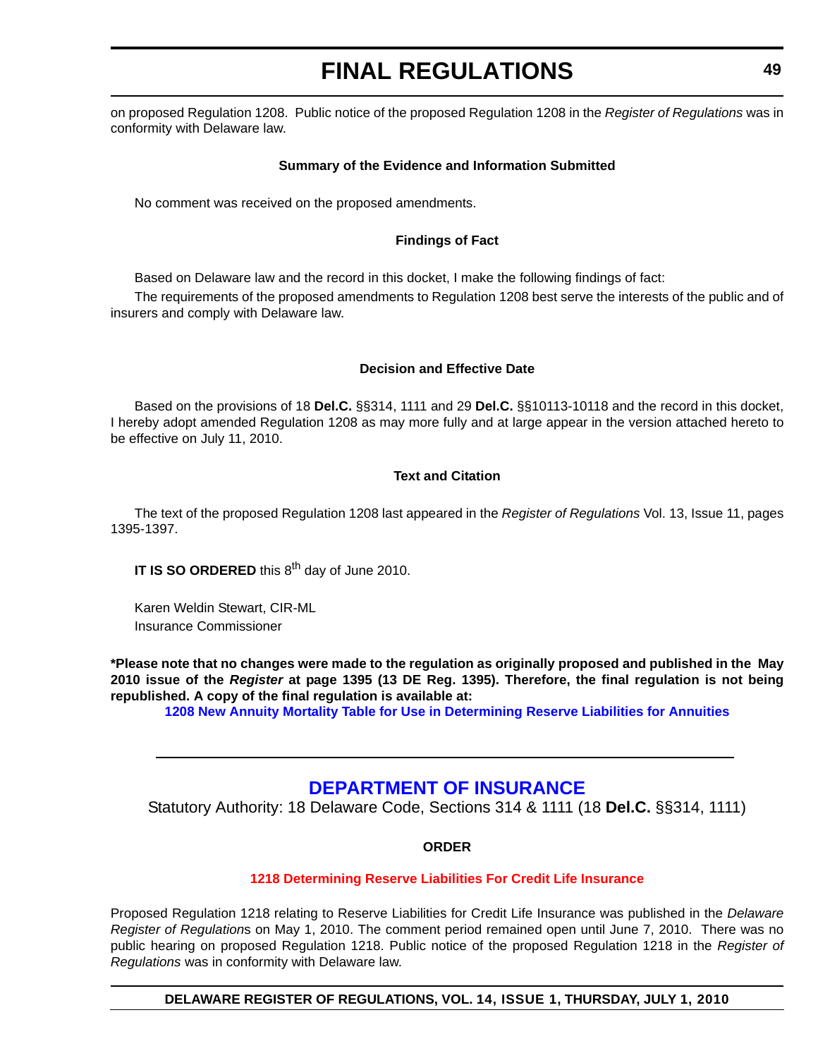on proposed Regulation 1208. Public notice of the proposed Regulation 1208 in the *Register of Regulations* was in conformity with Delaware law.

**Summary of the Evidence and Information Submitted**

No comment was received on the proposed amendments.

**Findings of Fact**

Based on Delaware law and the record in this docket, I make the following findings of fact:

The requirements of the proposed amendments to Regulation 1208 best serve the interests of the public and of insurers and comply with Delaware law.

**Decision and Effective Date**

Based on the provisions of 18 **Del.C.** §§314, 1111 and 29 **Del.C.** §§10113-10118 and the record in this docket, I hereby adopt amended Regulation 1208 as may more fully and at large appear in the version attached hereto to be effective on July 11, 2010.

**Text and Citation**

The text of the proposed Regulation 1208 last appeared in the *Register of Regulations* Vol. 13, Issue 11, pages 1395-1397.

**IT IS SO ORDERED** this 8th day of June 2010.

Karen Weldin Stewart, CIR-ML
Insurance Commissioner

**\*Please note that no changes were made to the regulation as originally proposed and published in the May 2010 issue of the *Register* at page 1395 (13 DE Reg. 1395). Therefore, the final regulation is not being republished. A copy of the final regulation is available at:**

**1208 New Annuity Mortality Table for Use in Determining Reserve Liabilities for Annuities**

---

## DEPARTMENT OF INSURANCE

Statutory Authority: 18 Delaware Code, Sections 314 & 1111 (18 **Del.C.** §§314, 1111)

**ORDER**

**1218 Determining Reserve Liabilities For Credit Life Insurance**

Proposed Regulation 1218 relating to Reserve Liabilities for Credit Life Insurance was published in the *Delaware Register of Regulations* on May 1, 2010. The comment period remained open until June 7, 2010. There was no public hearing on proposed Regulation 1218. Public notice of the proposed Regulation 1218 in the *Register of Regulations* was in conformity with Delaware law.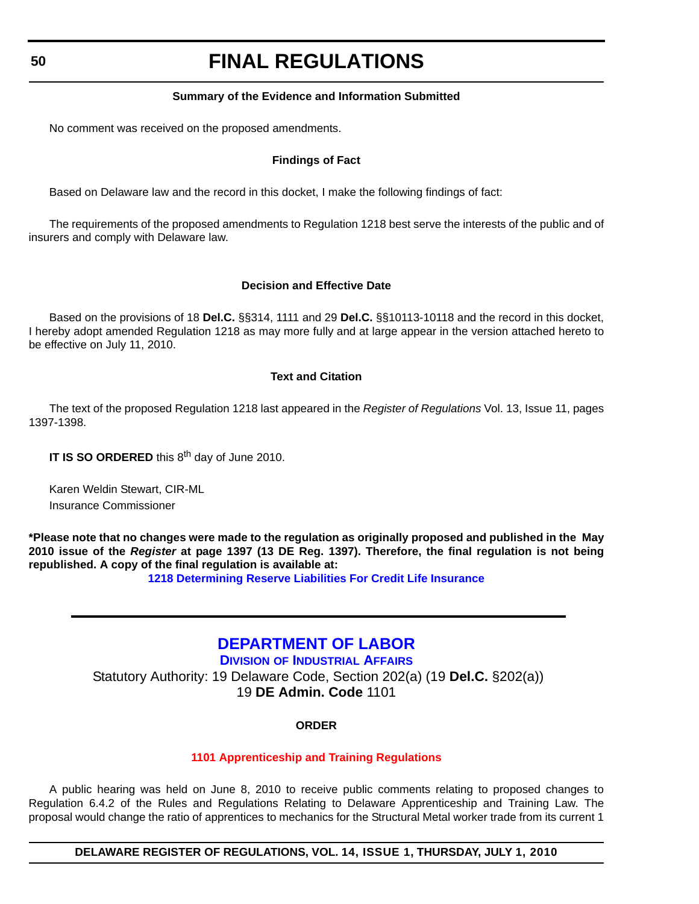#### Summary of the Evidence and Information Submitted

No comment was received on the proposed amendments.

#### Findings of Fact

Based on Delaware law and the record in this docket, I make the following findings of fact:

The requirements of the proposed amendments to Regulation 1218 best serve the interests of the public and of insurers and comply with Delaware law.

#### Decision and Effective Date

Based on the provisions of 18 **Del.C.** §§314, 1111 and 29 **Del.C.** §§10113-10118 and the record in this docket, I hereby adopt amended Regulation 1218 as may more fully and at large appear in the version attached hereto to be effective on July 11, 2010.

#### Text and Citation

The text of the proposed Regulation 1218 last appeared in the *Register of Regulations* Vol. 13, Issue 11, pages 1397-1398.

**IT IS SO ORDERED** this 8th day of June 2010.

Karen Weldin Stewart, CIR-ML
Insurance Commissioner

**\*Please note that no changes were made to the regulation as originally proposed and published in the May 2010 issue of the *Register* at page 1397 (13 DE Reg. 1397). Therefore, the final regulation is not being republished. A copy of the final regulation is available at:**

**1218 Determining Reserve Liabilities For Credit Life Insurance**

---

## DEPARTMENT OF LABOR

### DIVISION OF INDUSTRIAL AFFAIRS

Statutory Authority: 19 Delaware Code, Section 202(a) (19 **Del.C.** §202(a))
19 **DE Admin. Code** 1101

#### ORDER

#### 1101 Apprenticeship and Training Regulations

A public hearing was held on June 8, 2010 to receive public comments relating to proposed changes to Regulation 6.4.2 of the Rules and Regulations Relating to Delaware Apprenticeship and Training Law. The proposal would change the ratio of apprentices to mechanics for the Structural Metal worker trade from its current 1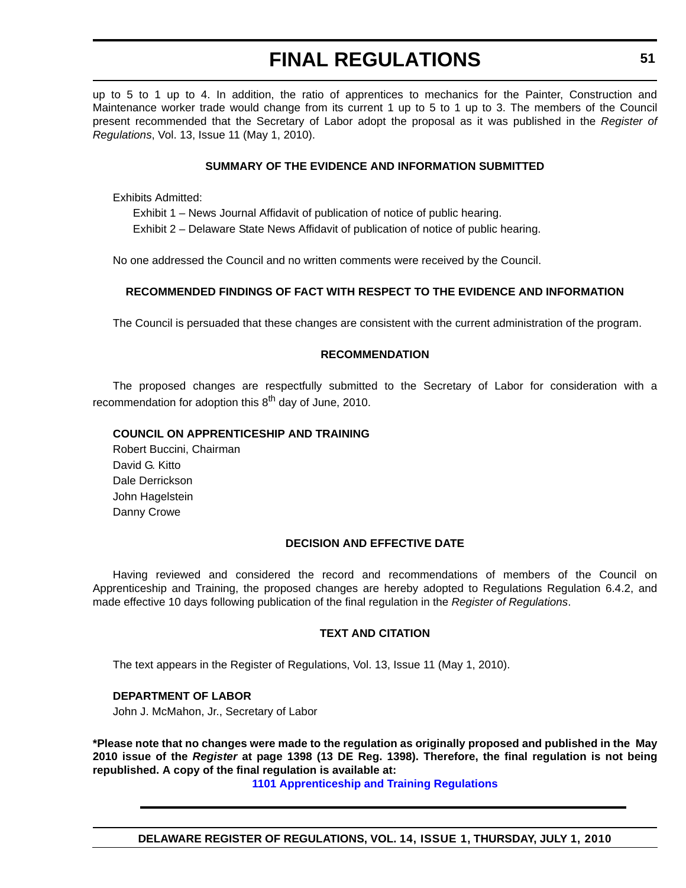up to 5 to 1 up to 4. In addition, the ratio of apprentices to mechanics for the Painter, Construction and Maintenance worker trade would change from its current 1 up to 5 to 1 up to 3. The members of the Council present recommended that the Secretary of Labor adopt the proposal as it was published in the *Register of Regulations*, Vol. 13, Issue 11 (May 1, 2010).

**SUMMARY OF THE EVIDENCE AND INFORMATION SUBMITTED**

Exhibits Admitted:

Exhibit 1 – News Journal Affidavit of publication of notice of public hearing.

Exhibit 2 – Delaware State News Affidavit of publication of notice of public hearing.

No one addressed the Council and no written comments were received by the Council.

**RECOMMENDED FINDINGS OF FACT WITH RESPECT TO THE EVIDENCE AND INFORMATION**

The Council is persuaded that these changes are consistent with the current administration of the program.

**RECOMMENDATION**

The proposed changes are respectfully submitted to the Secretary of Labor for consideration with a recommendation for adoption this 8th day of June, 2010.

**COUNCIL ON APPRENTICESHIP AND TRAINING**
Robert Buccini, Chairman
David G. Kitto
Dale Derrickson
John Hagelstein
Danny Crowe

**DECISION AND EFFECTIVE DATE**

Having reviewed and considered the record and recommendations of members of the Council on Apprenticeship and Training, the proposed changes are hereby adopted to Regulations Regulation 6.4.2, and made effective 10 days following publication of the final regulation in the *Register of Regulations*.

**TEXT AND CITATION**

The text appears in the Register of Regulations, Vol. 13, Issue 11 (May 1, 2010).

**DEPARTMENT OF LABOR**
John J. McMahon, Jr., Secretary of Labor

**\*Please note that no changes were made to the regulation as originally proposed and published in the May 2010 issue of the *Register* at page 1398 (13 DE Reg. 1398). Therefore, the final regulation is not being republished. A copy of the final regulation is available at:**

**1101 Apprenticeship and Training Regulations**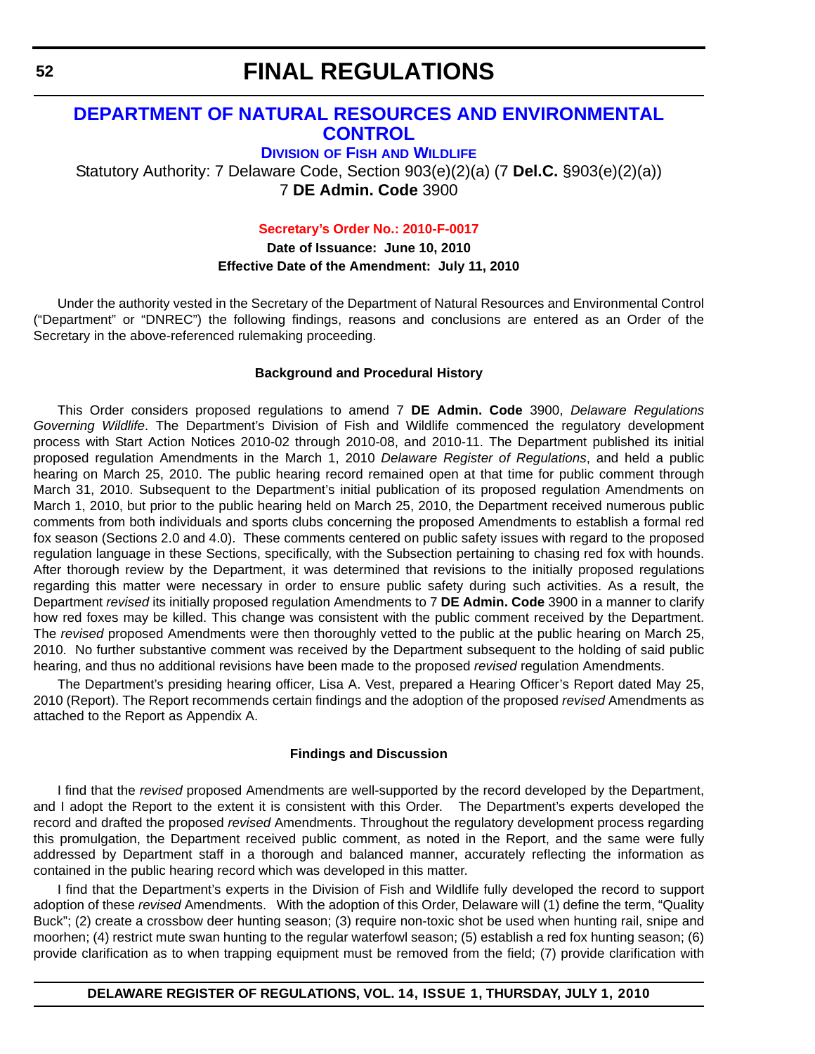# FINAL REGULATIONS

## DEPARTMENT OF NATURAL RESOURCES AND ENVIRONMENTAL CONTROL

### DIVISION OF FISH AND WILDLIFE

Statutory Authority: 7 Delaware Code, Section 903(e)(2)(a) (7 **Del.C.** §903(e)(2)(a))
7 **DE Admin. Code** 3900

**Secretary's Order No.: 2010-F-0017**

**Date of Issuance: June 10, 2010**
**Effective Date of the Amendment: July 11, 2010**

Under the authority vested in the Secretary of the Department of Natural Resources and Environmental Control ("Department" or "DNREC") the following findings, reasons and conclusions are entered as an Order of the Secretary in the above-referenced rulemaking proceeding.

**Background and Procedural History**

This Order considers proposed regulations to amend 7 **DE Admin. Code** 3900, *Delaware Regulations Governing Wildlife*. The Department's Division of Fish and Wildlife commenced the regulatory development process with Start Action Notices 2010-02 through 2010-08, and 2010-11. The Department published its initial proposed regulation Amendments in the March 1, 2010 *Delaware Register of Regulations*, and held a public hearing on March 25, 2010. The public hearing record remained open at that time for public comment through March 31, 2010. Subsequent to the Department's initial publication of its proposed regulation Amendments on March 1, 2010, but prior to the public hearing held on March 25, 2010, the Department received numerous public comments from both individuals and sports clubs concerning the proposed Amendments to establish a formal red fox season (Sections 2.0 and 4.0). These comments centered on public safety issues with regard to the proposed regulation language in these Sections, specifically, with the Subsection pertaining to chasing red fox with hounds. After thorough review by the Department, it was determined that revisions to the initially proposed regulations regarding this matter were necessary in order to ensure public safety during such activities. As a result, the Department *revised* its initially proposed regulation Amendments to 7 **DE Admin. Code** 3900 in a manner to clarify how red foxes may be killed. This change was consistent with the public comment received by the Department. The *revised* proposed Amendments were then thoroughly vetted to the public at the public hearing on March 25, 2010. No further substantive comment was received by the Department subsequent to the holding of said public hearing, and thus no additional revisions have been made to the proposed *revised* regulation Amendments.

The Department's presiding hearing officer, Lisa A. Vest, prepared a Hearing Officer's Report dated May 25, 2010 (Report). The Report recommends certain findings and the adoption of the proposed *revised* Amendments as attached to the Report as Appendix A.

**Findings and Discussion**

I find that the *revised* proposed Amendments are well-supported by the record developed by the Department, and I adopt the Report to the extent it is consistent with this Order. The Department's experts developed the record and drafted the proposed *revised* Amendments. Throughout the regulatory development process regarding this promulgation, the Department received public comment, as noted in the Report, and the same were fully addressed by Department staff in a thorough and balanced manner, accurately reflecting the information as contained in the public hearing record which was developed in this matter.

I find that the Department's experts in the Division of Fish and Wildlife fully developed the record to support adoption of these *revised* Amendments. With the adoption of this Order, Delaware will (1) define the term, "Quality Buck"; (2) create a crossbow deer hunting season; (3) require non-toxic shot be used when hunting rail, snipe and moorhen; (4) restrict mute swan hunting to the regular waterfowl season; (5) establish a red fox hunting season; (6) provide clarification as to when trapping equipment must be removed from the field; (7) provide clarification with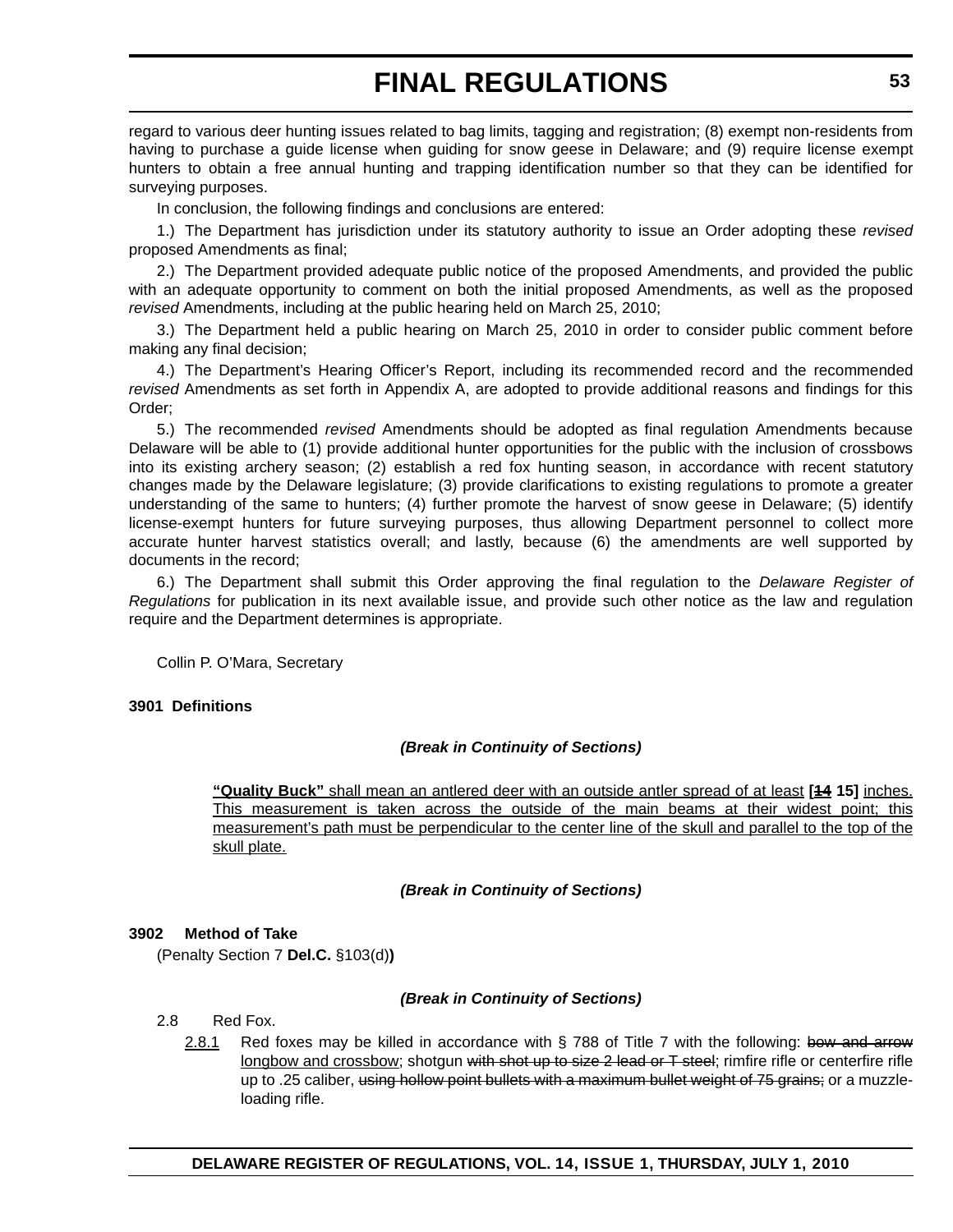regard to various deer hunting issues related to bag limits, tagging and registration; (8) exempt non-residents from having to purchase a guide license when guiding for snow geese in Delaware; and (9) require license exempt hunters to obtain a free annual hunting and trapping identification number so that they can be identified for surveying purposes.

In conclusion, the following findings and conclusions are entered:

1.) The Department has jurisdiction under its statutory authority to issue an Order adopting these *revised* proposed Amendments as final;

2.) The Department provided adequate public notice of the proposed Amendments, and provided the public with an adequate opportunity to comment on both the initial proposed Amendments, as well as the proposed *revised* Amendments, including at the public hearing held on March 25, 2010;

3.) The Department held a public hearing on March 25, 2010 in order to consider public comment before making any final decision;

4.) The Department's Hearing Officer's Report, including its recommended record and the recommended *revised* Amendments as set forth in Appendix A, are adopted to provide additional reasons and findings for this Order;

5.) The recommended *revised* Amendments should be adopted as final regulation Amendments because Delaware will be able to (1) provide additional hunter opportunities for the public with the inclusion of crossbows into its existing archery season; (2) establish a red fox hunting season, in accordance with recent statutory changes made by the Delaware legislature; (3) provide clarifications to existing regulations to promote a greater understanding of the same to hunters; (4) further promote the harvest of snow geese in Delaware; (5) identify license-exempt hunters for future surveying purposes, thus allowing Department personnel to collect more accurate hunter harvest statistics overall; and lastly, because (6) the amendments are well supported by documents in the record;

6.) The Department shall submit this Order approving the final regulation to the *Delaware Register of Regulations* for publication in its next available issue, and provide such other notice as the law and regulation require and the Department determines is appropriate.

Collin P. O'Mara, Secretary

**3901 Definitions**

***(Break in Continuity of Sections)***

<u>**"Quality Buck"** shall mean an antlered deer with an outside antler spread of at least</u> **[~~14~~ 15]** <u>inches. This measurement is taken across the outside of the main beams at their widest point; this measurement's path must be perpendicular to the center line of the skull and parallel to the top of the skull plate.</u>

***(Break in Continuity of Sections)***

**3902 Method of Take**

(Penalty Section 7 **Del.C.** §103(d)**)**

***(Break in Continuity of Sections)***

2.8 Red Fox.

<u>2.8.1</u> Red foxes may be killed in accordance with § 788 of Title 7 with the following: ~~bow and arrow~~ <u>longbow and crossbow</u>; shotgun ~~with shot up to size 2 lead or T steel~~; rimfire rifle or centerfire rifle up to .25 caliber, ~~using hollow point bullets with a maximum bullet weight of 75 grains;~~ or a muzzle-loading rifle.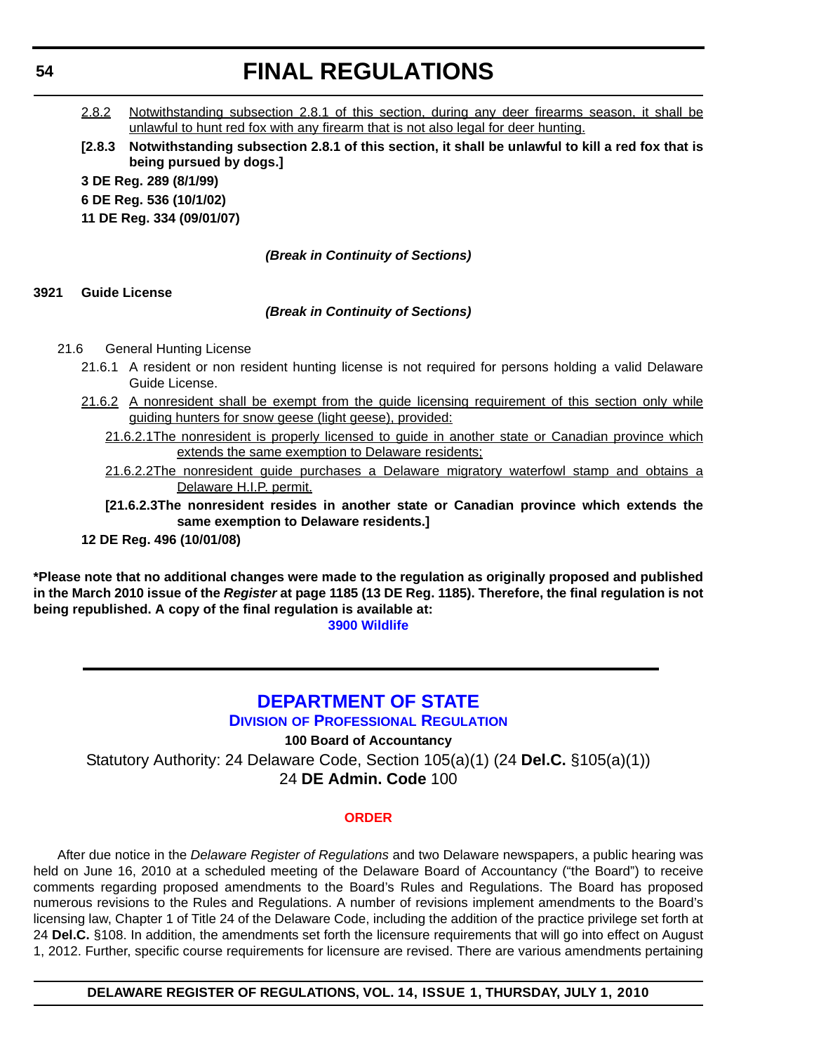2.8.2 Notwithstanding subsection 2.8.1 of this section, during any deer firearms season, it shall be unlawful to hunt red fox with any firearm that is not also legal for deer hunting.

**[2.8.3 Notwithstanding subsection 2.8.1 of this section, it shall be unlawful to kill a red fox that is being pursued by dogs.]**

**3 DE Reg. 289 (8/1/99)**

**6 DE Reg. 536 (10/1/02)**

**11 DE Reg. 334 (09/01/07)**

***(Break in Continuity of Sections)***

**3921 Guide License**

***(Break in Continuity of Sections)***

21.6 General Hunting License

21.6.1 A resident or non resident hunting license is not required for persons holding a valid Delaware Guide License.

21.6.2 A nonresident shall be exempt from the guide licensing requirement of this section only while guiding hunters for snow geese (light geese), provided:

21.6.2.1 The nonresident is properly licensed to guide in another state or Canadian province which extends the same exemption to Delaware residents;

21.6.2.2 The nonresident guide purchases a Delaware migratory waterfowl stamp and obtains a Delaware H.I.P. permit.

**[21.6.2.3 The nonresident resides in another state or Canadian province which extends the same exemption to Delaware residents.]**

**12 DE Reg. 496 (10/01/08)**

**\*Please note that no additional changes were made to the regulation as originally proposed and published in the March 2010 issue of the *Register* at page 1185 (13 DE Reg. 1185). Therefore, the final regulation is not being republished. A copy of the final regulation is available at:**

**3900 Wildlife**

---

## DEPARTMENT OF STATE

### DIVISION OF PROFESSIONAL REGULATION

**100 Board of Accountancy**

Statutory Authority: 24 Delaware Code, Section 105(a)(1) (24 **Del.C.** §105(a)(1))

24 **DE Admin. Code** 100

**ORDER**

After due notice in the *Delaware Register of Regulations* and two Delaware newspapers, a public hearing was held on June 16, 2010 at a scheduled meeting of the Delaware Board of Accountancy ("the Board") to receive comments regarding proposed amendments to the Board's Rules and Regulations. The Board has proposed numerous revisions to the Rules and Regulations. A number of revisions implement amendments to the Board's licensing law, Chapter 1 of Title 24 of the Delaware Code, including the addition of the practice privilege set forth at 24 **Del.C.** §108. In addition, the amendments set forth the licensure requirements that will go into effect on August 1, 2012. Further, specific course requirements for licensure are revised. There are various amendments pertaining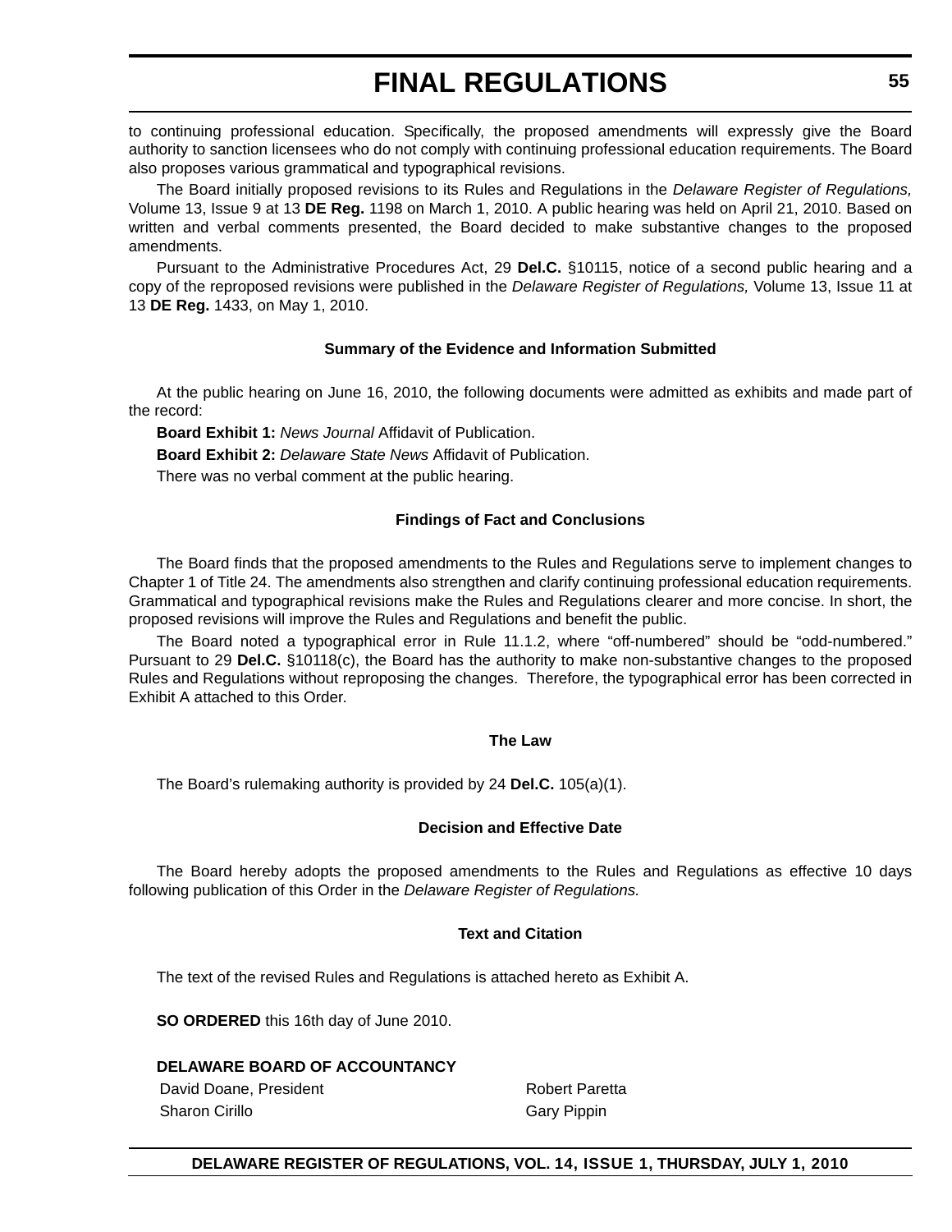to continuing professional education. Specifically, the proposed amendments will expressly give the Board authority to sanction licensees who do not comply with continuing professional education requirements. The Board also proposes various grammatical and typographical revisions.

The Board initially proposed revisions to its Rules and Regulations in the *Delaware Register of Regulations,* Volume 13, Issue 9 at 13 **DE Reg.** 1198 on March 1, 2010. A public hearing was held on April 21, 2010. Based on written and verbal comments presented, the Board decided to make substantive changes to the proposed amendments.

Pursuant to the Administrative Procedures Act, 29 **Del.C.** §10115, notice of a second public hearing and a copy of the reproposed revisions were published in the *Delaware Register of Regulations,* Volume 13, Issue 11 at 13 **DE Reg.** 1433, on May 1, 2010.

**Summary of the Evidence and Information Submitted**

At the public hearing on June 16, 2010, the following documents were admitted as exhibits and made part of the record:

**Board Exhibit 1:** *News Journal* Affidavit of Publication.

**Board Exhibit 2:** *Delaware State News* Affidavit of Publication.

There was no verbal comment at the public hearing.

**Findings of Fact and Conclusions**

The Board finds that the proposed amendments to the Rules and Regulations serve to implement changes to Chapter 1 of Title 24. The amendments also strengthen and clarify continuing professional education requirements. Grammatical and typographical revisions make the Rules and Regulations clearer and more concise. In short, the proposed revisions will improve the Rules and Regulations and benefit the public.

The Board noted a typographical error in Rule 11.1.2, where "off-numbered" should be "odd-numbered." Pursuant to 29 **Del.C.** §10118(c), the Board has the authority to make non-substantive changes to the proposed Rules and Regulations without reproposing the changes. Therefore, the typographical error has been corrected in Exhibit A attached to this Order.

**The Law**

The Board's rulemaking authority is provided by 24 **Del.C.** 105(a)(1).

**Decision and Effective Date**

The Board hereby adopts the proposed amendments to the Rules and Regulations as effective 10 days following publication of this Order in the *Delaware Register of Regulations.*

**Text and Citation**

The text of the revised Rules and Regulations is attached hereto as Exhibit A.

**SO ORDERED** this 16th day of June 2010.

**DELAWARE BOARD OF ACCOUNTANCY**

| | |
|---|---|
| David Doane, President | Robert Paretta |
| Sharon Cirillo | Gary Pippin |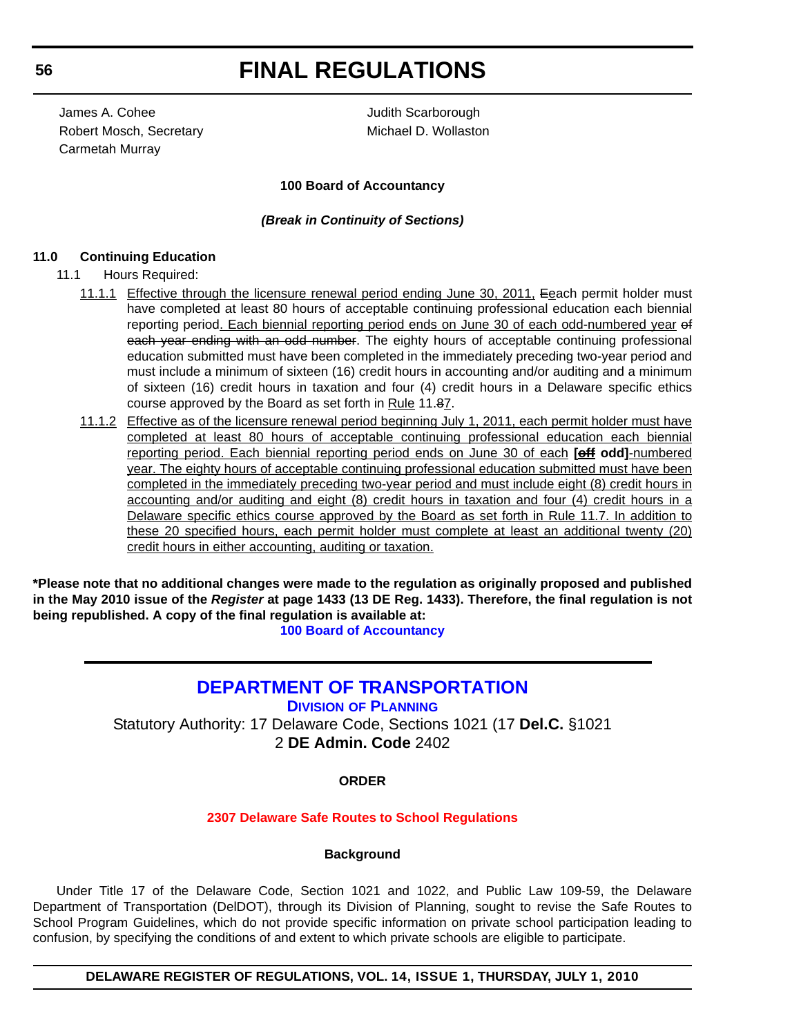James A. Cohee
Robert Mosch, Secretary
Carmetah Murray
Judith Scarborough
Michael D. Wollaston

**100 Board of Accountancy**

***(Break in Continuity of Sections)***

**11.0 Continuing Education**

11.1 Hours Required:

11.1.1 Effective through the licensure renewal period ending June 30, 2011, ~~E~~each permit holder must have completed at least 80 hours of acceptable continuing professional education each biennial reporting period. Each biennial reporting period ends on June 30 of each odd-numbered year ~~of each year ending with an odd number~~. The eighty hours of acceptable continuing professional education submitted must have been completed in the immediately preceding two-year period and must include a minimum of sixteen (16) credit hours in accounting and/or auditing and a minimum of sixteen (16) credit hours in taxation and four (4) credit hours in a Delaware specific ethics course approved by the Board as set forth in Rule 11.~~8~~7.

11.1.2 Effective as of the licensure renewal period beginning July 1, 2011, each permit holder must have completed at least 80 hours of acceptable continuing professional education each biennial reporting period. Each biennial reporting period ends on June 30 of each **[~~off~~ odd]**-numbered year. The eighty hours of acceptable continuing professional education submitted must have been completed in the immediately preceding two-year period and must include eight (8) credit hours in accounting and/or auditing and eight (8) credit hours in taxation and four (4) credit hours in a Delaware specific ethics course approved by the Board as set forth in Rule 11.7. In addition to these 20 specified hours, each permit holder must complete at least an additional twenty (20) credit hours in either accounting, auditing or taxation.

**\*Please note that no additional changes were made to the regulation as originally proposed and published in the May 2010 issue of the *Register* at page 1433 (13 DE Reg. 1433). Therefore, the final regulation is not being republished. A copy of the final regulation is available at:**

**100 Board of Accountancy**

---

## DEPARTMENT OF TRANSPORTATION

**DIVISION OF PLANNING**

Statutory Authority: 17 Delaware Code, Sections 1021 (17 **Del.C.** §1021
2 **DE Admin. Code** 2402

**ORDER**

**2307 Delaware Safe Routes to School Regulations**

**Background**

Under Title 17 of the Delaware Code, Section 1021 and 1022, and Public Law 109-59, the Delaware Department of Transportation (DelDOT), through its Division of Planning, sought to revise the Safe Routes to School Program Guidelines, which do not provide specific information on private school participation leading to confusion, by specifying the conditions of and extent to which private schools are eligible to participate.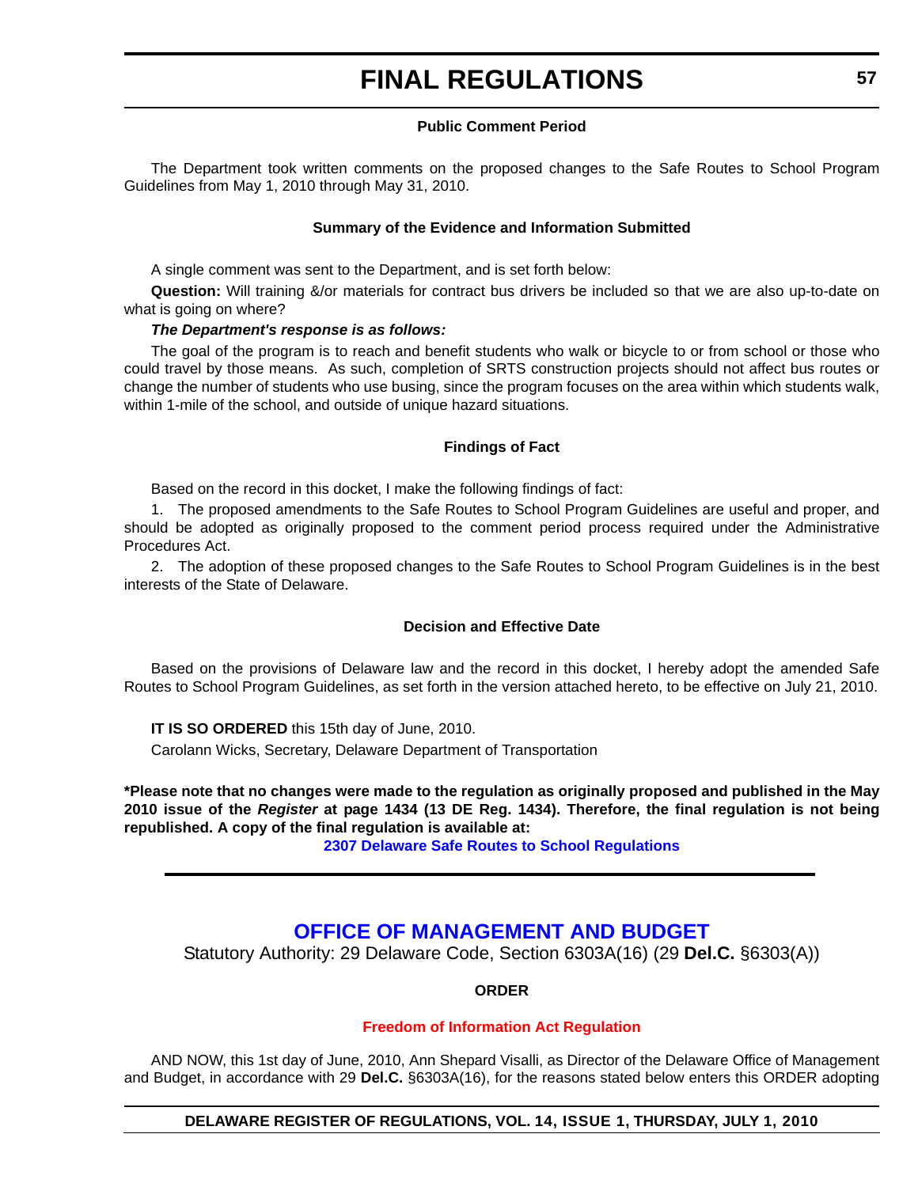#### Public Comment Period

The Department took written comments on the proposed changes to the Safe Routes to School Program Guidelines from May 1, 2010 through May 31, 2010.

#### Summary of the Evidence and Information Submitted

A single comment was sent to the Department, and is set forth below:

**Question:** Will training &/or materials for contract bus drivers be included so that we are also up-to-date on what is going on where?

***The Department's response is as follows:***

The goal of the program is to reach and benefit students who walk or bicycle to or from school or those who could travel by those means. As such, completion of SRTS construction projects should not affect bus routes or change the number of students who use busing, since the program focuses on the area within which students walk, within 1-mile of the school, and outside of unique hazard situations.

#### Findings of Fact

Based on the record in this docket, I make the following findings of fact:

1. The proposed amendments to the Safe Routes to School Program Guidelines are useful and proper, and should be adopted as originally proposed to the comment period process required under the Administrative Procedures Act.

2. The adoption of these proposed changes to the Safe Routes to School Program Guidelines is in the best interests of the State of Delaware.

#### Decision and Effective Date

Based on the provisions of Delaware law and the record in this docket, I hereby adopt the amended Safe Routes to School Program Guidelines, as set forth in the version attached hereto, to be effective on July 21, 2010.

**IT IS SO ORDERED** this 15th day of June, 2010.

Carolann Wicks, Secretary, Delaware Department of Transportation

**\*Please note that no changes were made to the regulation as originally proposed and published in the May 2010 issue of the *Register* at page 1434 (13 DE Reg. 1434). Therefore, the final regulation is not being republished. A copy of the final regulation is available at:**

**2307 Delaware Safe Routes to School Regulations**

---

## OFFICE OF MANAGEMENT AND BUDGET

Statutory Authority: 29 Delaware Code, Section 6303A(16) (29 **Del.C.** §6303(A))

#### ORDER

#### Freedom of Information Act Regulation

AND NOW, this 1st day of June, 2010, Ann Shepard Visalli, as Director of the Delaware Office of Management and Budget, in accordance with 29 **Del.C.** §6303A(16), for the reasons stated below enters this ORDER adopting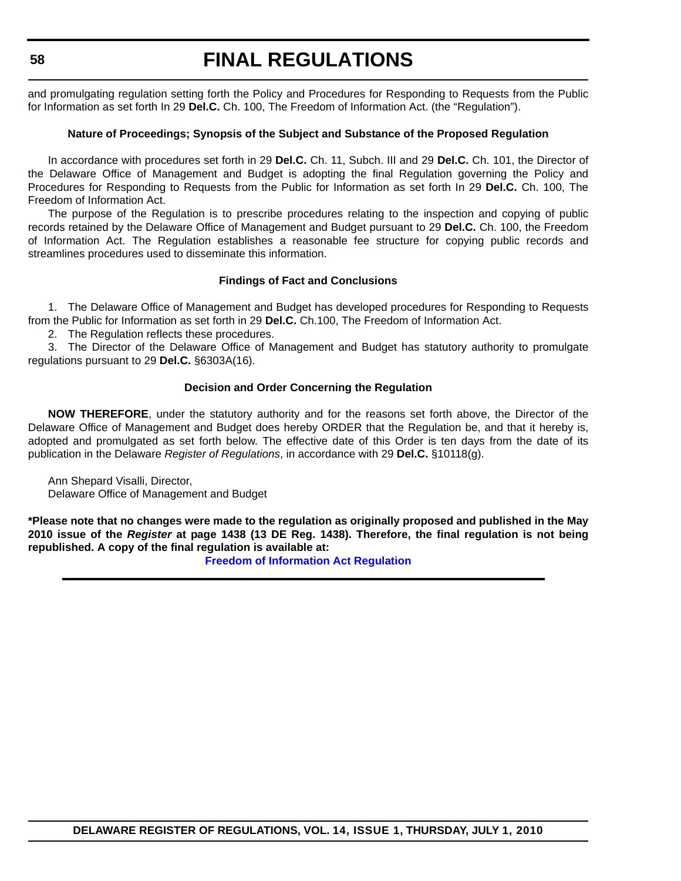and promulgating regulation setting forth the Policy and Procedures for Responding to Requests from the Public for Information as set forth In 29 **Del.C.** Ch. 100, The Freedom of Information Act. (the "Regulation").

**Nature of Proceedings; Synopsis of the Subject and Substance of the Proposed Regulation**

In accordance with procedures set forth in 29 **Del.C.** Ch. 11, Subch. III and 29 **Del.C.** Ch. 101, the Director of the Delaware Office of Management and Budget is adopting the final Regulation governing the Policy and Procedures for Responding to Requests from the Public for Information as set forth In 29 **Del.C.** Ch. 100, The Freedom of Information Act.

The purpose of the Regulation is to prescribe procedures relating to the inspection and copying of public records retained by the Delaware Office of Management and Budget pursuant to 29 **Del.C.** Ch. 100, the Freedom of Information Act. The Regulation establishes a reasonable fee structure for copying public records and streamlines procedures used to disseminate this information.

**Findings of Fact and Conclusions**

1. The Delaware Office of Management and Budget has developed procedures for Responding to Requests from the Public for Information as set forth in 29 **Del.C.** Ch.100, The Freedom of Information Act.

2. The Regulation reflects these procedures.

3. The Director of the Delaware Office of Management and Budget has statutory authority to promulgate regulations pursuant to 29 **Del.C.** §6303A(16).

**Decision and Order Concerning the Regulation**

**NOW THEREFORE**, under the statutory authority and for the reasons set forth above, the Director of the Delaware Office of Management and Budget does hereby ORDER that the Regulation be, and that it hereby is, adopted and promulgated as set forth below. The effective date of this Order is ten days from the date of its publication in the Delaware *Register of Regulations*, in accordance with 29 **Del.C.** §10118(g).

Ann Shepard Visalli, Director,
Delaware Office of Management and Budget

**\*Please note that no changes were made to the regulation as originally proposed and published in the May 2010 issue of the *Register* at page 1438 (13 DE Reg. 1438). Therefore, the final regulation is not being republished. A copy of the final regulation is available at:**

**Freedom of Information Act Regulation**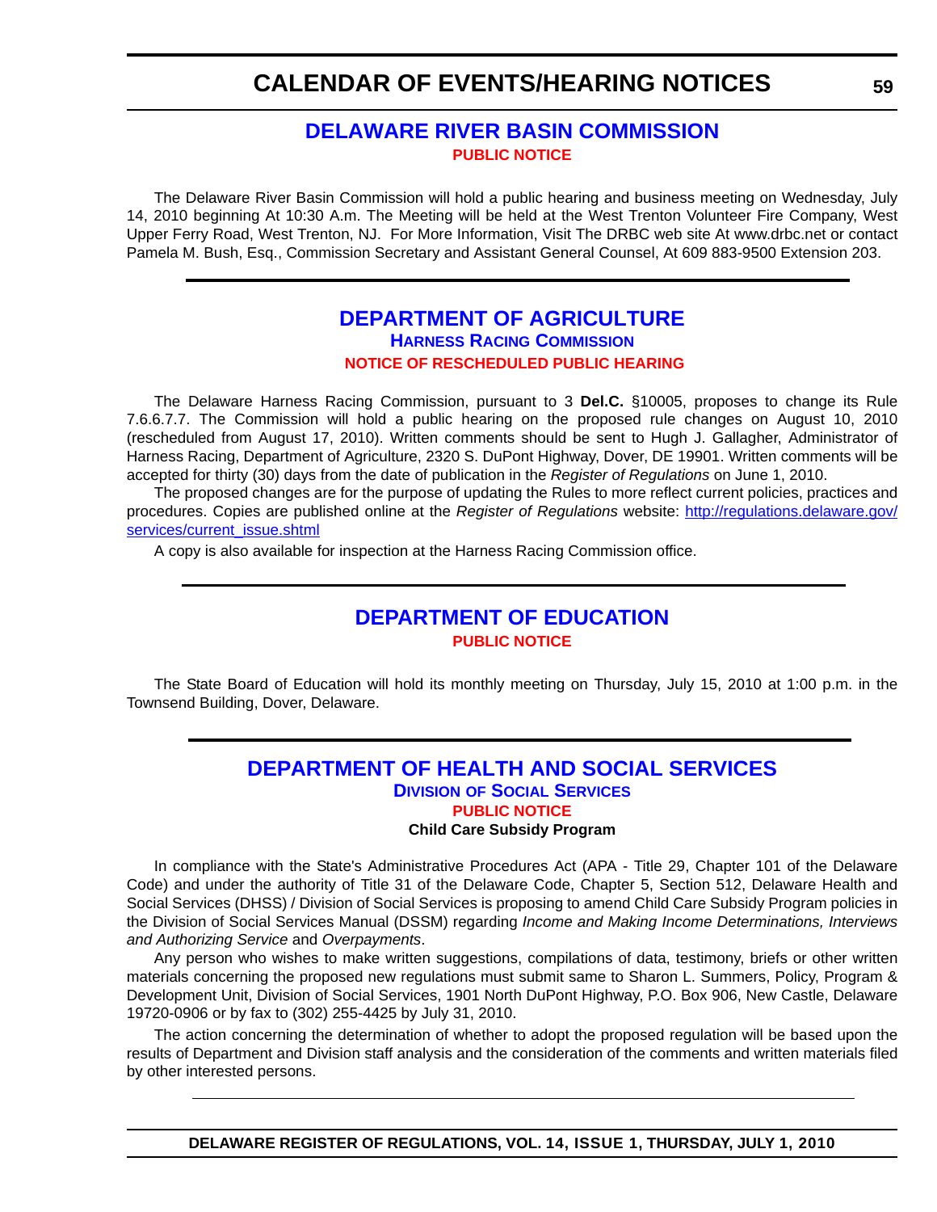# CALENDAR OF EVENTS/HEARING NOTICES

## DELAWARE RIVER BASIN COMMISSION

**PUBLIC NOTICE**

The Delaware River Basin Commission will hold a public hearing and business meeting on Wednesday, July 14, 2010 beginning At 10:30 A.m. The Meeting will be held at the West Trenton Volunteer Fire Company, West Upper Ferry Road, West Trenton, NJ. For More Information, Visit The DRBC web site At www.drbc.net or contact Pamela M. Bush, Esq., Commission Secretary and Assistant General Counsel, At 609 883-9500 Extension 203.

## DEPARTMENT OF AGRICULTURE

### HARNESS RACING COMMISSION

**NOTICE OF RESCHEDULED PUBLIC HEARING**

The Delaware Harness Racing Commission, pursuant to 3 **Del.C.** §10005, proposes to change its Rule 7.6.6.7.7. The Commission will hold a public hearing on the proposed rule changes on August 10, 2010 (rescheduled from August 17, 2010). Written comments should be sent to Hugh J. Gallagher, Administrator of Harness Racing, Department of Agriculture, 2320 S. DuPont Highway, Dover, DE 19901. Written comments will be accepted for thirty (30) days from the date of publication in the *Register of Regulations* on June 1, 2010.

The proposed changes are for the purpose of updating the Rules to more reflect current policies, practices and procedures. Copies are published online at the *Register of Regulations* website: [http://regulations.delaware.gov/services/current_issue.shtml](http://regulations.delaware.gov/services/current_issue.shtml)

A copy is also available for inspection at the Harness Racing Commission office.

## DEPARTMENT OF EDUCATION

**PUBLIC NOTICE**

The State Board of Education will hold its monthly meeting on Thursday, July 15, 2010 at 1:00 p.m. in the Townsend Building, Dover, Delaware.

## DEPARTMENT OF HEALTH AND SOCIAL SERVICES

### DIVISION OF SOCIAL SERVICES

**PUBLIC NOTICE**

**Child Care Subsidy Program**

In compliance with the State's Administrative Procedures Act (APA - Title 29, Chapter 101 of the Delaware Code) and under the authority of Title 31 of the Delaware Code, Chapter 5, Section 512, Delaware Health and Social Services (DHSS) / Division of Social Services is proposing to amend Child Care Subsidy Program policies in the Division of Social Services Manual (DSSM) regarding *Income and Making Income Determinations, Interviews and Authorizing Service* and *Overpayments*.

Any person who wishes to make written suggestions, compilations of data, testimony, briefs or other written materials concerning the proposed new regulations must submit same to Sharon L. Summers, Policy, Program & Development Unit, Division of Social Services, 1901 North DuPont Highway, P.O. Box 906, New Castle, Delaware 19720-0906 or by fax to (302) 255-4425 by July 31, 2010.

The action concerning the determination of whether to adopt the proposed regulation will be based upon the results of Department and Division staff analysis and the consideration of the comments and written materials filed by other interested persons.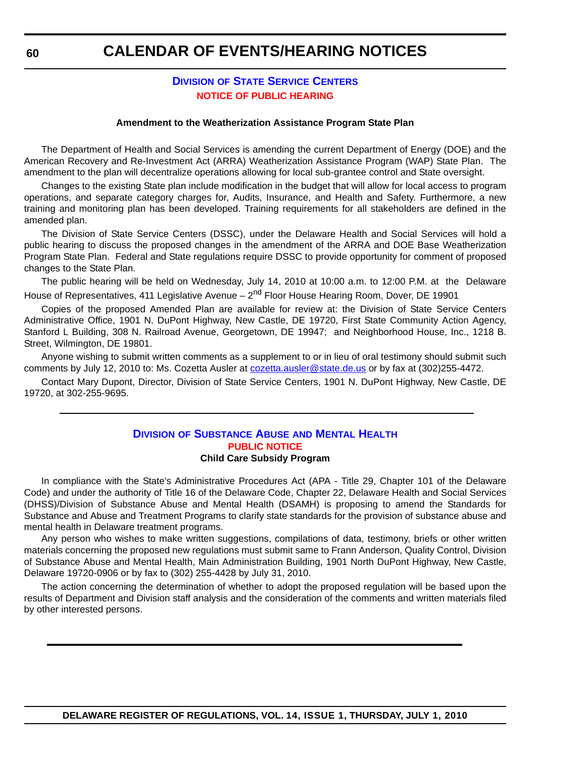## Division of State Service Centers

### NOTICE OF PUBLIC HEARING

**Amendment to the Weatherization Assistance Program State Plan**

The Department of Health and Social Services is amending the current Department of Energy (DOE) and the American Recovery and Re-Investment Act (ARRA) Weatherization Assistance Program (WAP) State Plan. The amendment to the plan will decentralize operations allowing for local sub-grantee control and State oversight.

Changes to the existing State plan include modification in the budget that will allow for local access to program operations, and separate category charges for, Audits, Insurance, and Health and Safety. Furthermore, a new training and monitoring plan has been developed. Training requirements for all stakeholders are defined in the amended plan.

The Division of State Service Centers (DSSC), under the Delaware Health and Social Services will hold a public hearing to discuss the proposed changes in the amendment of the ARRA and DOE Base Weatherization Program State Plan. Federal and State regulations require DSSC to provide opportunity for comment of proposed changes to the State Plan.

The public hearing will be held on Wednesday, July 14, 2010 at 10:00 a.m. to 12:00 P.M. at the Delaware House of Representatives, 411 Legislative Avenue – 2nd Floor House Hearing Room, Dover, DE 19901

Copies of the proposed Amended Plan are available for review at: the Division of State Service Centers Administrative Office, 1901 N. DuPont Highway, New Castle, DE 19720, First State Community Action Agency, Stanford L Building, 308 N. Railroad Avenue, Georgetown, DE 19947; and Neighborhood House, Inc., 1218 B. Street, Wilmington, DE 19801.

Anyone wishing to submit written comments as a supplement to or in lieu of oral testimony should submit such comments by July 12, 2010 to: Ms. Cozetta Ausler at cozetta.ausler@state.de.us or by fax at (302)255-4472.

Contact Mary Dupont, Director, Division of State Service Centers, 1901 N. DuPont Highway, New Castle, DE 19720, at 302-255-9695.

---

## Division of Substance Abuse and Mental Health

### PUBLIC NOTICE

**Child Care Subsidy Program**

In compliance with the State's Administrative Procedures Act (APA - Title 29, Chapter 101 of the Delaware Code) and under the authority of Title 16 of the Delaware Code, Chapter 22, Delaware Health and Social Services (DHSS)/Division of Substance Abuse and Mental Health (DSAMH) is proposing to amend the Standards for Substance and Abuse and Treatment Programs to clarify state standards for the provision of substance abuse and mental health in Delaware treatment programs.

Any person who wishes to make written suggestions, compilations of data, testimony, briefs or other written materials concerning the proposed new regulations must submit same to Frann Anderson, Quality Control, Division of Substance Abuse and Mental Health, Main Administration Building, 1901 North DuPont Highway, New Castle, Delaware 19720-0906 or by fax to (302) 255-4428 by July 31, 2010.

The action concerning the determination of whether to adopt the proposed regulation will be based upon the results of Department and Division staff analysis and the consideration of the comments and written materials filed by other interested persons.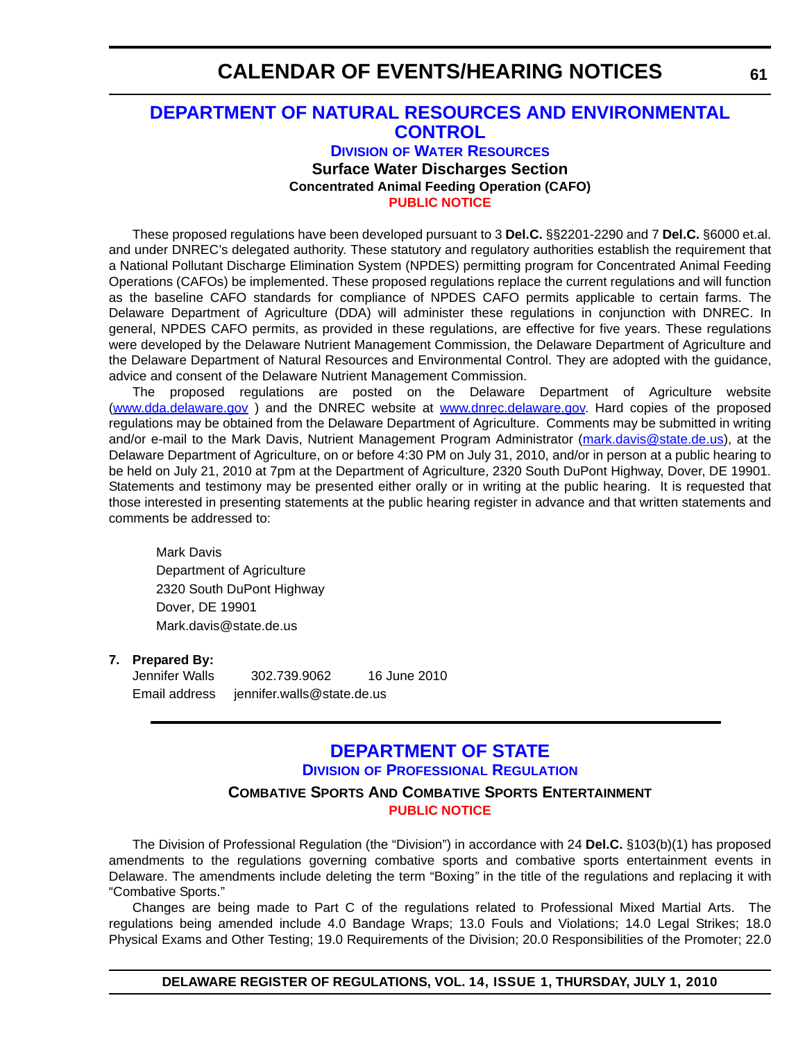# DEPARTMENT OF NATURAL RESOURCES AND ENVIRONMENTAL CONTROL

## DIVISION OF WATER RESOURCES

### Surface Water Discharges Section

**Concentrated Animal Feeding Operation (CAFO)**

**PUBLIC NOTICE**

These proposed regulations have been developed pursuant to 3 **Del.C.** §§2201-2290 and 7 **Del.C.** §6000 et.al. and under DNREC's delegated authority. These statutory and regulatory authorities establish the requirement that a National Pollutant Discharge Elimination System (NPDES) permitting program for Concentrated Animal Feeding Operations (CAFOs) be implemented. These proposed regulations replace the current regulations and will function as the baseline CAFO standards for compliance of NPDES CAFO permits applicable to certain farms. The Delaware Department of Agriculture (DDA) will administer these regulations in conjunction with DNREC. In general, NPDES CAFO permits, as provided in these regulations, are effective for five years. These regulations were developed by the Delaware Nutrient Management Commission, the Delaware Department of Agriculture and the Delaware Department of Natural Resources and Environmental Control. They are adopted with the guidance, advice and consent of the Delaware Nutrient Management Commission.

The proposed regulations are posted on the Delaware Department of Agriculture website (www.dda.delaware.gov ) and the DNREC website at www.dnrec.delaware.gov. Hard copies of the proposed regulations may be obtained from the Delaware Department of Agriculture. Comments may be submitted in writing and/or e-mail to the Mark Davis, Nutrient Management Program Administrator (mark.davis@state.de.us), at the Delaware Department of Agriculture, on or before 4:30 PM on July 31, 2010, and/or in person at a public hearing to be held on July 21, 2010 at 7pm at the Department of Agriculture, 2320 South DuPont Highway, Dover, DE 19901. Statements and testimony may be presented either orally or in writing at the public hearing. It is requested that those interested in presenting statements at the public hearing register in advance and that written statements and comments be addressed to:

Mark Davis
Department of Agriculture
2320 South DuPont Highway
Dover, DE 19901
Mark.davis@state.de.us

**7. Prepared By:**

Jennifer Walls 302.739.9062 16 June 2010
Email address jennifer.walls@state.de.us

---

# DEPARTMENT OF STATE

## DIVISION OF PROFESSIONAL REGULATION

### COMBATIVE SPORTS AND COMBATIVE SPORTS ENTERTAINMENT

**PUBLIC NOTICE**

The Division of Professional Regulation (the "Division") in accordance with 24 **Del.C.** §103(b)(1) has proposed amendments to the regulations governing combative sports and combative sports entertainment events in Delaware. The amendments include deleting the term "Boxing" in the title of the regulations and replacing it with "Combative Sports."

Changes are being made to Part C of the regulations related to Professional Mixed Martial Arts. The regulations being amended include 4.0 Bandage Wraps; 13.0 Fouls and Violations; 14.0 Legal Strikes; 18.0 Physical Exams and Other Testing; 19.0 Requirements of the Division; 20.0 Responsibilities of the Promoter; 22.0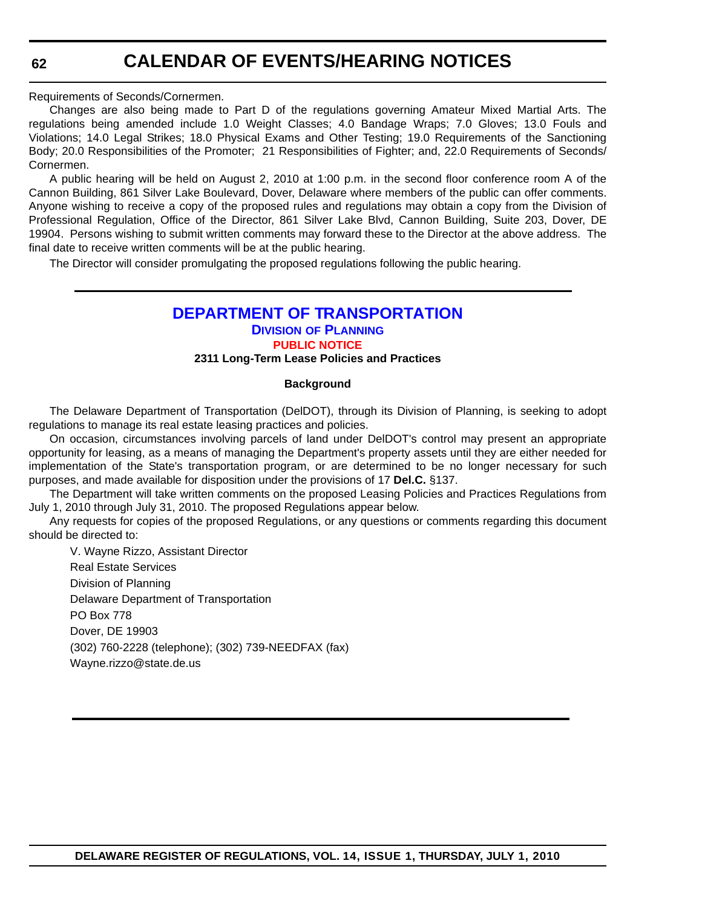Requirements of Seconds/Cornermen.

Changes are also being made to Part D of the regulations governing Amateur Mixed Martial Arts. The regulations being amended include 1.0 Weight Classes; 4.0 Bandage Wraps; 7.0 Gloves; 13.0 Fouls and Violations; 14.0 Legal Strikes; 18.0 Physical Exams and Other Testing; 19.0 Requirements of the Sanctioning Body; 20.0 Responsibilities of the Promoter; 21 Responsibilities of Fighter; and, 22.0 Requirements of Seconds/ Cornermen.

A public hearing will be held on August 2, 2010 at 1:00 p.m. in the second floor conference room A of the Cannon Building, 861 Silver Lake Boulevard, Dover, Delaware where members of the public can offer comments. Anyone wishing to receive a copy of the proposed rules and regulations may obtain a copy from the Division of Professional Regulation, Office of the Director, 861 Silver Lake Blvd, Cannon Building, Suite 203, Dover, DE 19904. Persons wishing to submit written comments may forward these to the Director at the above address. The final date to receive written comments will be at the public hearing.

The Director will consider promulgating the proposed regulations following the public hearing.

---

## DEPARTMENT OF TRANSPORTATION

### DIVISION OF PLANNING

### PUBLIC NOTICE

**2311 Long-Term Lease Policies and Practices**

**Background**

The Delaware Department of Transportation (DelDOT), through its Division of Planning, is seeking to adopt regulations to manage its real estate leasing practices and policies.

On occasion, circumstances involving parcels of land under DelDOT's control may present an appropriate opportunity for leasing, as a means of managing the Department's property assets until they are either needed for implementation of the State's transportation program, or are determined to be no longer necessary for such purposes, and made available for disposition under the provisions of 17 **Del.C.** §137.

The Department will take written comments on the proposed Leasing Policies and Practices Regulations from July 1, 2010 through July 31, 2010. The proposed Regulations appear below.

Any requests for copies of the proposed Regulations, or any questions or comments regarding this document should be directed to:

V. Wayne Rizzo, Assistant Director  
Real Estate Services  
Division of Planning  
Delaware Department of Transportation  
PO Box 778  
Dover, DE 19903  
(302) 760-2228 (telephone); (302) 739-NEEDFAX (fax)  
Wayne.rizzo@state.de.us

---